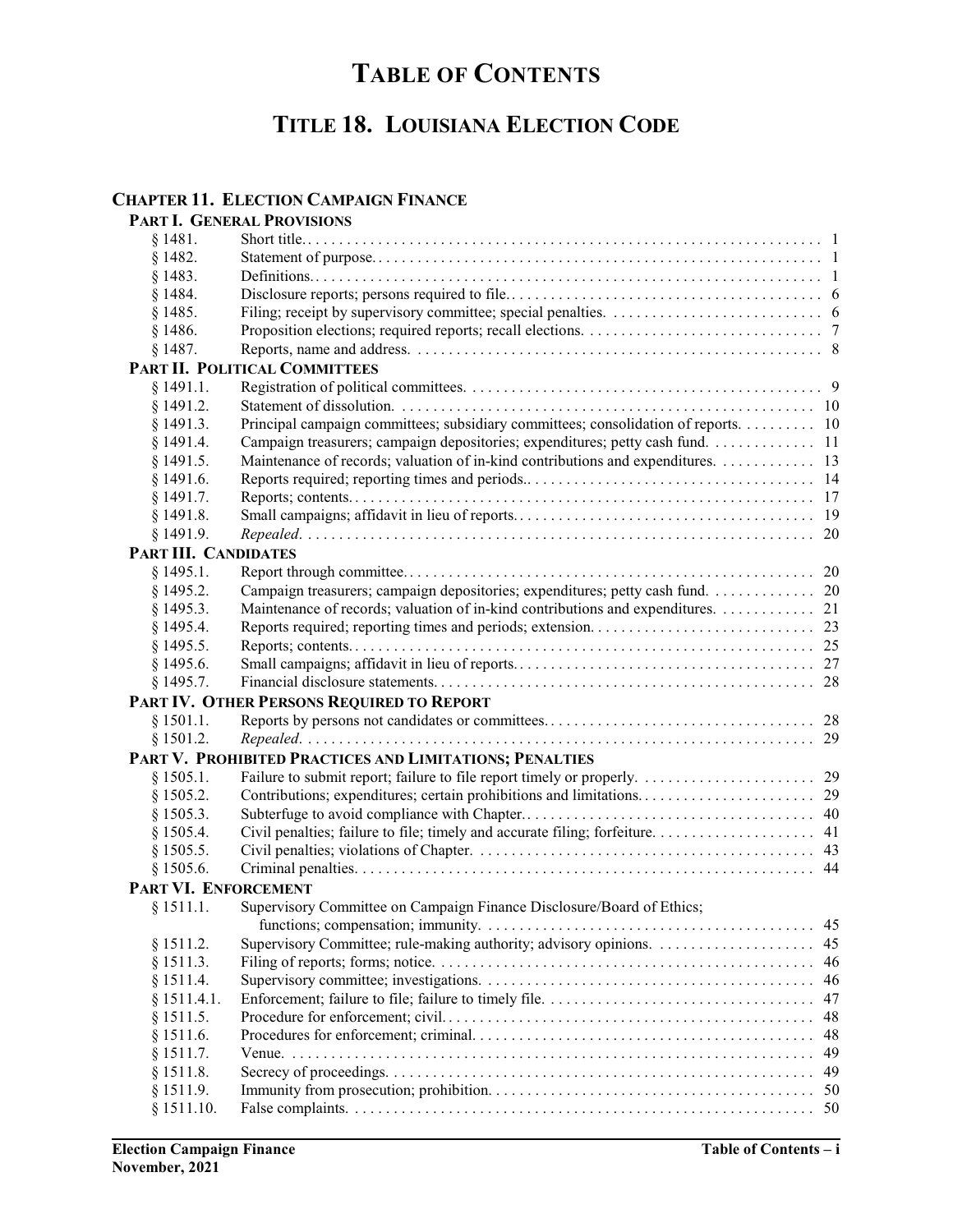# TABLE OF CONTENTS

## TITLE 18. LOUISIANA ELECTION CODE

### CHAPTER 11. ELECTION CAMPAIGN FINANCE

#### PART I. GENERAL PROVISIONS

| Section | Title | Page |
|---|---|---|
| § 1481. | Short title. | 1 |
| § 1482. | Statement of purpose. | 1 |
| § 1483. | Definitions. | 1 |
| § 1484. | Disclosure reports; persons required to file. | 6 |
| § 1485. | Filing; receipt by supervisory committee; special penalties. | 6 |
| § 1486. | Proposition elections; required reports; recall elections. | 7 |
| § 1487. | Reports, name and address. | 8 |

#### PART II. POLITICAL COMMITTEES

| Section | Title | Page |
|---|---|---|
| § 1491.1. | Registration of political committees. | 9 |
| § 1491.2. | Statement of dissolution. | 10 |
| § 1491.3. | Principal campaign committees; subsidiary committees; consolidation of reports. | 10 |
| § 1491.4. | Campaign treasurers; campaign depositories; expenditures; petty cash fund. | 11 |
| § 1491.5. | Maintenance of records; valuation of in-kind contributions and expenditures. | 13 |
| § 1491.6. | Reports required; reporting times and periods. | 14 |
| § 1491.7. | Reports; contents. | 17 |
| § 1491.8. | Small campaigns; affidavit in lieu of reports. | 19 |
| § 1491.9. | *Repealed.* | 20 |

#### PART III. CANDIDATES

| Section | Title | Page |
|---|---|---|
| § 1495.1. | Report through committee. | 20 |
| § 1495.2. | Campaign treasurers; campaign depositories; expenditures; petty cash fund. | 20 |
| § 1495.3. | Maintenance of records; valuation of in-kind contributions and expenditures. | 21 |
| § 1495.4. | Reports required; reporting times and periods; extension. | 23 |
| § 1495.5. | Reports; contents. | 25 |
| § 1495.6. | Small campaigns; affidavit in lieu of reports. | 27 |
| § 1495.7. | Financial disclosure statements. | 28 |

#### PART IV. OTHER PERSONS REQUIRED TO REPORT

| Section | Title | Page |
|---|---|---|
| § 1501.1. | Reports by persons not candidates or committees. | 28 |
| § 1501.2. | *Repealed.* | 29 |

#### PART V. PROHIBITED PRACTICES AND LIMITATIONS; PENALTIES

| Section | Title | Page |
|---|---|---|
| § 1505.1. | Failure to submit report; failure to file report timely or properly. | 29 |
| § 1505.2. | Contributions; expenditures; certain prohibitions and limitations. | 29 |
| § 1505.3. | Subterfuge to avoid compliance with Chapter. | 40 |
| § 1505.4. | Civil penalties; failure to file; timely and accurate filing; forfeiture. | 41 |
| § 1505.5. | Civil penalties; violations of Chapter. | 43 |
| § 1505.6. | Criminal penalties. | 44 |

#### PART VI. ENFORCEMENT

| Section | Title | Page |
|---|---|---|
| § 1511.1. | Supervisory Committee on Campaign Finance Disclosure/Board of Ethics; functions; compensation; immunity. | 45 |
| § 1511.2. | Supervisory Committee; rule-making authority; advisory opinions. | 45 |
| § 1511.3. | Filing of reports; forms; notice. | 46 |
| § 1511.4. | Supervisory committee; investigations. | 46 |
| § 1511.4.1. | Enforcement; failure to file; failure to timely file. | 47 |
| § 1511.5. | Procedure for enforcement; civil. | 48 |
| § 1511.6. | Procedures for enforcement; criminal. | 48 |
| § 1511.7. | Venue. | 49 |
| § 1511.8. | Secrecy of proceedings. | 49 |
| § 1511.9. | Immunity from prosecution; prohibition. | 50 |
| § 1511.10. | False complaints. | 50 |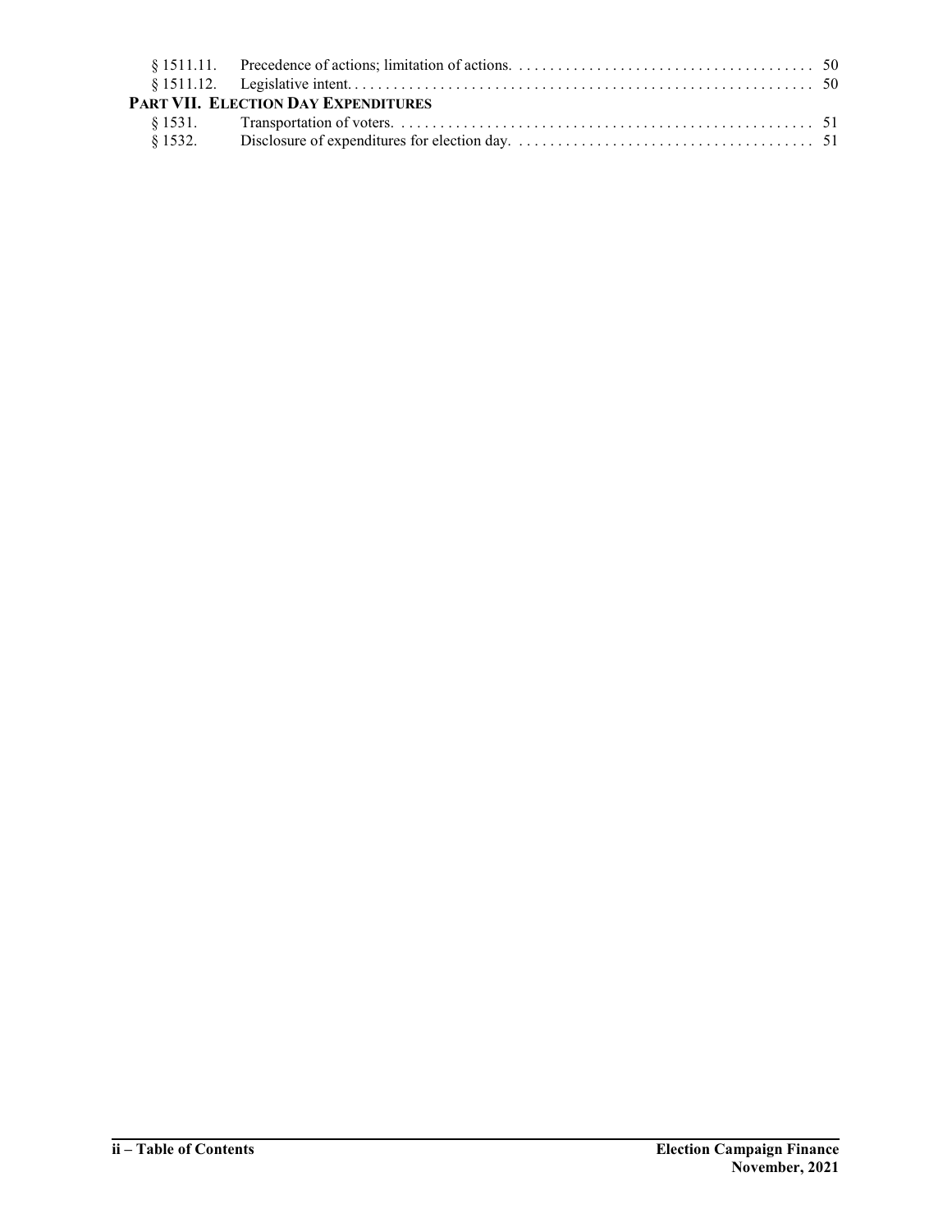| | | |
|---|---|---|
| § 1511.11. | Precedence of actions; limitation of actions. | 50 |
| § 1511.12. | Legislative intent. | 50 |

**PART VII. ELECTION DAY EXPENDITURES**

| | | |
|---|---|---|
| § 1531. | Transportation of voters. | 51 |
| § 1532. | Disclosure of expenditures for election day. | 51 |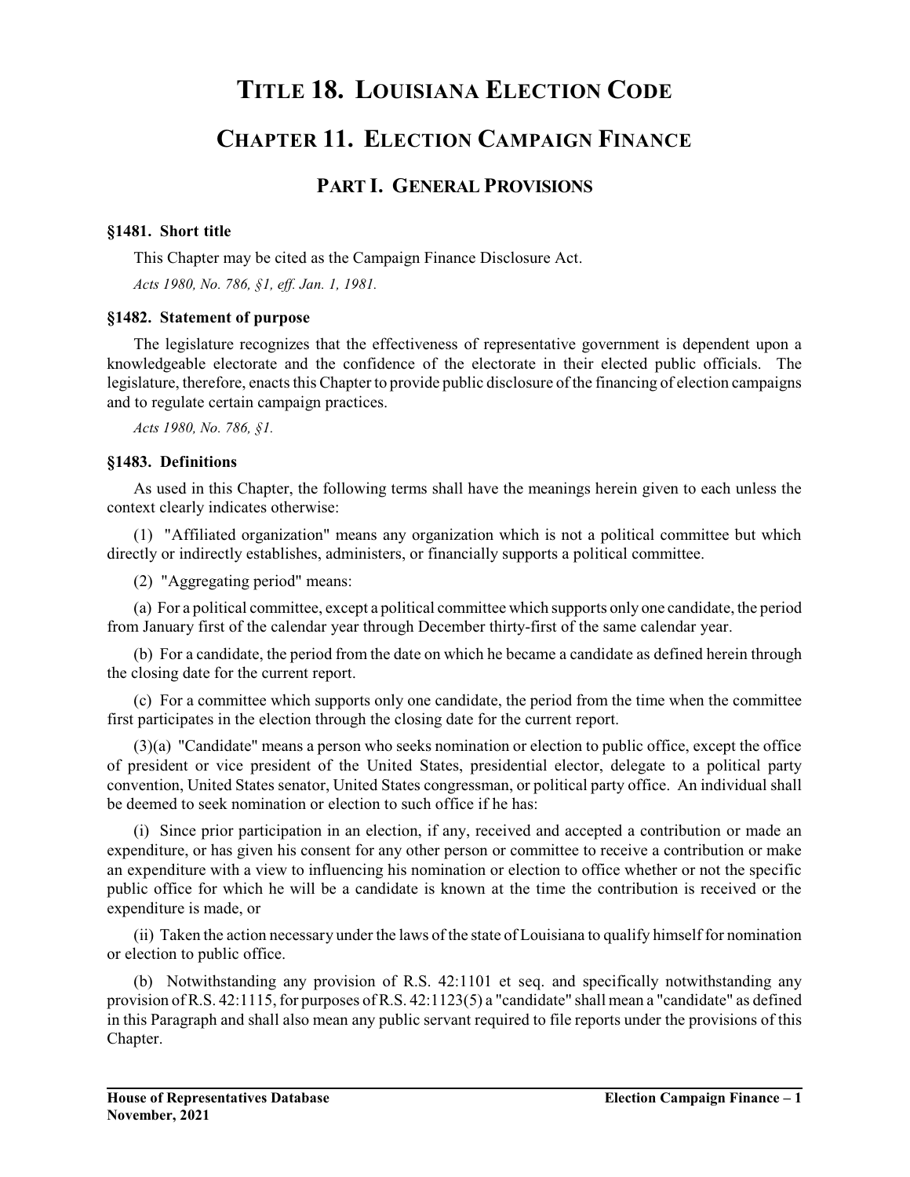# TITLE 18. LOUISIANA ELECTION CODE

## CHAPTER 11. ELECTION CAMPAIGN FINANCE

### PART I. GENERAL PROVISIONS

**§1481. Short title**

This Chapter may be cited as the Campaign Finance Disclosure Act.

*Acts 1980, No. 786, §1, eff. Jan. 1, 1981.*

**§1482. Statement of purpose**

The legislature recognizes that the effectiveness of representative government is dependent upon a knowledgeable electorate and the confidence of the electorate in their elected public officials. The legislature, therefore, enacts this Chapter to provide public disclosure of the financing of election campaigns and to regulate certain campaign practices.

*Acts 1980, No. 786, §1.*

**§1483. Definitions**

As used in this Chapter, the following terms shall have the meanings herein given to each unless the context clearly indicates otherwise:

(1) "Affiliated organization" means any organization which is not a political committee but which directly or indirectly establishes, administers, or financially supports a political committee.

(2) "Aggregating period" means:

(a) For a political committee, except a political committee which supports only one candidate, the period from January first of the calendar year through December thirty-first of the same calendar year.

(b) For a candidate, the period from the date on which he became a candidate as defined herein through the closing date for the current report.

(c) For a committee which supports only one candidate, the period from the time when the committee first participates in the election through the closing date for the current report.

(3)(a) "Candidate" means a person who seeks nomination or election to public office, except the office of president or vice president of the United States, presidential elector, delegate to a political party convention, United States senator, United States congressman, or political party office. An individual shall be deemed to seek nomination or election to such office if he has:

(i) Since prior participation in an election, if any, received and accepted a contribution or made an expenditure, or has given his consent for any other person or committee to receive a contribution or make an expenditure with a view to influencing his nomination or election to office whether or not the specific public office for which he will be a candidate is known at the time the contribution is received or the expenditure is made, or

(ii) Taken the action necessary under the laws of the state of Louisiana to qualify himself for nomination or election to public office.

(b) Notwithstanding any provision of R.S. 42:1101 et seq. and specifically notwithstanding any provision of R.S. 42:1115, for purposes of R.S. 42:1123(5) a "candidate" shall mean a "candidate" as defined in this Paragraph and shall also mean any public servant required to file reports under the provisions of this Chapter.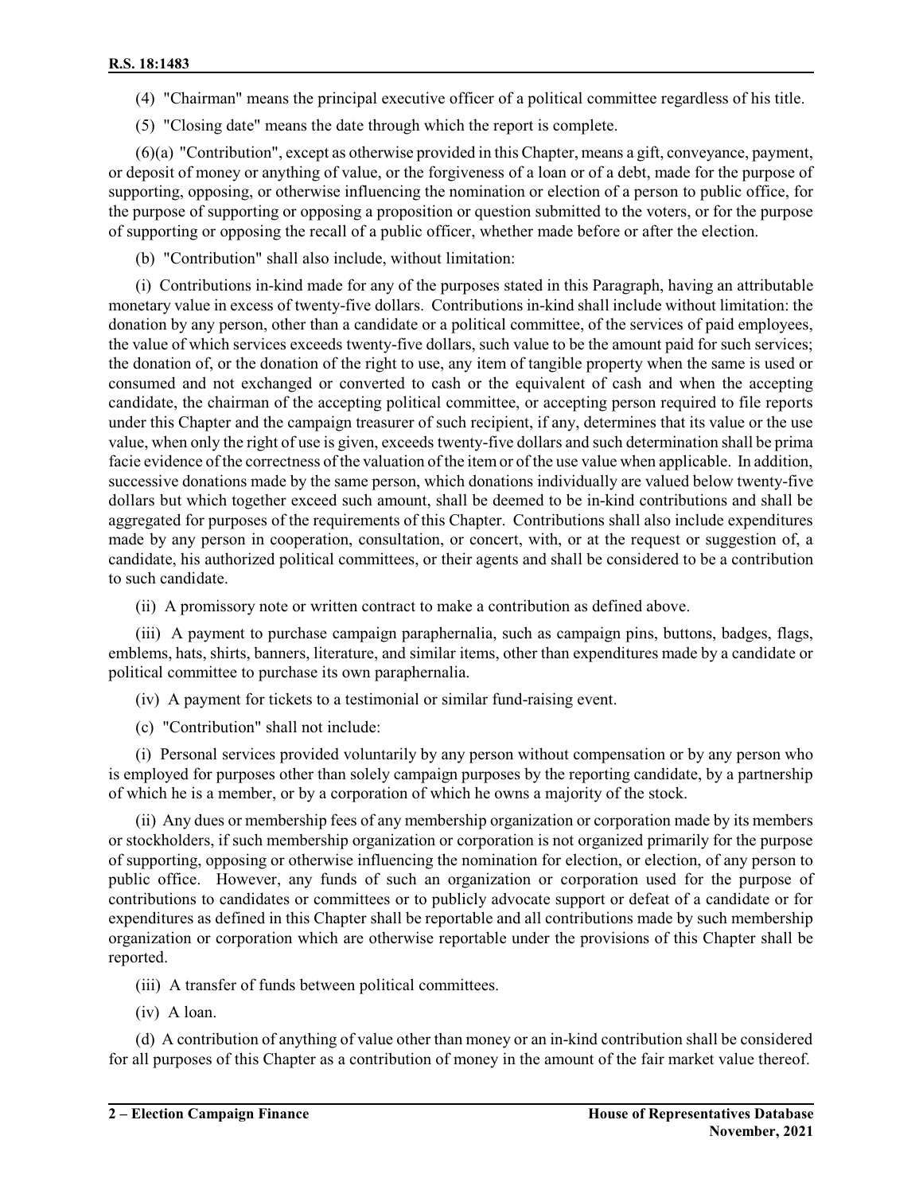(4) "Chairman" means the principal executive officer of a political committee regardless of his title.

(5) "Closing date" means the date through which the report is complete.

(6)(a) "Contribution", except as otherwise provided in this Chapter, means a gift, conveyance, payment, or deposit of money or anything of value, or the forgiveness of a loan or of a debt, made for the purpose of supporting, opposing, or otherwise influencing the nomination or election of a person to public office, for the purpose of supporting or opposing a proposition or question submitted to the voters, or for the purpose of supporting or opposing the recall of a public officer, whether made before or after the election.

(b) "Contribution" shall also include, without limitation:

(i) Contributions in-kind made for any of the purposes stated in this Paragraph, having an attributable monetary value in excess of twenty-five dollars. Contributions in-kind shall include without limitation: the donation by any person, other than a candidate or a political committee, of the services of paid employees, the value of which services exceeds twenty-five dollars, such value to be the amount paid for such services; the donation of, or the donation of the right to use, any item of tangible property when the same is used or consumed and not exchanged or converted to cash or the equivalent of cash and when the accepting candidate, the chairman of the accepting political committee, or accepting person required to file reports under this Chapter and the campaign treasurer of such recipient, if any, determines that its value or the use value, when only the right of use is given, exceeds twenty-five dollars and such determination shall be prima facie evidence of the correctness of the valuation of the item or of the use value when applicable. In addition, successive donations made by the same person, which donations individually are valued below twenty-five dollars but which together exceed such amount, shall be deemed to be in-kind contributions and shall be aggregated for purposes of the requirements of this Chapter. Contributions shall also include expenditures made by any person in cooperation, consultation, or concert, with, or at the request or suggestion of, a candidate, his authorized political committees, or their agents and shall be considered to be a contribution to such candidate.

(ii) A promissory note or written contract to make a contribution as defined above.

(iii) A payment to purchase campaign paraphernalia, such as campaign pins, buttons, badges, flags, emblems, hats, shirts, banners, literature, and similar items, other than expenditures made by a candidate or political committee to purchase its own paraphernalia.

(iv) A payment for tickets to a testimonial or similar fund-raising event.

(c) "Contribution" shall not include:

(i) Personal services provided voluntarily by any person without compensation or by any person who is employed for purposes other than solely campaign purposes by the reporting candidate, by a partnership of which he is a member, or by a corporation of which he owns a majority of the stock.

(ii) Any dues or membership fees of any membership organization or corporation made by its members or stockholders, if such membership organization or corporation is not organized primarily for the purpose of supporting, opposing or otherwise influencing the nomination for election, or election, of any person to public office. However, any funds of such an organization or corporation used for the purpose of contributions to candidates or committees or to publicly advocate support or defeat of a candidate or for expenditures as defined in this Chapter shall be reportable and all contributions made by such membership organization or corporation which are otherwise reportable under the provisions of this Chapter shall be reported.

(iii) A transfer of funds between political committees.

(iv) A loan.

(d) A contribution of anything of value other than money or an in-kind contribution shall be considered for all purposes of this Chapter as a contribution of money in the amount of the fair market value thereof.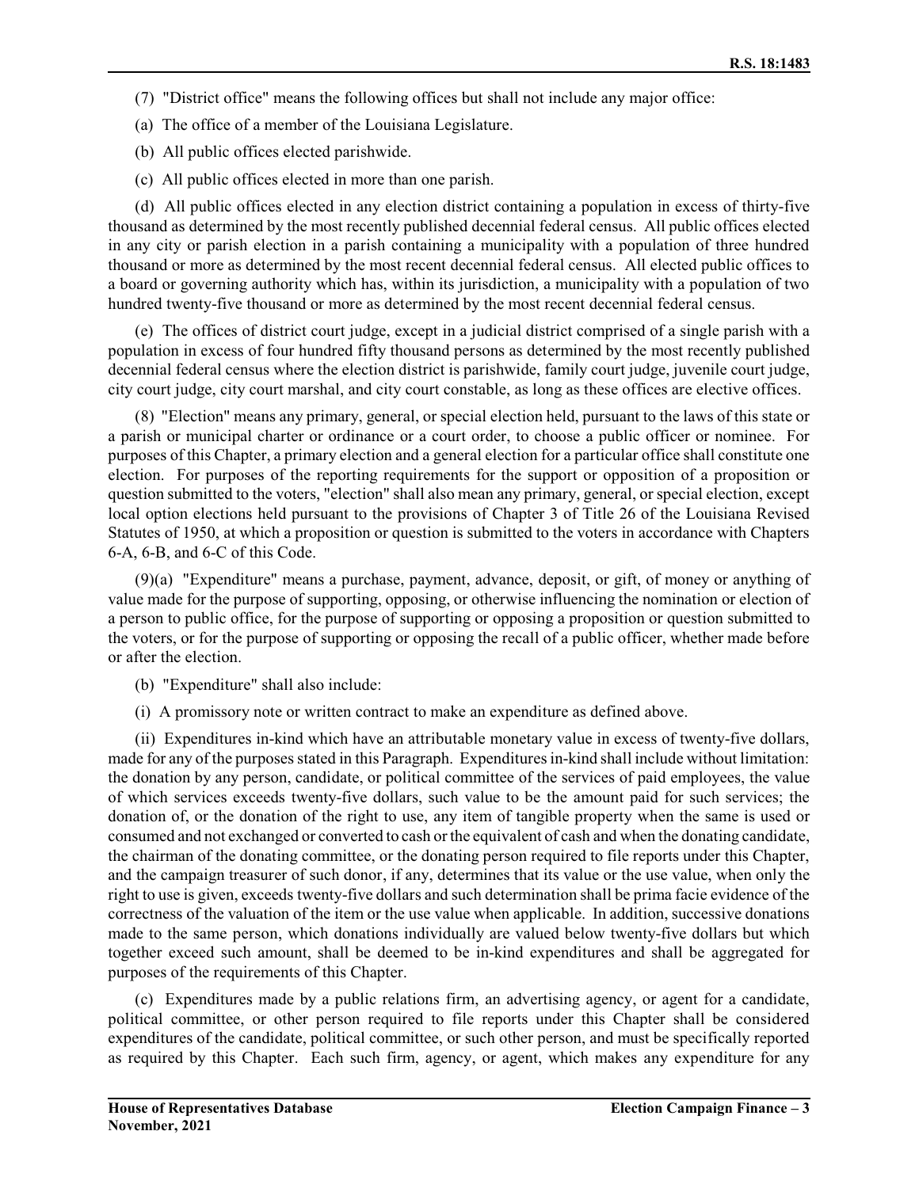(7) "District office" means the following offices but shall not include any major office:

(a) The office of a member of the Louisiana Legislature.

(b) All public offices elected parishwide.

(c) All public offices elected in more than one parish.

(d) All public offices elected in any election district containing a population in excess of thirty-five thousand as determined by the most recently published decennial federal census. All public offices elected in any city or parish election in a parish containing a municipality with a population of three hundred thousand or more as determined by the most recent decennial federal census. All elected public offices to a board or governing authority which has, within its jurisdiction, a municipality with a population of two hundred twenty-five thousand or more as determined by the most recent decennial federal census.

(e) The offices of district court judge, except in a judicial district comprised of a single parish with a population in excess of four hundred fifty thousand persons as determined by the most recently published decennial federal census where the election district is parishwide, family court judge, juvenile court judge, city court judge, city court marshal, and city court constable, as long as these offices are elective offices.

(8) "Election" means any primary, general, or special election held, pursuant to the laws of this state or a parish or municipal charter or ordinance or a court order, to choose a public officer or nominee. For purposes of this Chapter, a primary election and a general election for a particular office shall constitute one election. For purposes of the reporting requirements for the support or opposition of a proposition or question submitted to the voters, "election" shall also mean any primary, general, or special election, except local option elections held pursuant to the provisions of Chapter 3 of Title 26 of the Louisiana Revised Statutes of 1950, at which a proposition or question is submitted to the voters in accordance with Chapters 6-A, 6-B, and 6-C of this Code.

(9)(a) "Expenditure" means a purchase, payment, advance, deposit, or gift, of money or anything of value made for the purpose of supporting, opposing, or otherwise influencing the nomination or election of a person to public office, for the purpose of supporting or opposing a proposition or question submitted to the voters, or for the purpose of supporting or opposing the recall of a public officer, whether made before or after the election.

(b) "Expenditure" shall also include:

(i) A promissory note or written contract to make an expenditure as defined above.

(ii) Expenditures in-kind which have an attributable monetary value in excess of twenty-five dollars, made for any of the purposes stated in this Paragraph. Expenditures in-kind shall include without limitation: the donation by any person, candidate, or political committee of the services of paid employees, the value of which services exceeds twenty-five dollars, such value to be the amount paid for such services; the donation of, or the donation of the right to use, any item of tangible property when the same is used or consumed and not exchanged or converted to cash or the equivalent of cash and when the donating candidate, the chairman of the donating committee, or the donating person required to file reports under this Chapter, and the campaign treasurer of such donor, if any, determines that its value or the use value, when only the right to use is given, exceeds twenty-five dollars and such determination shall be prima facie evidence of the correctness of the valuation of the item or the use value when applicable. In addition, successive donations made to the same person, which donations individually are valued below twenty-five dollars but which together exceed such amount, shall be deemed to be in-kind expenditures and shall be aggregated for purposes of the requirements of this Chapter.

(c) Expenditures made by a public relations firm, an advertising agency, or agent for a candidate, political committee, or other person required to file reports under this Chapter shall be considered expenditures of the candidate, political committee, or such other person, and must be specifically reported as required by this Chapter. Each such firm, agency, or agent, which makes any expenditure for any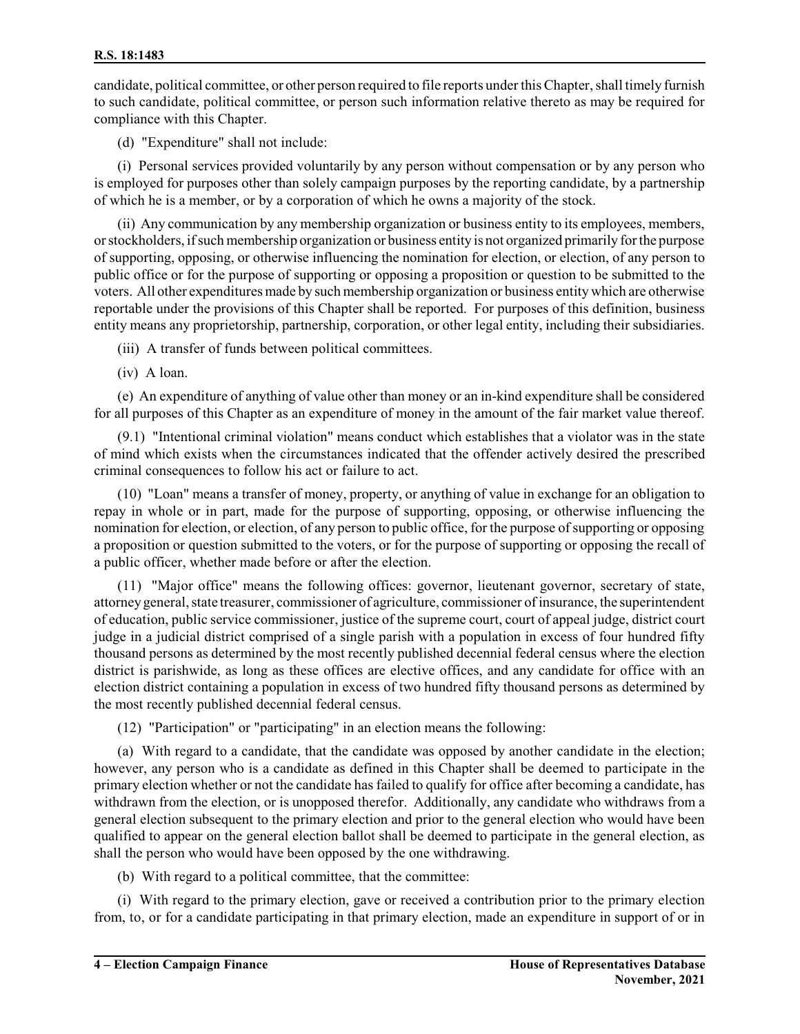candidate, political committee, or other person required to file reports under this Chapter, shall timely furnish to such candidate, political committee, or person such information relative thereto as may be required for compliance with this Chapter.

(d) "Expenditure" shall not include:

(i) Personal services provided voluntarily by any person without compensation or by any person who is employed for purposes other than solely campaign purposes by the reporting candidate, by a partnership of which he is a member, or by a corporation of which he owns a majority of the stock.

(ii) Any communication by any membership organization or business entity to its employees, members, or stockholders, if such membership organization or business entity is not organized primarily for the purpose of supporting, opposing, or otherwise influencing the nomination for election, or election, of any person to public office or for the purpose of supporting or opposing a proposition or question to be submitted to the voters. All other expenditures made by such membership organization or business entity which are otherwise reportable under the provisions of this Chapter shall be reported. For purposes of this definition, business entity means any proprietorship, partnership, corporation, or other legal entity, including their subsidiaries.

(iii) A transfer of funds between political committees.

(iv) A loan.

(e) An expenditure of anything of value other than money or an in-kind expenditure shall be considered for all purposes of this Chapter as an expenditure of money in the amount of the fair market value thereof.

(9.1) "Intentional criminal violation" means conduct which establishes that a violator was in the state of mind which exists when the circumstances indicated that the offender actively desired the prescribed criminal consequences to follow his act or failure to act.

(10) "Loan" means a transfer of money, property, or anything of value in exchange for an obligation to repay in whole or in part, made for the purpose of supporting, opposing, or otherwise influencing the nomination for election, or election, of any person to public office, for the purpose of supporting or opposing a proposition or question submitted to the voters, or for the purpose of supporting or opposing the recall of a public officer, whether made before or after the election.

(11) "Major office" means the following offices: governor, lieutenant governor, secretary of state, attorney general, state treasurer, commissioner of agriculture, commissioner of insurance, the superintendent of education, public service commissioner, justice of the supreme court, court of appeal judge, district court judge in a judicial district comprised of a single parish with a population in excess of four hundred fifty thousand persons as determined by the most recently published decennial federal census where the election district is parishwide, as long as these offices are elective offices, and any candidate for office with an election district containing a population in excess of two hundred fifty thousand persons as determined by the most recently published decennial federal census.

(12) "Participation" or "participating" in an election means the following:

(a) With regard to a candidate, that the candidate was opposed by another candidate in the election; however, any person who is a candidate as defined in this Chapter shall be deemed to participate in the primary election whether or not the candidate has failed to qualify for office after becoming a candidate, has withdrawn from the election, or is unopposed therefor. Additionally, any candidate who withdraws from a general election subsequent to the primary election and prior to the general election who would have been qualified to appear on the general election ballot shall be deemed to participate in the general election, as shall the person who would have been opposed by the one withdrawing.

(b) With regard to a political committee, that the committee:

(i) With regard to the primary election, gave or received a contribution prior to the primary election from, to, or for a candidate participating in that primary election, made an expenditure in support of or in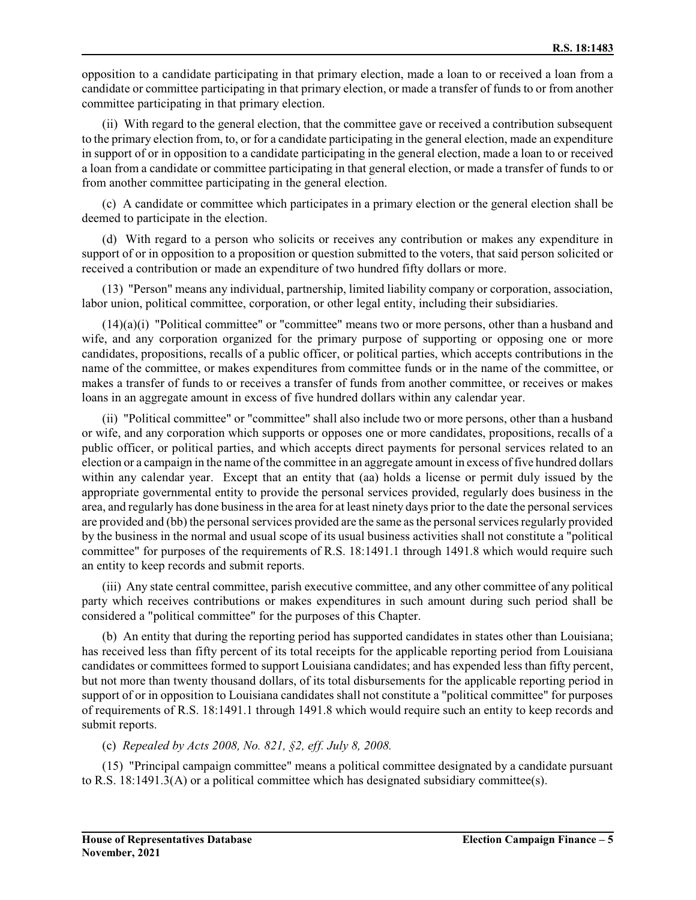opposition to a candidate participating in that primary election, made a loan to or received a loan from a candidate or committee participating in that primary election, or made a transfer of funds to or from another committee participating in that primary election.

(ii) With regard to the general election, that the committee gave or received a contribution subsequent to the primary election from, to, or for a candidate participating in the general election, made an expenditure in support of or in opposition to a candidate participating in the general election, made a loan to or received a loan from a candidate or committee participating in that general election, or made a transfer of funds to or from another committee participating in the general election.

(c) A candidate or committee which participates in a primary election or the general election shall be deemed to participate in the election.

(d) With regard to a person who solicits or receives any contribution or makes any expenditure in support of or in opposition to a proposition or question submitted to the voters, that said person solicited or received a contribution or made an expenditure of two hundred fifty dollars or more.

(13) "Person" means any individual, partnership, limited liability company or corporation, association, labor union, political committee, corporation, or other legal entity, including their subsidiaries.

(14)(a)(i) "Political committee" or "committee" means two or more persons, other than a husband and wife, and any corporation organized for the primary purpose of supporting or opposing one or more candidates, propositions, recalls of a public officer, or political parties, which accepts contributions in the name of the committee, or makes expenditures from committee funds or in the name of the committee, or makes a transfer of funds to or receives a transfer of funds from another committee, or receives or makes loans in an aggregate amount in excess of five hundred dollars within any calendar year.

(ii) "Political committee" or "committee" shall also include two or more persons, other than a husband or wife, and any corporation which supports or opposes one or more candidates, propositions, recalls of a public officer, or political parties, and which accepts direct payments for personal services related to an election or a campaign in the name of the committee in an aggregate amount in excess of five hundred dollars within any calendar year. Except that an entity that (aa) holds a license or permit duly issued by the appropriate governmental entity to provide the personal services provided, regularly does business in the area, and regularly has done business in the area for at least ninety days prior to the date the personal services are provided and (bb) the personal services provided are the same as the personal services regularly provided by the business in the normal and usual scope of its usual business activities shall not constitute a "political committee" for purposes of the requirements of R.S. 18:1491.1 through 1491.8 which would require such an entity to keep records and submit reports.

(iii) Any state central committee, parish executive committee, and any other committee of any political party which receives contributions or makes expenditures in such amount during such period shall be considered a "political committee" for the purposes of this Chapter.

(b) An entity that during the reporting period has supported candidates in states other than Louisiana; has received less than fifty percent of its total receipts for the applicable reporting period from Louisiana candidates or committees formed to support Louisiana candidates; and has expended less than fifty percent, but not more than twenty thousand dollars, of its total disbursements for the applicable reporting period in support of or in opposition to Louisiana candidates shall not constitute a "political committee" for purposes of requirements of R.S. 18:1491.1 through 1491.8 which would require such an entity to keep records and submit reports.

(c) *Repealed by Acts 2008, No. 821, §2, eff. July 8, 2008.*

(15) "Principal campaign committee" means a political committee designated by a candidate pursuant to R.S. 18:1491.3(A) or a political committee which has designated subsidiary committee(s).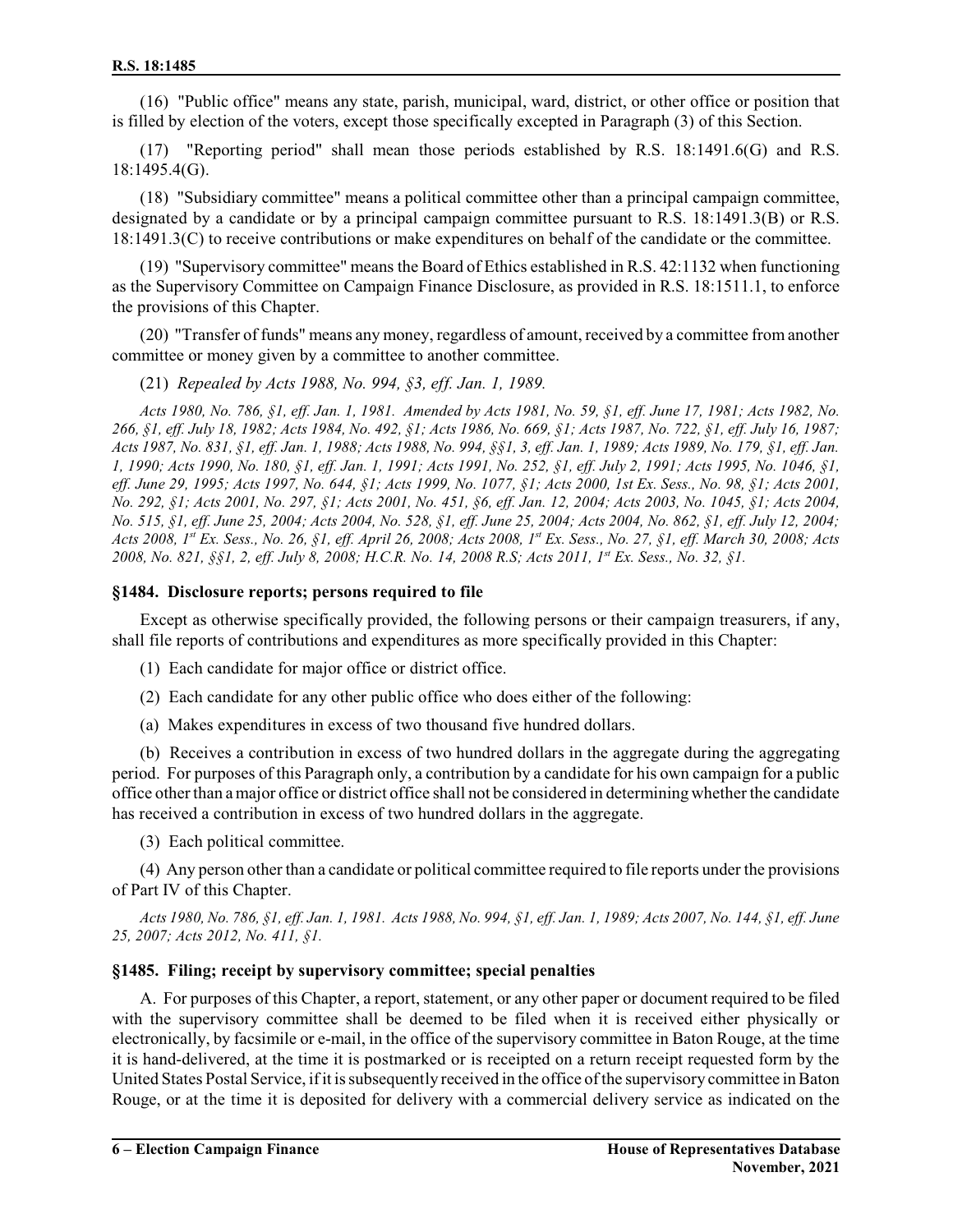(16) "Public office" means any state, parish, municipal, ward, district, or other office or position that is filled by election of the voters, except those specifically excepted in Paragraph (3) of this Section.

(17) "Reporting period" shall mean those periods established by R.S. 18:1491.6(G) and R.S. 18:1495.4(G).

(18) "Subsidiary committee" means a political committee other than a principal campaign committee, designated by a candidate or by a principal campaign committee pursuant to R.S. 18:1491.3(B) or R.S. 18:1491.3(C) to receive contributions or make expenditures on behalf of the candidate or the committee.

(19) "Supervisory committee" means the Board of Ethics established in R.S. 42:1132 when functioning as the Supervisory Committee on Campaign Finance Disclosure, as provided in R.S. 18:1511.1, to enforce the provisions of this Chapter.

(20) "Transfer of funds" means any money, regardless of amount, received by a committee from another committee or money given by a committee to another committee.

(21) *Repealed by Acts 1988, No. 994, §3, eff. Jan. 1, 1989.*

*Acts 1980, No. 786, §1, eff. Jan. 1, 1981. Amended by Acts 1981, No. 59, §1, eff. June 17, 1981; Acts 1982, No. 266, §1, eff. July 18, 1982; Acts 1984, No. 492, §1; Acts 1986, No. 669, §1; Acts 1987, No. 722, §1, eff. July 16, 1987; Acts 1987, No. 831, §1, eff. Jan. 1, 1988; Acts 1988, No. 994, §§1, 3, eff. Jan. 1, 1989; Acts 1989, No. 179, §1, eff. Jan. 1, 1990; Acts 1990, No. 180, §1, eff. Jan. 1, 1991; Acts 1991, No. 252, §1, eff. July 2, 1991; Acts 1995, No. 1046, §1, eff. June 29, 1995; Acts 1997, No. 644, §1; Acts 1999, No. 1077, §1; Acts 2000, 1st Ex. Sess., No. 98, §1; Acts 2001, No. 292, §1; Acts 2001, No. 297, §1; Acts 2001, No. 451, §6, eff. Jan. 12, 2004; Acts 2003, No. 1045, §1; Acts 2004, No. 515, §1, eff. June 25, 2004; Acts 2004, No. 528, §1, eff. June 25, 2004; Acts 2004, No. 862, §1, eff. July 12, 2004; Acts 2008, 1st Ex. Sess., No. 26, §1, eff. April 26, 2008; Acts 2008, 1st Ex. Sess., No. 27, §1, eff. March 30, 2008; Acts 2008, No. 821, §§1, 2, eff. July 8, 2008; H.C.R. No. 14, 2008 R.S; Acts 2011, 1st Ex. Sess., No. 32, §1.*

### §1484. Disclosure reports; persons required to file

Except as otherwise specifically provided, the following persons or their campaign treasurers, if any, shall file reports of contributions and expenditures as more specifically provided in this Chapter:

(1) Each candidate for major office or district office.

(2) Each candidate for any other public office who does either of the following:

(a) Makes expenditures in excess of two thousand five hundred dollars.

(b) Receives a contribution in excess of two hundred dollars in the aggregate during the aggregating period. For purposes of this Paragraph only, a contribution by a candidate for his own campaign for a public office other than a major office or district office shall not be considered in determining whether the candidate has received a contribution in excess of two hundred dollars in the aggregate.

(3) Each political committee.

(4) Any person other than a candidate or political committee required to file reports under the provisions of Part IV of this Chapter.

*Acts 1980, No. 786, §1, eff. Jan. 1, 1981. Acts 1988, No. 994, §1, eff. Jan. 1, 1989; Acts 2007, No. 144, §1, eff. June 25, 2007; Acts 2012, No. 411, §1.*

### §1485. Filing; receipt by supervisory committee; special penalties

A. For purposes of this Chapter, a report, statement, or any other paper or document required to be filed with the supervisory committee shall be deemed to be filed when it is received either physically or electronically, by facsimile or e-mail, in the office of the supervisory committee in Baton Rouge, at the time it is hand-delivered, at the time it is postmarked or is receipted on a return receipt requested form by the United States Postal Service, if it is subsequently received in the office of the supervisory committee in Baton Rouge, or at the time it is deposited for delivery with a commercial delivery service as indicated on the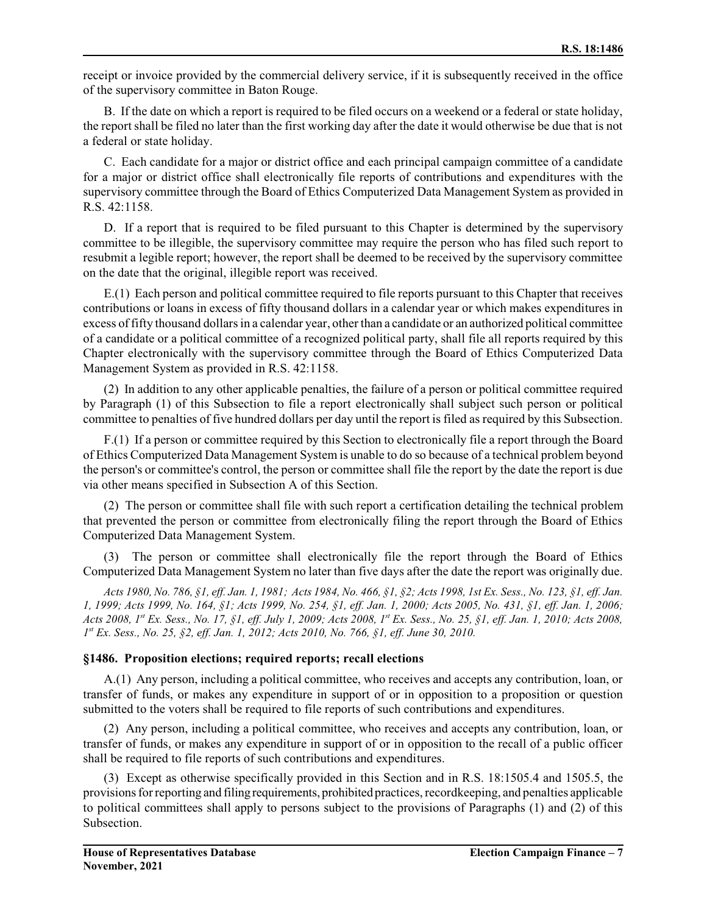receipt or invoice provided by the commercial delivery service, if it is subsequently received in the office of the supervisory committee in Baton Rouge.

B. If the date on which a report is required to be filed occurs on a weekend or a federal or state holiday, the report shall be filed no later than the first working day after the date it would otherwise be due that is not a federal or state holiday.

C. Each candidate for a major or district office and each principal campaign committee of a candidate for a major or district office shall electronically file reports of contributions and expenditures with the supervisory committee through the Board of Ethics Computerized Data Management System as provided in R.S. 42:1158.

D. If a report that is required to be filed pursuant to this Chapter is determined by the supervisory committee to be illegible, the supervisory committee may require the person who has filed such report to resubmit a legible report; however, the report shall be deemed to be received by the supervisory committee on the date that the original, illegible report was received.

E.(1) Each person and political committee required to file reports pursuant to this Chapter that receives contributions or loans in excess of fifty thousand dollars in a calendar year or which makes expenditures in excess of fifty thousand dollars in a calendar year, other than a candidate or an authorized political committee of a candidate or a political committee of a recognized political party, shall file all reports required by this Chapter electronically with the supervisory committee through the Board of Ethics Computerized Data Management System as provided in R.S. 42:1158.

(2) In addition to any other applicable penalties, the failure of a person or political committee required by Paragraph (1) of this Subsection to file a report electronically shall subject such person or political committee to penalties of five hundred dollars per day until the report is filed as required by this Subsection.

F.(1) If a person or committee required by this Section to electronically file a report through the Board of Ethics Computerized Data Management System is unable to do so because of a technical problem beyond the person's or committee's control, the person or committee shall file the report by the date the report is due via other means specified in Subsection A of this Section.

(2) The person or committee shall file with such report a certification detailing the technical problem that prevented the person or committee from electronically filing the report through the Board of Ethics Computerized Data Management System.

(3) The person or committee shall electronically file the report through the Board of Ethics Computerized Data Management System no later than five days after the date the report was originally due.

*Acts 1980, No. 786, §1, eff. Jan. 1, 1981; Acts 1984, No. 466, §1, §2; Acts 1998, 1st Ex. Sess., No. 123, §1, eff. Jan. 1, 1999; Acts 1999, No. 164, §1; Acts 1999, No. 254, §1, eff. Jan. 1, 2000; Acts 2005, No. 431, §1, eff. Jan. 1, 2006; Acts 2008, 1st Ex. Sess., No. 17, §1, eff. July 1, 2009; Acts 2008, 1st Ex. Sess., No. 25, §1, eff. Jan. 1, 2010; Acts 2008, 1st Ex. Sess., No. 25, §2, eff. Jan. 1, 2012; Acts 2010, No. 766, §1, eff. June 30, 2010.*

### §1486. Proposition elections; required reports; recall elections

A.(1) Any person, including a political committee, who receives and accepts any contribution, loan, or transfer of funds, or makes any expenditure in support of or in opposition to a proposition or question submitted to the voters shall be required to file reports of such contributions and expenditures.

(2) Any person, including a political committee, who receives and accepts any contribution, loan, or transfer of funds, or makes any expenditure in support of or in opposition to the recall of a public officer shall be required to file reports of such contributions and expenditures.

(3) Except as otherwise specifically provided in this Section and in R.S. 18:1505.4 and 1505.5, the provisions for reporting and filing requirements, prohibited practices, recordkeeping, and penalties applicable to political committees shall apply to persons subject to the provisions of Paragraphs (1) and (2) of this Subsection.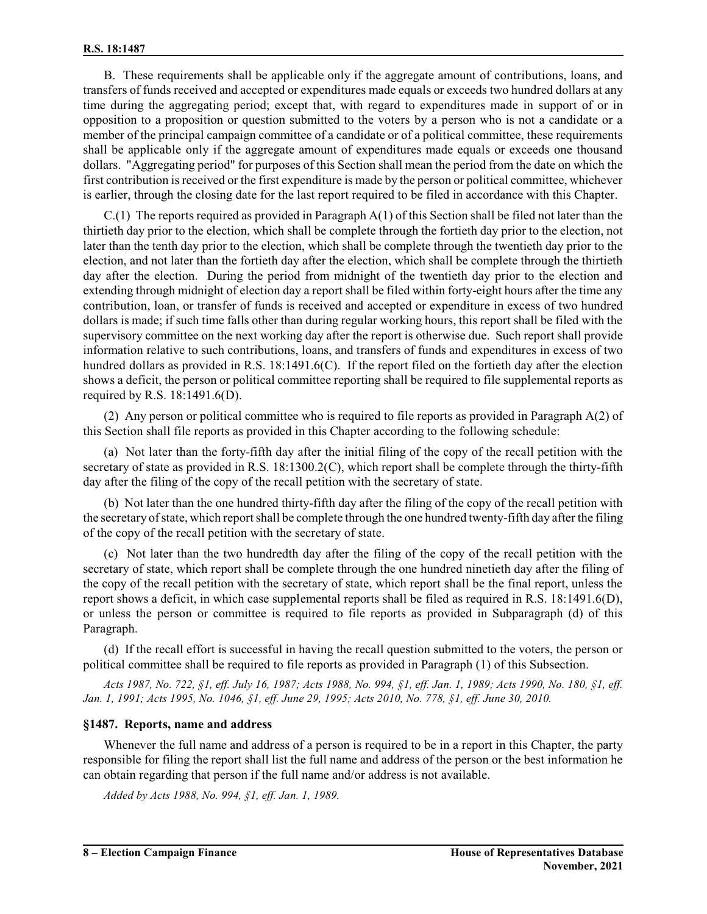B. These requirements shall be applicable only if the aggregate amount of contributions, loans, and transfers of funds received and accepted or expenditures made equals or exceeds two hundred dollars at any time during the aggregating period; except that, with regard to expenditures made in support of or in opposition to a proposition or question submitted to the voters by a person who is not a candidate or a member of the principal campaign committee of a candidate or of a political committee, these requirements shall be applicable only if the aggregate amount of expenditures made equals or exceeds one thousand dollars. "Aggregating period" for purposes of this Section shall mean the period from the date on which the first contribution is received or the first expenditure is made by the person or political committee, whichever is earlier, through the closing date for the last report required to be filed in accordance with this Chapter.

C.(1) The reports required as provided in Paragraph A(1) of this Section shall be filed not later than the thirtieth day prior to the election, which shall be complete through the fortieth day prior to the election, not later than the tenth day prior to the election, which shall be complete through the twentieth day prior to the election, and not later than the fortieth day after the election, which shall be complete through the thirtieth day after the election. During the period from midnight of the twentieth day prior to the election and extending through midnight of election day a report shall be filed within forty-eight hours after the time any contribution, loan, or transfer of funds is received and accepted or expenditure in excess of two hundred dollars is made; if such time falls other than during regular working hours, this report shall be filed with the supervisory committee on the next working day after the report is otherwise due. Such report shall provide information relative to such contributions, loans, and transfers of funds and expenditures in excess of two hundred dollars as provided in R.S. 18:1491.6(C). If the report filed on the fortieth day after the election shows a deficit, the person or political committee reporting shall be required to file supplemental reports as required by R.S. 18:1491.6(D).

(2) Any person or political committee who is required to file reports as provided in Paragraph A(2) of this Section shall file reports as provided in this Chapter according to the following schedule:

(a) Not later than the forty-fifth day after the initial filing of the copy of the recall petition with the secretary of state as provided in R.S. 18:1300.2(C), which report shall be complete through the thirty-fifth day after the filing of the copy of the recall petition with the secretary of state.

(b) Not later than the one hundred thirty-fifth day after the filing of the copy of the recall petition with the secretary of state, which report shall be complete through the one hundred twenty-fifth day after the filing of the copy of the recall petition with the secretary of state.

(c) Not later than the two hundredth day after the filing of the copy of the recall petition with the secretary of state, which report shall be complete through the one hundred ninetieth day after the filing of the copy of the recall petition with the secretary of state, which report shall be the final report, unless the report shows a deficit, in which case supplemental reports shall be filed as required in R.S. 18:1491.6(D), or unless the person or committee is required to file reports as provided in Subparagraph (d) of this Paragraph.

(d) If the recall effort is successful in having the recall question submitted to the voters, the person or political committee shall be required to file reports as provided in Paragraph (1) of this Subsection.

*Acts 1987, No. 722, §1, eff. July 16, 1987; Acts 1988, No. 994, §1, eff. Jan. 1, 1989; Acts 1990, No. 180, §1, eff. Jan. 1, 1991; Acts 1995, No. 1046, §1, eff. June 29, 1995; Acts 2010, No. 778, §1, eff. June 30, 2010.*

### §1487. Reports, name and address

Whenever the full name and address of a person is required to be in a report in this Chapter, the party responsible for filing the report shall list the full name and address of the person or the best information he can obtain regarding that person if the full name and/or address is not available.

*Added by Acts 1988, No. 994, §1, eff. Jan. 1, 1989.*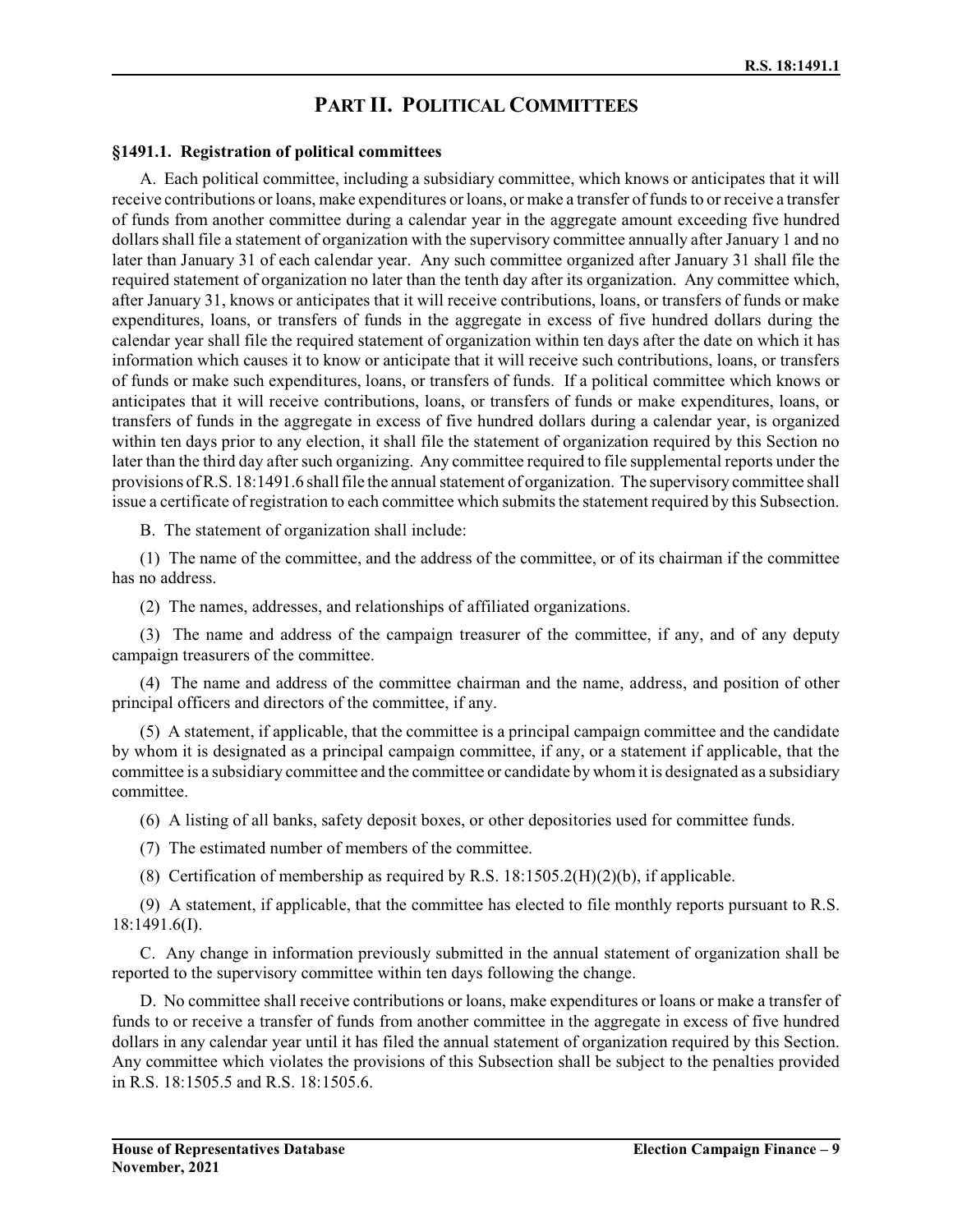## PART II. POLITICAL COMMITTEES

**§1491.1. Registration of political committees**

A. Each political committee, including a subsidiary committee, which knows or anticipates that it will receive contributions or loans, make expenditures or loans, or make a transfer of funds to or receive a transfer of funds from another committee during a calendar year in the aggregate amount exceeding five hundred dollars shall file a statement of organization with the supervisory committee annually after January 1 and no later than January 31 of each calendar year. Any such committee organized after January 31 shall file the required statement of organization no later than the tenth day after its organization. Any committee which, after January 31, knows or anticipates that it will receive contributions, loans, or transfers of funds or make expenditures, loans, or transfers of funds in the aggregate in excess of five hundred dollars during the calendar year shall file the required statement of organization within ten days after the date on which it has information which causes it to know or anticipate that it will receive such contributions, loans, or transfers of funds or make such expenditures, loans, or transfers of funds. If a political committee which knows or anticipates that it will receive contributions, loans, or transfers of funds or make expenditures, loans, or transfers of funds in the aggregate in excess of five hundred dollars during a calendar year, is organized within ten days prior to any election, it shall file the statement of organization required by this Section no later than the third day after such organizing. Any committee required to file supplemental reports under the provisions of R.S. 18:1491.6 shall file the annual statement of organization. The supervisory committee shall issue a certificate of registration to each committee which submits the statement required by this Subsection.

B. The statement of organization shall include:

(1) The name of the committee, and the address of the committee, or of its chairman if the committee has no address.

(2) The names, addresses, and relationships of affiliated organizations.

(3) The name and address of the campaign treasurer of the committee, if any, and of any deputy campaign treasurers of the committee.

(4) The name and address of the committee chairman and the name, address, and position of other principal officers and directors of the committee, if any.

(5) A statement, if applicable, that the committee is a principal campaign committee and the candidate by whom it is designated as a principal campaign committee, if any, or a statement if applicable, that the committee is a subsidiary committee and the committee or candidate by whom it is designated as a subsidiary committee.

(6) A listing of all banks, safety deposit boxes, or other depositories used for committee funds.

(7) The estimated number of members of the committee.

(8) Certification of membership as required by R.S. 18:1505.2(H)(2)(b), if applicable.

(9) A statement, if applicable, that the committee has elected to file monthly reports pursuant to R.S. 18:1491.6(I).

C. Any change in information previously submitted in the annual statement of organization shall be reported to the supervisory committee within ten days following the change.

D. No committee shall receive contributions or loans, make expenditures or loans or make a transfer of funds to or receive a transfer of funds from another committee in the aggregate in excess of five hundred dollars in any calendar year until it has filed the annual statement of organization required by this Section. Any committee which violates the provisions of this Subsection shall be subject to the penalties provided in R.S. 18:1505.5 and R.S. 18:1505.6.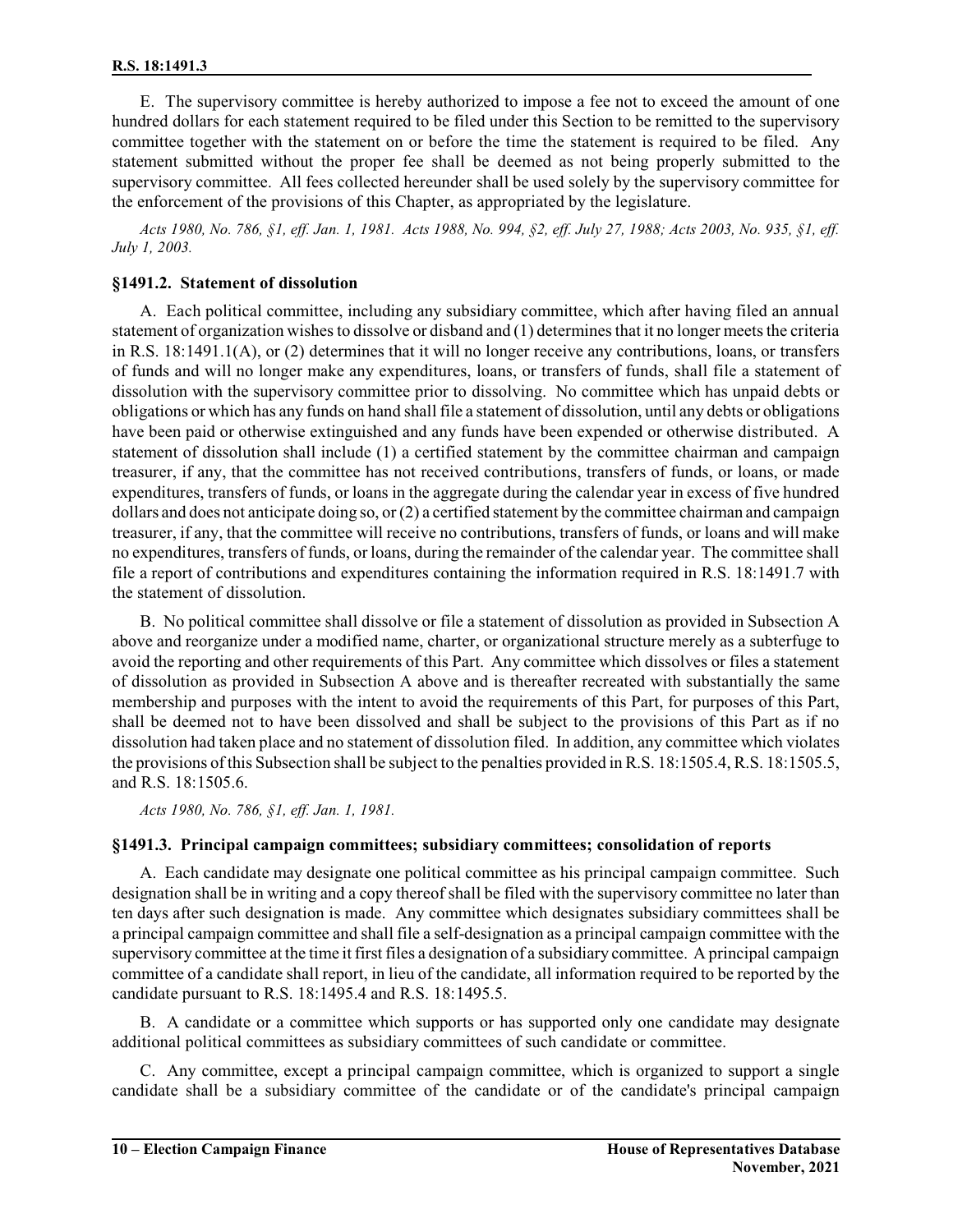E. The supervisory committee is hereby authorized to impose a fee not to exceed the amount of one hundred dollars for each statement required to be filed under this Section to be remitted to the supervisory committee together with the statement on or before the time the statement is required to be filed. Any statement submitted without the proper fee shall be deemed as not being properly submitted to the supervisory committee. All fees collected hereunder shall be used solely by the supervisory committee for the enforcement of the provisions of this Chapter, as appropriated by the legislature.

*Acts 1980, No. 786, §1, eff. Jan. 1, 1981. Acts 1988, No. 994, §2, eff. July 27, 1988; Acts 2003, No. 935, §1, eff. July 1, 2003.*

### §1491.2. Statement of dissolution

A. Each political committee, including any subsidiary committee, which after having filed an annual statement of organization wishes to dissolve or disband and (1) determines that it no longer meets the criteria in R.S. 18:1491.1(A), or (2) determines that it will no longer receive any contributions, loans, or transfers of funds and will no longer make any expenditures, loans, or transfers of funds, shall file a statement of dissolution with the supervisory committee prior to dissolving. No committee which has unpaid debts or obligations or which has any funds on hand shall file a statement of dissolution, until any debts or obligations have been paid or otherwise extinguished and any funds have been expended or otherwise distributed. A statement of dissolution shall include (1) a certified statement by the committee chairman and campaign treasurer, if any, that the committee has not received contributions, transfers of funds, or loans, or made expenditures, transfers of funds, or loans in the aggregate during the calendar year in excess of five hundred dollars and does not anticipate doing so, or (2) a certified statement by the committee chairman and campaign treasurer, if any, that the committee will receive no contributions, transfers of funds, or loans and will make no expenditures, transfers of funds, or loans, during the remainder of the calendar year. The committee shall file a report of contributions and expenditures containing the information required in R.S. 18:1491.7 with the statement of dissolution.

B. No political committee shall dissolve or file a statement of dissolution as provided in Subsection A above and reorganize under a modified name, charter, or organizational structure merely as a subterfuge to avoid the reporting and other requirements of this Part. Any committee which dissolves or files a statement of dissolution as provided in Subsection A above and is thereafter recreated with substantially the same membership and purposes with the intent to avoid the requirements of this Part, for purposes of this Part, shall be deemed not to have been dissolved and shall be subject to the provisions of this Part as if no dissolution had taken place and no statement of dissolution filed. In addition, any committee which violates the provisions of this Subsection shall be subject to the penalties provided in R.S. 18:1505.4, R.S. 18:1505.5, and R.S. 18:1505.6.

*Acts 1980, No. 786, §1, eff. Jan. 1, 1981.*

### §1491.3. Principal campaign committees; subsidiary committees; consolidation of reports

A. Each candidate may designate one political committee as his principal campaign committee. Such designation shall be in writing and a copy thereof shall be filed with the supervisory committee no later than ten days after such designation is made. Any committee which designates subsidiary committees shall be a principal campaign committee and shall file a self-designation as a principal campaign committee with the supervisory committee at the time it first files a designation of a subsidiary committee. A principal campaign committee of a candidate shall report, in lieu of the candidate, all information required to be reported by the candidate pursuant to R.S. 18:1495.4 and R.S. 18:1495.5.

B. A candidate or a committee which supports or has supported only one candidate may designate additional political committees as subsidiary committees of such candidate or committee.

C. Any committee, except a principal campaign committee, which is organized to support a single candidate shall be a subsidiary committee of the candidate or of the candidate's principal campaign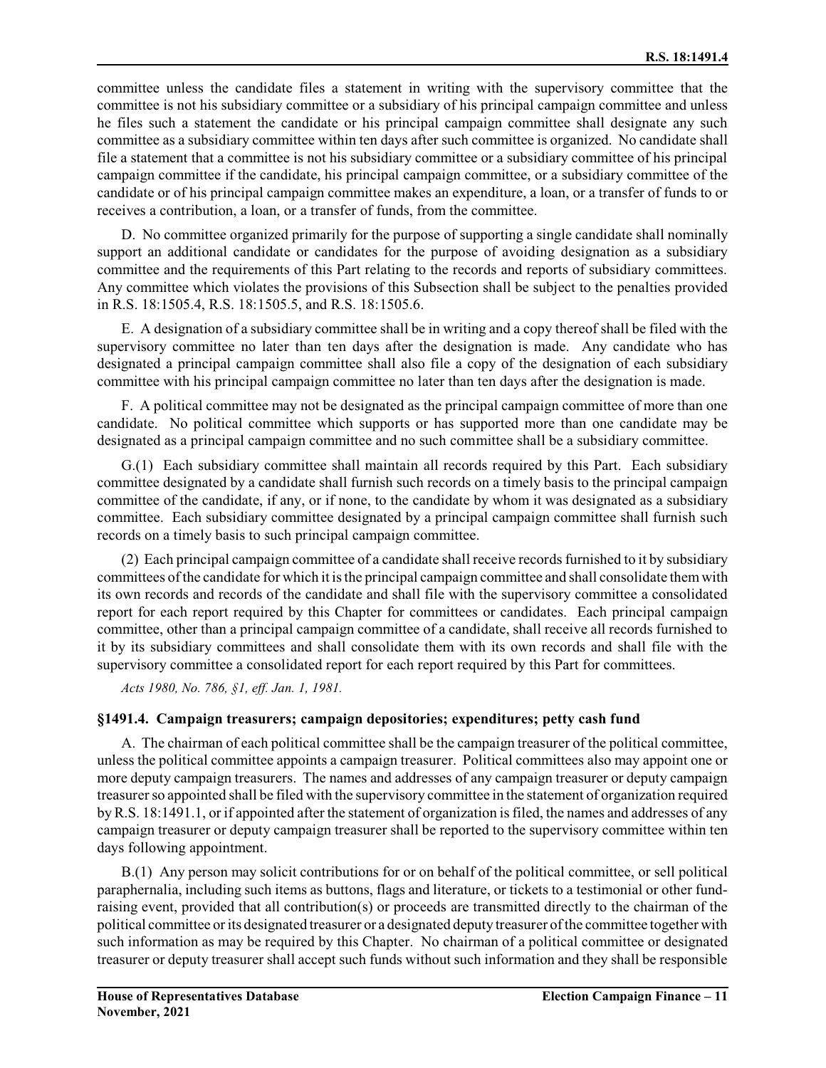committee unless the candidate files a statement in writing with the supervisory committee that the committee is not his subsidiary committee or a subsidiary of his principal campaign committee and unless he files such a statement the candidate or his principal campaign committee shall designate any such committee as a subsidiary committee within ten days after such committee is organized. No candidate shall file a statement that a committee is not his subsidiary committee or a subsidiary committee of his principal campaign committee if the candidate, his principal campaign committee, or a subsidiary committee of the candidate or of his principal campaign committee makes an expenditure, a loan, or a transfer of funds to or receives a contribution, a loan, or a transfer of funds, from the committee.

D. No committee organized primarily for the purpose of supporting a single candidate shall nominally support an additional candidate or candidates for the purpose of avoiding designation as a subsidiary committee and the requirements of this Part relating to the records and reports of subsidiary committees. Any committee which violates the provisions of this Subsection shall be subject to the penalties provided in R.S. 18:1505.4, R.S. 18:1505.5, and R.S. 18:1505.6.

E. A designation of a subsidiary committee shall be in writing and a copy thereof shall be filed with the supervisory committee no later than ten days after the designation is made. Any candidate who has designated a principal campaign committee shall also file a copy of the designation of each subsidiary committee with his principal campaign committee no later than ten days after the designation is made.

F. A political committee may not be designated as the principal campaign committee of more than one candidate. No political committee which supports or has supported more than one candidate may be designated as a principal campaign committee and no such committee shall be a subsidiary committee.

G.(1) Each subsidiary committee shall maintain all records required by this Part. Each subsidiary committee designated by a candidate shall furnish such records on a timely basis to the principal campaign committee of the candidate, if any, or if none, to the candidate by whom it was designated as a subsidiary committee. Each subsidiary committee designated by a principal campaign committee shall furnish such records on a timely basis to such principal campaign committee.

(2) Each principal campaign committee of a candidate shall receive records furnished to it by subsidiary committees of the candidate for which it is the principal campaign committee and shall consolidate them with its own records and records of the candidate and shall file with the supervisory committee a consolidated report for each report required by this Chapter for committees or candidates. Each principal campaign committee, other than a principal campaign committee of a candidate, shall receive all records furnished to it by its subsidiary committees and shall consolidate them with its own records and shall file with the supervisory committee a consolidated report for each report required by this Part for committees.

*Acts 1980, No. 786, §1, eff. Jan. 1, 1981.*

### §1491.4. Campaign treasurers; campaign depositories; expenditures; petty cash fund

A. The chairman of each political committee shall be the campaign treasurer of the political committee, unless the political committee appoints a campaign treasurer. Political committees also may appoint one or more deputy campaign treasurers. The names and addresses of any campaign treasurer or deputy campaign treasurer so appointed shall be filed with the supervisory committee in the statement of organization required by R.S. 18:1491.1, or if appointed after the statement of organization is filed, the names and addresses of any campaign treasurer or deputy campaign treasurer shall be reported to the supervisory committee within ten days following appointment.

B.(1) Any person may solicit contributions for or on behalf of the political committee, or sell political paraphernalia, including such items as buttons, flags and literature, or tickets to a testimonial or other fund-raising event, provided that all contribution(s) or proceeds are transmitted directly to the chairman of the political committee or its designated treasurer or a designated deputy treasurer of the committee together with such information as may be required by this Chapter. No chairman of a political committee or designated treasurer or deputy treasurer shall accept such funds without such information and they shall be responsible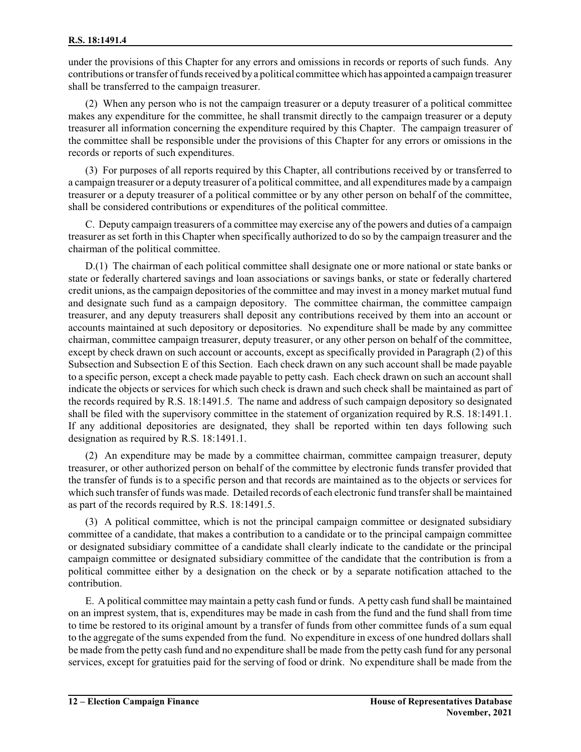under the provisions of this Chapter for any errors and omissions in records or reports of such funds. Any contributions or transfer of funds received by a political committee which has appointed a campaign treasurer shall be transferred to the campaign treasurer.

(2) When any person who is not the campaign treasurer or a deputy treasurer of a political committee makes any expenditure for the committee, he shall transmit directly to the campaign treasurer or a deputy treasurer all information concerning the expenditure required by this Chapter. The campaign treasurer of the committee shall be responsible under the provisions of this Chapter for any errors or omissions in the records or reports of such expenditures.

(3) For purposes of all reports required by this Chapter, all contributions received by or transferred to a campaign treasurer or a deputy treasurer of a political committee, and all expenditures made by a campaign treasurer or a deputy treasurer of a political committee or by any other person on behalf of the committee, shall be considered contributions or expenditures of the political committee.

C. Deputy campaign treasurers of a committee may exercise any of the powers and duties of a campaign treasurer as set forth in this Chapter when specifically authorized to do so by the campaign treasurer and the chairman of the political committee.

D.(1) The chairman of each political committee shall designate one or more national or state banks or state or federally chartered savings and loan associations or savings banks, or state or federally chartered credit unions, as the campaign depositories of the committee and may invest in a money market mutual fund and designate such fund as a campaign depository. The committee chairman, the committee campaign treasurer, and any deputy treasurers shall deposit any contributions received by them into an account or accounts maintained at such depository or depositories. No expenditure shall be made by any committee chairman, committee campaign treasurer, deputy treasurer, or any other person on behalf of the committee, except by check drawn on such account or accounts, except as specifically provided in Paragraph (2) of this Subsection and Subsection E of this Section. Each check drawn on any such account shall be made payable to a specific person, except a check made payable to petty cash. Each check drawn on such an account shall indicate the objects or services for which such check is drawn and such check shall be maintained as part of the records required by R.S. 18:1491.5. The name and address of such campaign depository so designated shall be filed with the supervisory committee in the statement of organization required by R.S. 18:1491.1. If any additional depositories are designated, they shall be reported within ten days following such designation as required by R.S. 18:1491.1.

(2) An expenditure may be made by a committee chairman, committee campaign treasurer, deputy treasurer, or other authorized person on behalf of the committee by electronic funds transfer provided that the transfer of funds is to a specific person and that records are maintained as to the objects or services for which such transfer of funds was made. Detailed records of each electronic fund transfer shall be maintained as part of the records required by R.S. 18:1491.5.

(3) A political committee, which is not the principal campaign committee or designated subsidiary committee of a candidate, that makes a contribution to a candidate or to the principal campaign committee or designated subsidiary committee of a candidate shall clearly indicate to the candidate or the principal campaign committee or designated subsidiary committee of the candidate that the contribution is from a political committee either by a designation on the check or by a separate notification attached to the contribution.

E. A political committee may maintain a petty cash fund or funds. A petty cash fund shall be maintained on an imprest system, that is, expenditures may be made in cash from the fund and the fund shall from time to time be restored to its original amount by a transfer of funds from other committee funds of a sum equal to the aggregate of the sums expended from the fund. No expenditure in excess of one hundred dollars shall be made from the petty cash fund and no expenditure shall be made from the petty cash fund for any personal services, except for gratuities paid for the serving of food or drink. No expenditure shall be made from the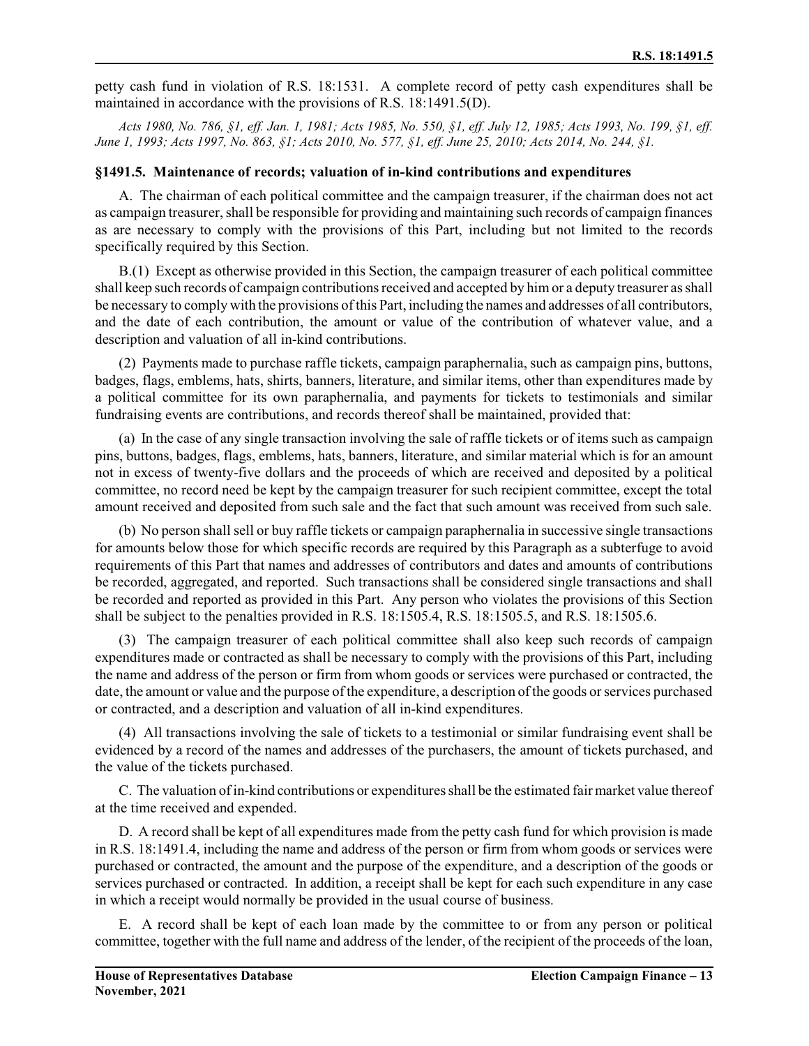petty cash fund in violation of R.S. 18:1531. A complete record of petty cash expenditures shall be maintained in accordance with the provisions of R.S. 18:1491.5(D).

*Acts 1980, No. 786, §1, eff. Jan. 1, 1981; Acts 1985, No. 550, §1, eff. July 12, 1985; Acts 1993, No. 199, §1, eff. June 1, 1993; Acts 1997, No. 863, §1; Acts 2010, No. 577, §1, eff. June 25, 2010; Acts 2014, No. 244, §1.*

**§1491.5. Maintenance of records; valuation of in-kind contributions and expenditures**

A. The chairman of each political committee and the campaign treasurer, if the chairman does not act as campaign treasurer, shall be responsible for providing and maintaining such records of campaign finances as are necessary to comply with the provisions of this Part, including but not limited to the records specifically required by this Section.

B.(1) Except as otherwise provided in this Section, the campaign treasurer of each political committee shall keep such records of campaign contributions received and accepted by him or a deputy treasurer as shall be necessary to comply with the provisions of this Part, including the names and addresses of all contributors, and the date of each contribution, the amount or value of the contribution of whatever value, and a description and valuation of all in-kind contributions.

(2) Payments made to purchase raffle tickets, campaign paraphernalia, such as campaign pins, buttons, badges, flags, emblems, hats, shirts, banners, literature, and similar items, other than expenditures made by a political committee for its own paraphernalia, and payments for tickets to testimonials and similar fundraising events are contributions, and records thereof shall be maintained, provided that:

(a) In the case of any single transaction involving the sale of raffle tickets or of items such as campaign pins, buttons, badges, flags, emblems, hats, banners, literature, and similar material which is for an amount not in excess of twenty-five dollars and the proceeds of which are received and deposited by a political committee, no record need be kept by the campaign treasurer for such recipient committee, except the total amount received and deposited from such sale and the fact that such amount was received from such sale.

(b) No person shall sell or buy raffle tickets or campaign paraphernalia in successive single transactions for amounts below those for which specific records are required by this Paragraph as a subterfuge to avoid requirements of this Part that names and addresses of contributors and dates and amounts of contributions be recorded, aggregated, and reported. Such transactions shall be considered single transactions and shall be recorded and reported as provided in this Part. Any person who violates the provisions of this Section shall be subject to the penalties provided in R.S. 18:1505.4, R.S. 18:1505.5, and R.S. 18:1505.6.

(3) The campaign treasurer of each political committee shall also keep such records of campaign expenditures made or contracted as shall be necessary to comply with the provisions of this Part, including the name and address of the person or firm from whom goods or services were purchased or contracted, the date, the amount or value and the purpose of the expenditure, a description of the goods or services purchased or contracted, and a description and valuation of all in-kind expenditures.

(4) All transactions involving the sale of tickets to a testimonial or similar fundraising event shall be evidenced by a record of the names and addresses of the purchasers, the amount of tickets purchased, and the value of the tickets purchased.

C. The valuation of in-kind contributions or expenditures shall be the estimated fair market value thereof at the time received and expended.

D. A record shall be kept of all expenditures made from the petty cash fund for which provision is made in R.S. 18:1491.4, including the name and address of the person or firm from whom goods or services were purchased or contracted, the amount and the purpose of the expenditure, and a description of the goods or services purchased or contracted. In addition, a receipt shall be kept for each such expenditure in any case in which a receipt would normally be provided in the usual course of business.

E. A record shall be kept of each loan made by the committee to or from any person or political committee, together with the full name and address of the lender, of the recipient of the proceeds of the loan,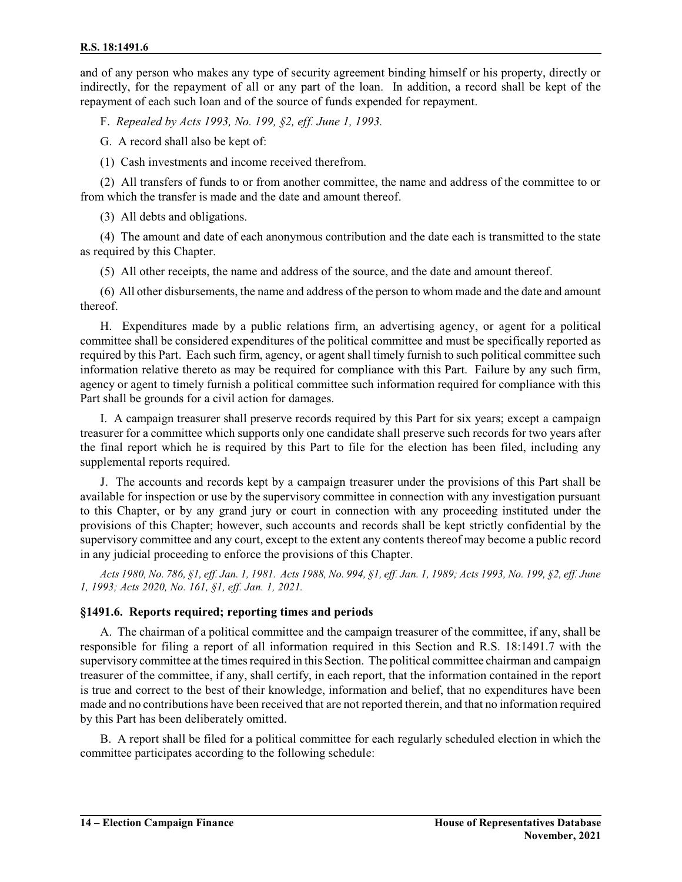and of any person who makes any type of security agreement binding himself or his property, directly or indirectly, for the repayment of all or any part of the loan. In addition, a record shall be kept of the repayment of each such loan and of the source of funds expended for repayment.

F. *Repealed by Acts 1993, No. 199, §2, eff. June 1, 1993.*

G. A record shall also be kept of:

(1) Cash investments and income received therefrom.

(2) All transfers of funds to or from another committee, the name and address of the committee to or from which the transfer is made and the date and amount thereof.

(3) All debts and obligations.

(4) The amount and date of each anonymous contribution and the date each is transmitted to the state as required by this Chapter.

(5) All other receipts, the name and address of the source, and the date and amount thereof.

(6) All other disbursements, the name and address of the person to whom made and the date and amount thereof.

H. Expenditures made by a public relations firm, an advertising agency, or agent for a political committee shall be considered expenditures of the political committee and must be specifically reported as required by this Part. Each such firm, agency, or agent shall timely furnish to such political committee such information relative thereto as may be required for compliance with this Part. Failure by any such firm, agency or agent to timely furnish a political committee such information required for compliance with this Part shall be grounds for a civil action for damages.

I. A campaign treasurer shall preserve records required by this Part for six years; except a campaign treasurer for a committee which supports only one candidate shall preserve such records for two years after the final report which he is required by this Part to file for the election has been filed, including any supplemental reports required.

J. The accounts and records kept by a campaign treasurer under the provisions of this Part shall be available for inspection or use by the supervisory committee in connection with any investigation pursuant to this Chapter, or by any grand jury or court in connection with any proceeding instituted under the provisions of this Chapter; however, such accounts and records shall be kept strictly confidential by the supervisory committee and any court, except to the extent any contents thereof may become a public record in any judicial proceeding to enforce the provisions of this Chapter.

*Acts 1980, No. 786, §1, eff. Jan. 1, 1981. Acts 1988, No. 994, §1, eff. Jan. 1, 1989; Acts 1993, No. 199, §2, eff. June 1, 1993; Acts 2020, No. 161, §1, eff. Jan. 1, 2021.*

### §1491.6. Reports required; reporting times and periods

A. The chairman of a political committee and the campaign treasurer of the committee, if any, shall be responsible for filing a report of all information required in this Section and R.S. 18:1491.7 with the supervisory committee at the times required in this Section. The political committee chairman and campaign treasurer of the committee, if any, shall certify, in each report, that the information contained in the report is true and correct to the best of their knowledge, information and belief, that no expenditures have been made and no contributions have been received that are not reported therein, and that no information required by this Part has been deliberately omitted.

B. A report shall be filed for a political committee for each regularly scheduled election in which the committee participates according to the following schedule: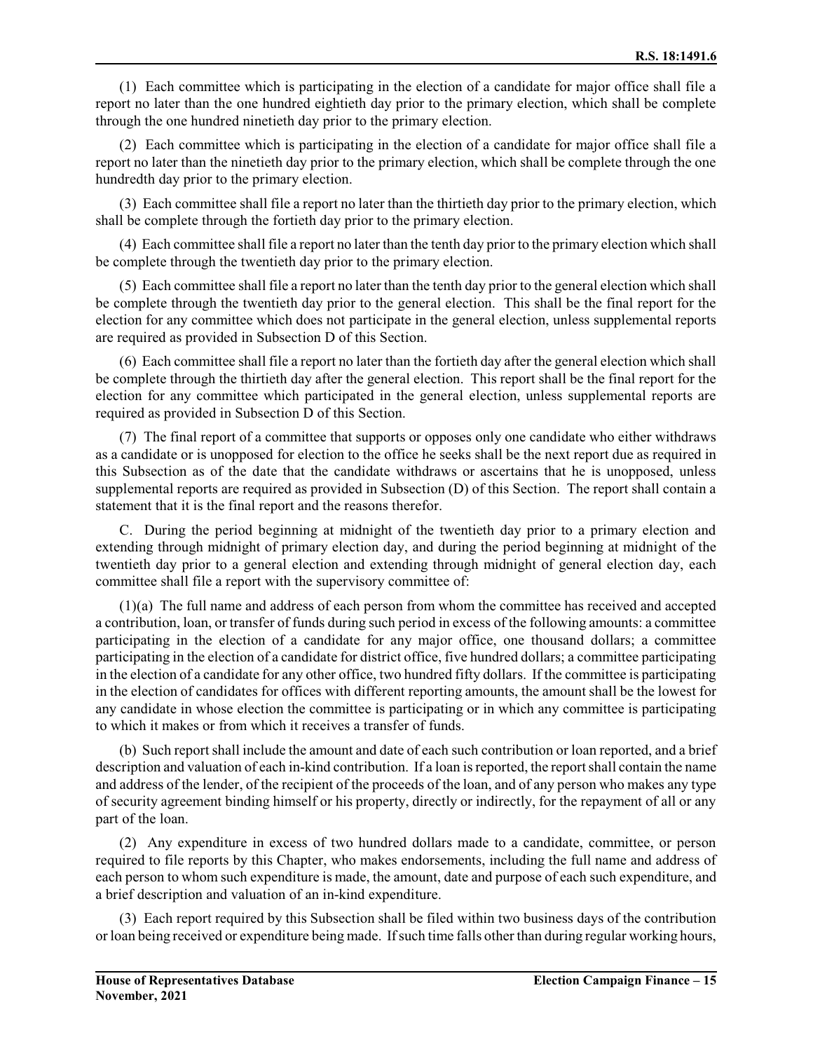(1) Each committee which is participating in the election of a candidate for major office shall file a report no later than the one hundred eightieth day prior to the primary election, which shall be complete through the one hundred ninetieth day prior to the primary election.

(2) Each committee which is participating in the election of a candidate for major office shall file a report no later than the ninetieth day prior to the primary election, which shall be complete through the one hundredth day prior to the primary election.

(3) Each committee shall file a report no later than the thirtieth day prior to the primary election, which shall be complete through the fortieth day prior to the primary election.

(4) Each committee shall file a report no later than the tenth day prior to the primary election which shall be complete through the twentieth day prior to the primary election.

(5) Each committee shall file a report no later than the tenth day prior to the general election which shall be complete through the twentieth day prior to the general election. This shall be the final report for the election for any committee which does not participate in the general election, unless supplemental reports are required as provided in Subsection D of this Section.

(6) Each committee shall file a report no later than the fortieth day after the general election which shall be complete through the thirtieth day after the general election. This report shall be the final report for the election for any committee which participated in the general election, unless supplemental reports are required as provided in Subsection D of this Section.

(7) The final report of a committee that supports or opposes only one candidate who either withdraws as a candidate or is unopposed for election to the office he seeks shall be the next report due as required in this Subsection as of the date that the candidate withdraws or ascertains that he is unopposed, unless supplemental reports are required as provided in Subsection (D) of this Section. The report shall contain a statement that it is the final report and the reasons therefor.

C. During the period beginning at midnight of the twentieth day prior to a primary election and extending through midnight of primary election day, and during the period beginning at midnight of the twentieth day prior to a general election and extending through midnight of general election day, each committee shall file a report with the supervisory committee of:

(1)(a) The full name and address of each person from whom the committee has received and accepted a contribution, loan, or transfer of funds during such period in excess of the following amounts: a committee participating in the election of a candidate for any major office, one thousand dollars; a committee participating in the election of a candidate for district office, five hundred dollars; a committee participating in the election of a candidate for any other office, two hundred fifty dollars. If the committee is participating in the election of candidates for offices with different reporting amounts, the amount shall be the lowest for any candidate in whose election the committee is participating or in which any committee is participating to which it makes or from which it receives a transfer of funds.

(b) Such report shall include the amount and date of each such contribution or loan reported, and a brief description and valuation of each in-kind contribution. If a loan is reported, the report shall contain the name and address of the lender, of the recipient of the proceeds of the loan, and of any person who makes any type of security agreement binding himself or his property, directly or indirectly, for the repayment of all or any part of the loan.

(2) Any expenditure in excess of two hundred dollars made to a candidate, committee, or person required to file reports by this Chapter, who makes endorsements, including the full name and address of each person to whom such expenditure is made, the amount, date and purpose of each such expenditure, and a brief description and valuation of an in-kind expenditure.

(3) Each report required by this Subsection shall be filed within two business days of the contribution or loan being received or expenditure being made. If such time falls other than during regular working hours,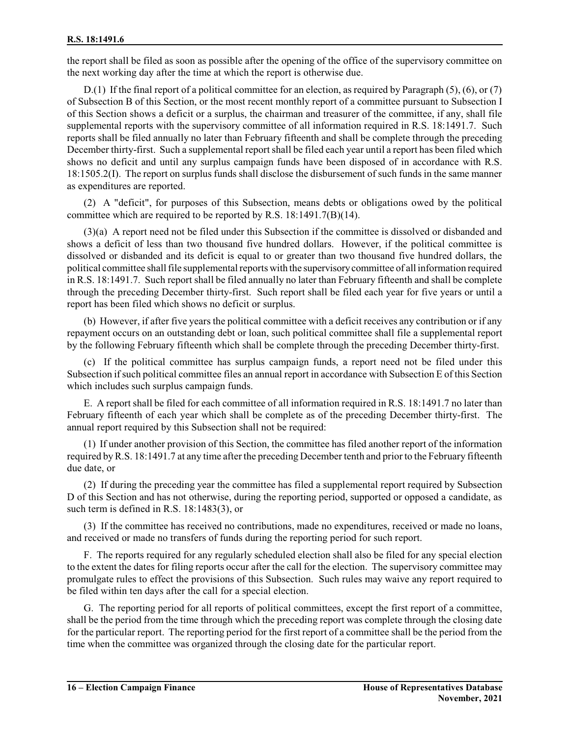the report shall be filed as soon as possible after the opening of the office of the supervisory committee on the next working day after the time at which the report is otherwise due.

D.(1) If the final report of a political committee for an election, as required by Paragraph (5), (6), or (7) of Subsection B of this Section, or the most recent monthly report of a committee pursuant to Subsection I of this Section shows a deficit or a surplus, the chairman and treasurer of the committee, if any, shall file supplemental reports with the supervisory committee of all information required in R.S. 18:1491.7. Such reports shall be filed annually no later than February fifteenth and shall be complete through the preceding December thirty-first. Such a supplemental report shall be filed each year until a report has been filed which shows no deficit and until any surplus campaign funds have been disposed of in accordance with R.S. 18:1505.2(I). The report on surplus funds shall disclose the disbursement of such funds in the same manner as expenditures are reported.

(2) A "deficit", for purposes of this Subsection, means debts or obligations owed by the political committee which are required to be reported by R.S. 18:1491.7(B)(14).

(3)(a) A report need not be filed under this Subsection if the committee is dissolved or disbanded and shows a deficit of less than two thousand five hundred dollars. However, if the political committee is dissolved or disbanded and its deficit is equal to or greater than two thousand five hundred dollars, the political committee shall file supplemental reports with the supervisory committee of all information required in R.S. 18:1491.7. Such report shall be filed annually no later than February fifteenth and shall be complete through the preceding December thirty-first. Such report shall be filed each year for five years or until a report has been filed which shows no deficit or surplus.

(b) However, if after five years the political committee with a deficit receives any contribution or if any repayment occurs on an outstanding debt or loan, such political committee shall file a supplemental report by the following February fifteenth which shall be complete through the preceding December thirty-first.

(c) If the political committee has surplus campaign funds, a report need not be filed under this Subsection if such political committee files an annual report in accordance with Subsection E of this Section which includes such surplus campaign funds.

E. A report shall be filed for each committee of all information required in R.S. 18:1491.7 no later than February fifteenth of each year which shall be complete as of the preceding December thirty-first. The annual report required by this Subsection shall not be required:

(1) If under another provision of this Section, the committee has filed another report of the information required by R.S. 18:1491.7 at any time after the preceding December tenth and prior to the February fifteenth due date, or

(2) If during the preceding year the committee has filed a supplemental report required by Subsection D of this Section and has not otherwise, during the reporting period, supported or opposed a candidate, as such term is defined in R.S. 18:1483(3), or

(3) If the committee has received no contributions, made no expenditures, received or made no loans, and received or made no transfers of funds during the reporting period for such report.

F. The reports required for any regularly scheduled election shall also be filed for any special election to the extent the dates for filing reports occur after the call for the election. The supervisory committee may promulgate rules to effect the provisions of this Subsection. Such rules may waive any report required to be filed within ten days after the call for a special election.

G. The reporting period for all reports of political committees, except the first report of a committee, shall be the period from the time through which the preceding report was complete through the closing date for the particular report. The reporting period for the first report of a committee shall be the period from the time when the committee was organized through the closing date for the particular report.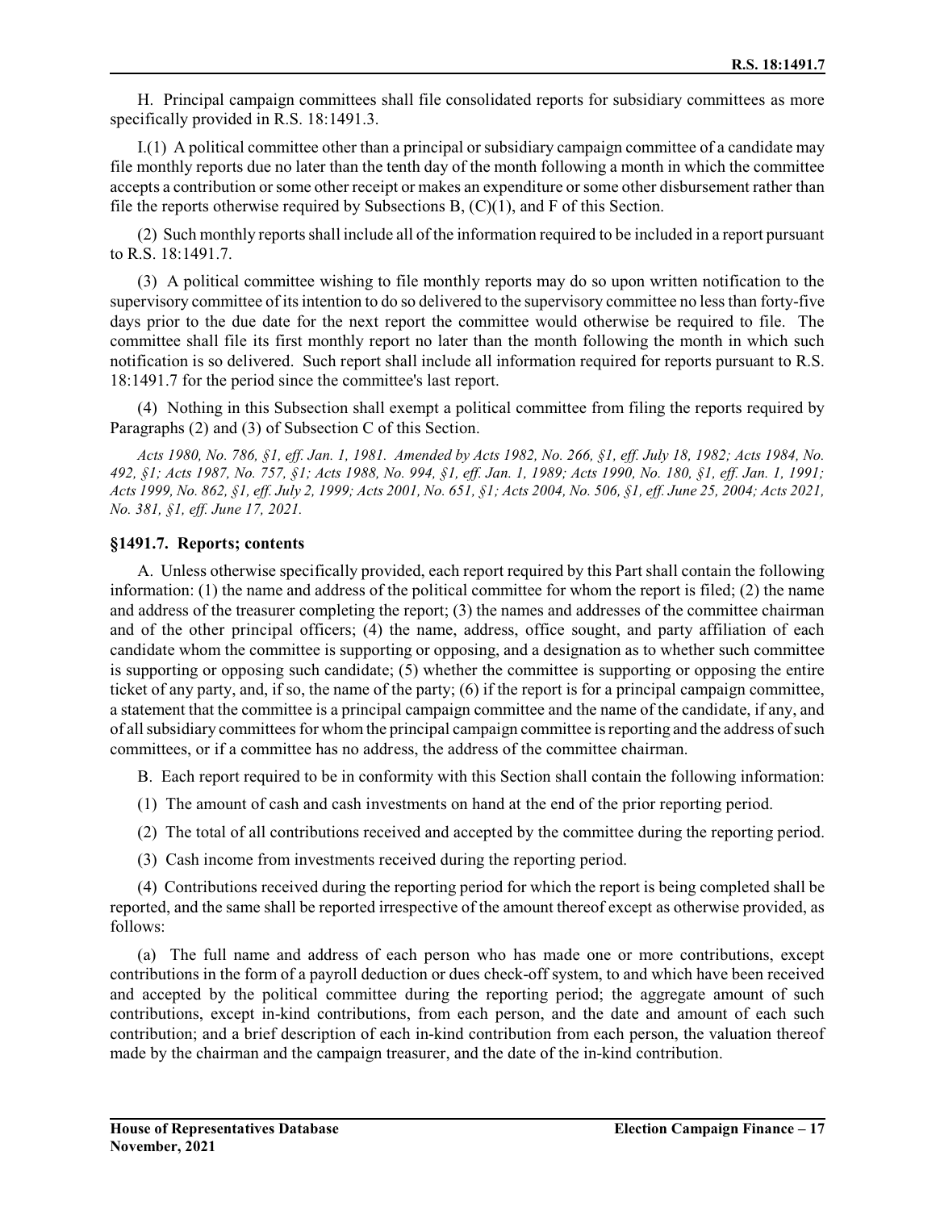H. Principal campaign committees shall file consolidated reports for subsidiary committees as more specifically provided in R.S. 18:1491.3.

I.(1) A political committee other than a principal or subsidiary campaign committee of a candidate may file monthly reports due no later than the tenth day of the month following a month in which the committee accepts a contribution or some other receipt or makes an expenditure or some other disbursement rather than file the reports otherwise required by Subsections B, (C)(1), and F of this Section.

(2) Such monthly reports shall include all of the information required to be included in a report pursuant to R.S. 18:1491.7.

(3) A political committee wishing to file monthly reports may do so upon written notification to the supervisory committee of its intention to do so delivered to the supervisory committee no less than forty-five days prior to the due date for the next report the committee would otherwise be required to file. The committee shall file its first monthly report no later than the month following the month in which such notification is so delivered. Such report shall include all information required for reports pursuant to R.S. 18:1491.7 for the period since the committee's last report.

(4) Nothing in this Subsection shall exempt a political committee from filing the reports required by Paragraphs (2) and (3) of Subsection C of this Section.

*Acts 1980, No. 786, §1, eff. Jan. 1, 1981. Amended by Acts 1982, No. 266, §1, eff. July 18, 1982; Acts 1984, No. 492, §1; Acts 1987, No. 757, §1; Acts 1988, No. 994, §1, eff. Jan. 1, 1989; Acts 1990, No. 180, §1, eff. Jan. 1, 1991; Acts 1999, No. 862, §1, eff. July 2, 1999; Acts 2001, No. 651, §1; Acts 2004, No. 506, §1, eff. June 25, 2004; Acts 2021, No. 381, §1, eff. June 17, 2021.*

### §1491.7. Reports; contents

A. Unless otherwise specifically provided, each report required by this Part shall contain the following information: (1) the name and address of the political committee for whom the report is filed; (2) the name and address of the treasurer completing the report; (3) the names and addresses of the committee chairman and of the other principal officers; (4) the name, address, office sought, and party affiliation of each candidate whom the committee is supporting or opposing, and a designation as to whether such committee is supporting or opposing such candidate; (5) whether the committee is supporting or opposing the entire ticket of any party, and, if so, the name of the party; (6) if the report is for a principal campaign committee, a statement that the committee is a principal campaign committee and the name of the candidate, if any, and of all subsidiary committees for whom the principal campaign committee is reporting and the address of such committees, or if a committee has no address, the address of the committee chairman.

B. Each report required to be in conformity with this Section shall contain the following information:

(1) The amount of cash and cash investments on hand at the end of the prior reporting period.

(2) The total of all contributions received and accepted by the committee during the reporting period.

(3) Cash income from investments received during the reporting period.

(4) Contributions received during the reporting period for which the report is being completed shall be reported, and the same shall be reported irrespective of the amount thereof except as otherwise provided, as follows:

(a) The full name and address of each person who has made one or more contributions, except contributions in the form of a payroll deduction or dues check-off system, to and which have been received and accepted by the political committee during the reporting period; the aggregate amount of such contributions, except in-kind contributions, from each person, and the date and amount of each such contribution; and a brief description of each in-kind contribution from each person, the valuation thereof made by the chairman and the campaign treasurer, and the date of the in-kind contribution.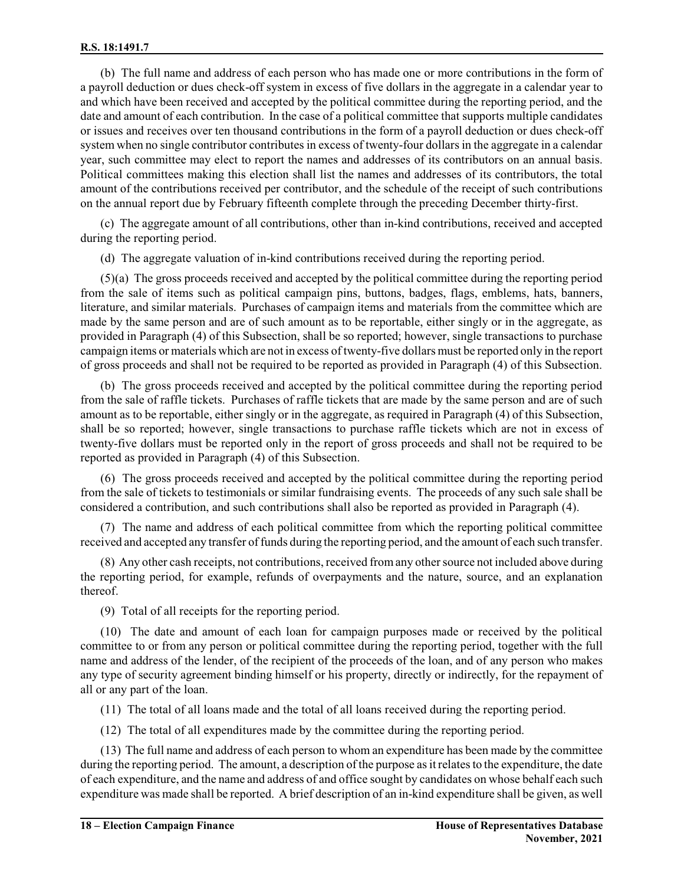(b) The full name and address of each person who has made one or more contributions in the form of a payroll deduction or dues check-off system in excess of five dollars in the aggregate in a calendar year to and which have been received and accepted by the political committee during the reporting period, and the date and amount of each contribution. In the case of a political committee that supports multiple candidates or issues and receives over ten thousand contributions in the form of a payroll deduction or dues check-off system when no single contributor contributes in excess of twenty-four dollars in the aggregate in a calendar year, such committee may elect to report the names and addresses of its contributors on an annual basis. Political committees making this election shall list the names and addresses of its contributors, the total amount of the contributions received per contributor, and the schedule of the receipt of such contributions on the annual report due by February fifteenth complete through the preceding December thirty-first.

(c) The aggregate amount of all contributions, other than in-kind contributions, received and accepted during the reporting period.

(d) The aggregate valuation of in-kind contributions received during the reporting period.

(5)(a) The gross proceeds received and accepted by the political committee during the reporting period from the sale of items such as political campaign pins, buttons, badges, flags, emblems, hats, banners, literature, and similar materials. Purchases of campaign items and materials from the committee which are made by the same person and are of such amount as to be reportable, either singly or in the aggregate, as provided in Paragraph (4) of this Subsection, shall be so reported; however, single transactions to purchase campaign items or materials which are not in excess of twenty-five dollars must be reported only in the report of gross proceeds and shall not be required to be reported as provided in Paragraph (4) of this Subsection.

(b) The gross proceeds received and accepted by the political committee during the reporting period from the sale of raffle tickets. Purchases of raffle tickets that are made by the same person and are of such amount as to be reportable, either singly or in the aggregate, as required in Paragraph (4) of this Subsection, shall be so reported; however, single transactions to purchase raffle tickets which are not in excess of twenty-five dollars must be reported only in the report of gross proceeds and shall not be required to be reported as provided in Paragraph (4) of this Subsection.

(6) The gross proceeds received and accepted by the political committee during the reporting period from the sale of tickets to testimonials or similar fundraising events. The proceeds of any such sale shall be considered a contribution, and such contributions shall also be reported as provided in Paragraph (4).

(7) The name and address of each political committee from which the reporting political committee received and accepted any transfer of funds during the reporting period, and the amount of each such transfer.

(8) Any other cash receipts, not contributions, received from any other source not included above during the reporting period, for example, refunds of overpayments and the nature, source, and an explanation thereof.

(9) Total of all receipts for the reporting period.

(10) The date and amount of each loan for campaign purposes made or received by the political committee to or from any person or political committee during the reporting period, together with the full name and address of the lender, of the recipient of the proceeds of the loan, and of any person who makes any type of security agreement binding himself or his property, directly or indirectly, for the repayment of all or any part of the loan.

(11) The total of all loans made and the total of all loans received during the reporting period.

(12) The total of all expenditures made by the committee during the reporting period.

(13) The full name and address of each person to whom an expenditure has been made by the committee during the reporting period. The amount, a description of the purpose as it relates to the expenditure, the date of each expenditure, and the name and address of and office sought by candidates on whose behalf each such expenditure was made shall be reported. A brief description of an in-kind expenditure shall be given, as well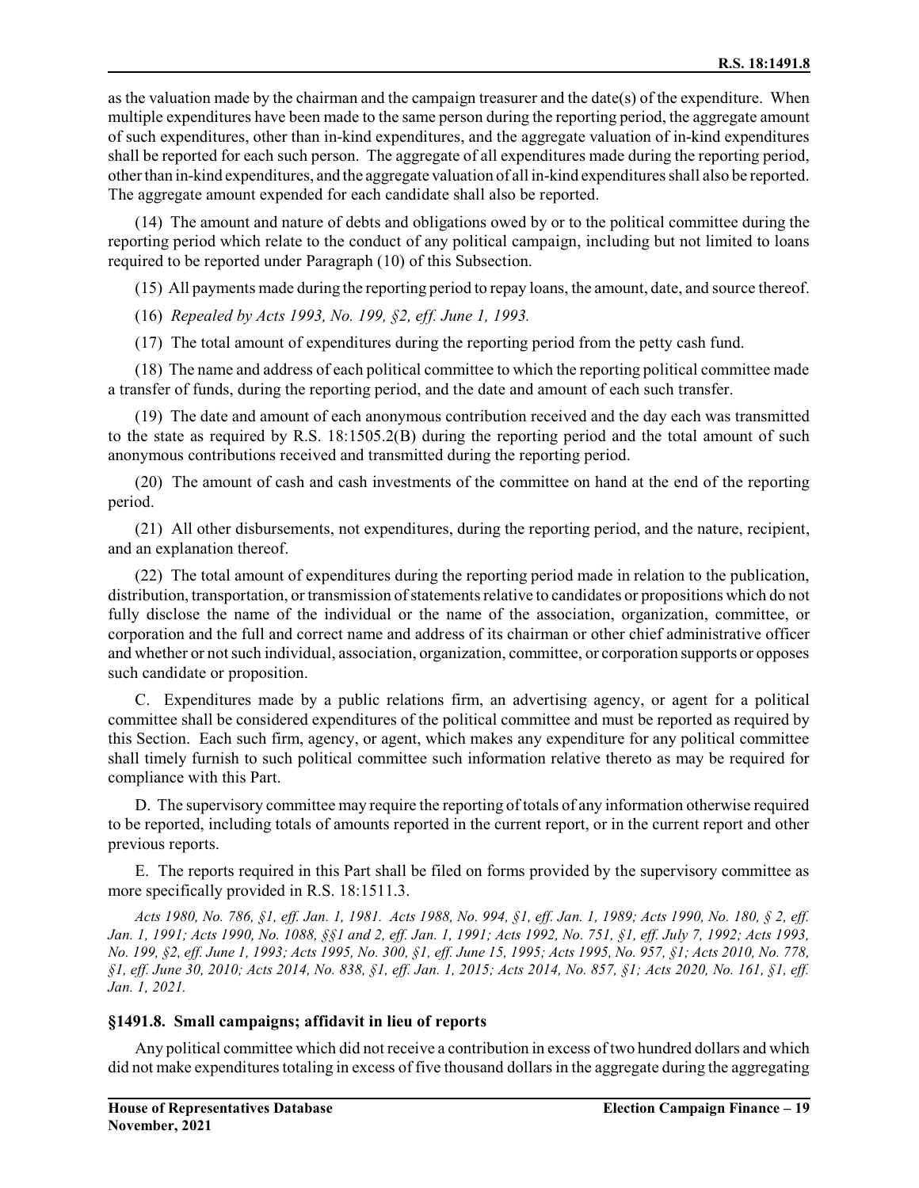as the valuation made by the chairman and the campaign treasurer and the date(s) of the expenditure. When multiple expenditures have been made to the same person during the reporting period, the aggregate amount of such expenditures, other than in-kind expenditures, and the aggregate valuation of in-kind expenditures shall be reported for each such person. The aggregate of all expenditures made during the reporting period, other than in-kind expenditures, and the aggregate valuation of all in-kind expenditures shall also be reported. The aggregate amount expended for each candidate shall also be reported.

(14) The amount and nature of debts and obligations owed by or to the political committee during the reporting period which relate to the conduct of any political campaign, including but not limited to loans required to be reported under Paragraph (10) of this Subsection.

(15) All payments made during the reporting period to repay loans, the amount, date, and source thereof.

(16) *Repealed by Acts 1993, No. 199, §2, eff. June 1, 1993.*

(17) The total amount of expenditures during the reporting period from the petty cash fund.

(18) The name and address of each political committee to which the reporting political committee made a transfer of funds, during the reporting period, and the date and amount of each such transfer.

(19) The date and amount of each anonymous contribution received and the day each was transmitted to the state as required by R.S. 18:1505.2(B) during the reporting period and the total amount of such anonymous contributions received and transmitted during the reporting period.

(20) The amount of cash and cash investments of the committee on hand at the end of the reporting period.

(21) All other disbursements, not expenditures, during the reporting period, and the nature, recipient, and an explanation thereof.

(22) The total amount of expenditures during the reporting period made in relation to the publication, distribution, transportation, or transmission of statements relative to candidates or propositions which do not fully disclose the name of the individual or the name of the association, organization, committee, or corporation and the full and correct name and address of its chairman or other chief administrative officer and whether or not such individual, association, organization, committee, or corporation supports or opposes such candidate or proposition.

C. Expenditures made by a public relations firm, an advertising agency, or agent for a political committee shall be considered expenditures of the political committee and must be reported as required by this Section. Each such firm, agency, or agent, which makes any expenditure for any political committee shall timely furnish to such political committee such information relative thereto as may be required for compliance with this Part.

D. The supervisory committee may require the reporting of totals of any information otherwise required to be reported, including totals of amounts reported in the current report, or in the current report and other previous reports.

E. The reports required in this Part shall be filed on forms provided by the supervisory committee as more specifically provided in R.S. 18:1511.3.

*Acts 1980, No. 786, §1, eff. Jan. 1, 1981. Acts 1988, No. 994, §1, eff. Jan. 1, 1989; Acts 1990, No. 180, § 2, eff. Jan. 1, 1991; Acts 1990, No. 1088, §§1 and 2, eff. Jan. 1, 1991; Acts 1992, No. 751, §1, eff. July 7, 1992; Acts 1993, No. 199, §2, eff. June 1, 1993; Acts 1995, No. 300, §1, eff. June 15, 1995; Acts 1995, No. 957, §1; Acts 2010, No. 778, §1, eff. June 30, 2010; Acts 2014, No. 838, §1, eff. Jan. 1, 2015; Acts 2014, No. 857, §1; Acts 2020, No. 161, §1, eff. Jan. 1, 2021.*

### §1491.8. Small campaigns; affidavit in lieu of reports

Any political committee which did not receive a contribution in excess of two hundred dollars and which did not make expenditures totaling in excess of five thousand dollars in the aggregate during the aggregating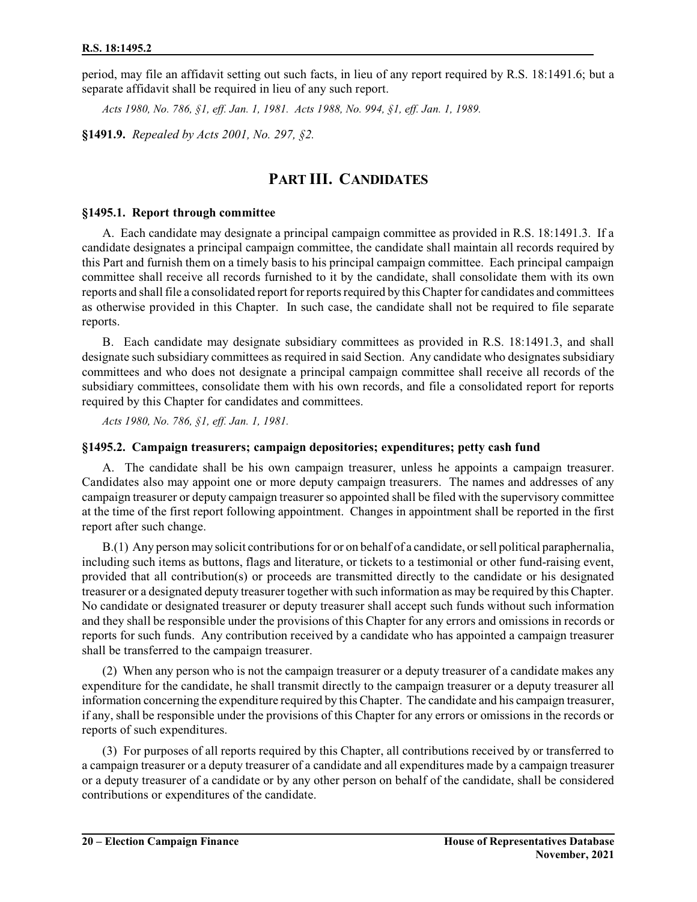period, may file an affidavit setting out such facts, in lieu of any report required by R.S. 18:1491.6; but a separate affidavit shall be required in lieu of any such report.

*Acts 1980, No. 786, §1, eff. Jan. 1, 1981. Acts 1988, No. 994, §1, eff. Jan. 1, 1989.*

**§1491.9.** *Repealed by Acts 2001, No. 297, §2.*

## PART III. CANDIDATES

### §1495.1. Report through committee

A. Each candidate may designate a principal campaign committee as provided in R.S. 18:1491.3. If a candidate designates a principal campaign committee, the candidate shall maintain all records required by this Part and furnish them on a timely basis to his principal campaign committee. Each principal campaign committee shall receive all records furnished to it by the candidate, shall consolidate them with its own reports and shall file a consolidated report for reports required by this Chapter for candidates and committees as otherwise provided in this Chapter. In such case, the candidate shall not be required to file separate reports.

B. Each candidate may designate subsidiary committees as provided in R.S. 18:1491.3, and shall designate such subsidiary committees as required in said Section. Any candidate who designates subsidiary committees and who does not designate a principal campaign committee shall receive all records of the subsidiary committees, consolidate them with his own records, and file a consolidated report for reports required by this Chapter for candidates and committees.

*Acts 1980, No. 786, §1, eff. Jan. 1, 1981.*

### §1495.2. Campaign treasurers; campaign depositories; expenditures; petty cash fund

A. The candidate shall be his own campaign treasurer, unless he appoints a campaign treasurer. Candidates also may appoint one or more deputy campaign treasurers. The names and addresses of any campaign treasurer or deputy campaign treasurer so appointed shall be filed with the supervisory committee at the time of the first report following appointment. Changes in appointment shall be reported in the first report after such change.

B.(1) Any person may solicit contributions for or on behalf of a candidate, or sell political paraphernalia, including such items as buttons, flags and literature, or tickets to a testimonial or other fund-raising event, provided that all contribution(s) or proceeds are transmitted directly to the candidate or his designated treasurer or a designated deputy treasurer together with such information as may be required by this Chapter. No candidate or designated treasurer or deputy treasurer shall accept such funds without such information and they shall be responsible under the provisions of this Chapter for any errors and omissions in records or reports for such funds. Any contribution received by a candidate who has appointed a campaign treasurer shall be transferred to the campaign treasurer.

(2) When any person who is not the campaign treasurer or a deputy treasurer of a candidate makes any expenditure for the candidate, he shall transmit directly to the campaign treasurer or a deputy treasurer all information concerning the expenditure required by this Chapter. The candidate and his campaign treasurer, if any, shall be responsible under the provisions of this Chapter for any errors or omissions in the records or reports of such expenditures.

(3) For purposes of all reports required by this Chapter, all contributions received by or transferred to a campaign treasurer or a deputy treasurer of a candidate and all expenditures made by a campaign treasurer or a deputy treasurer of a candidate or by any other person on behalf of the candidate, shall be considered contributions or expenditures of the candidate.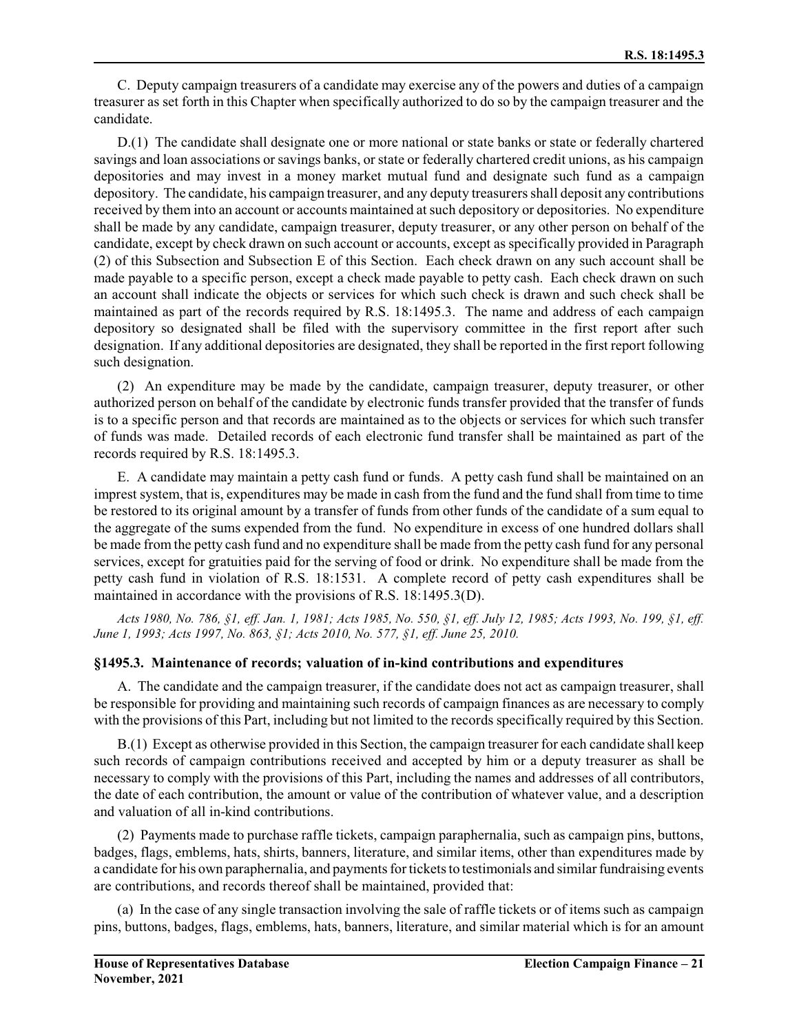C. Deputy campaign treasurers of a candidate may exercise any of the powers and duties of a campaign treasurer as set forth in this Chapter when specifically authorized to do so by the campaign treasurer and the candidate.

D.(1) The candidate shall designate one or more national or state banks or state or federally chartered savings and loan associations or savings banks, or state or federally chartered credit unions, as his campaign depositories and may invest in a money market mutual fund and designate such fund as a campaign depository. The candidate, his campaign treasurer, and any deputy treasurers shall deposit any contributions received by them into an account or accounts maintained at such depository or depositories. No expenditure shall be made by any candidate, campaign treasurer, deputy treasurer, or any other person on behalf of the candidate, except by check drawn on such account or accounts, except as specifically provided in Paragraph (2) of this Subsection and Subsection E of this Section. Each check drawn on any such account shall be made payable to a specific person, except a check made payable to petty cash. Each check drawn on such an account shall indicate the objects or services for which such check is drawn and such check shall be maintained as part of the records required by R.S. 18:1495.3. The name and address of each campaign depository so designated shall be filed with the supervisory committee in the first report after such designation. If any additional depositories are designated, they shall be reported in the first report following such designation.

(2) An expenditure may be made by the candidate, campaign treasurer, deputy treasurer, or other authorized person on behalf of the candidate by electronic funds transfer provided that the transfer of funds is to a specific person and that records are maintained as to the objects or services for which such transfer of funds was made. Detailed records of each electronic fund transfer shall be maintained as part of the records required by R.S. 18:1495.3.

E. A candidate may maintain a petty cash fund or funds. A petty cash fund shall be maintained on an imprest system, that is, expenditures may be made in cash from the fund and the fund shall from time to time be restored to its original amount by a transfer of funds from other funds of the candidate of a sum equal to the aggregate of the sums expended from the fund. No expenditure in excess of one hundred dollars shall be made from the petty cash fund and no expenditure shall be made from the petty cash fund for any personal services, except for gratuities paid for the serving of food or drink. No expenditure shall be made from the petty cash fund in violation of R.S. 18:1531. A complete record of petty cash expenditures shall be maintained in accordance with the provisions of R.S. 18:1495.3(D).

*Acts 1980, No. 786, §1, eff. Jan. 1, 1981; Acts 1985, No. 550, §1, eff. July 12, 1985; Acts 1993, No. 199, §1, eff. June 1, 1993; Acts 1997, No. 863, §1; Acts 2010, No. 577, §1, eff. June 25, 2010.*

### §1495.3. Maintenance of records; valuation of in-kind contributions and expenditures

A. The candidate and the campaign treasurer, if the candidate does not act as campaign treasurer, shall be responsible for providing and maintaining such records of campaign finances as are necessary to comply with the provisions of this Part, including but not limited to the records specifically required by this Section.

B.(1) Except as otherwise provided in this Section, the campaign treasurer for each candidate shall keep such records of campaign contributions received and accepted by him or a deputy treasurer as shall be necessary to comply with the provisions of this Part, including the names and addresses of all contributors, the date of each contribution, the amount or value of the contribution of whatever value, and a description and valuation of all in-kind contributions.

(2) Payments made to purchase raffle tickets, campaign paraphernalia, such as campaign pins, buttons, badges, flags, emblems, hats, shirts, banners, literature, and similar items, other than expenditures made by a candidate for his own paraphernalia, and payments for tickets to testimonials and similar fundraising events are contributions, and records thereof shall be maintained, provided that:

(a) In the case of any single transaction involving the sale of raffle tickets or of items such as campaign pins, buttons, badges, flags, emblems, hats, banners, literature, and similar material which is for an amount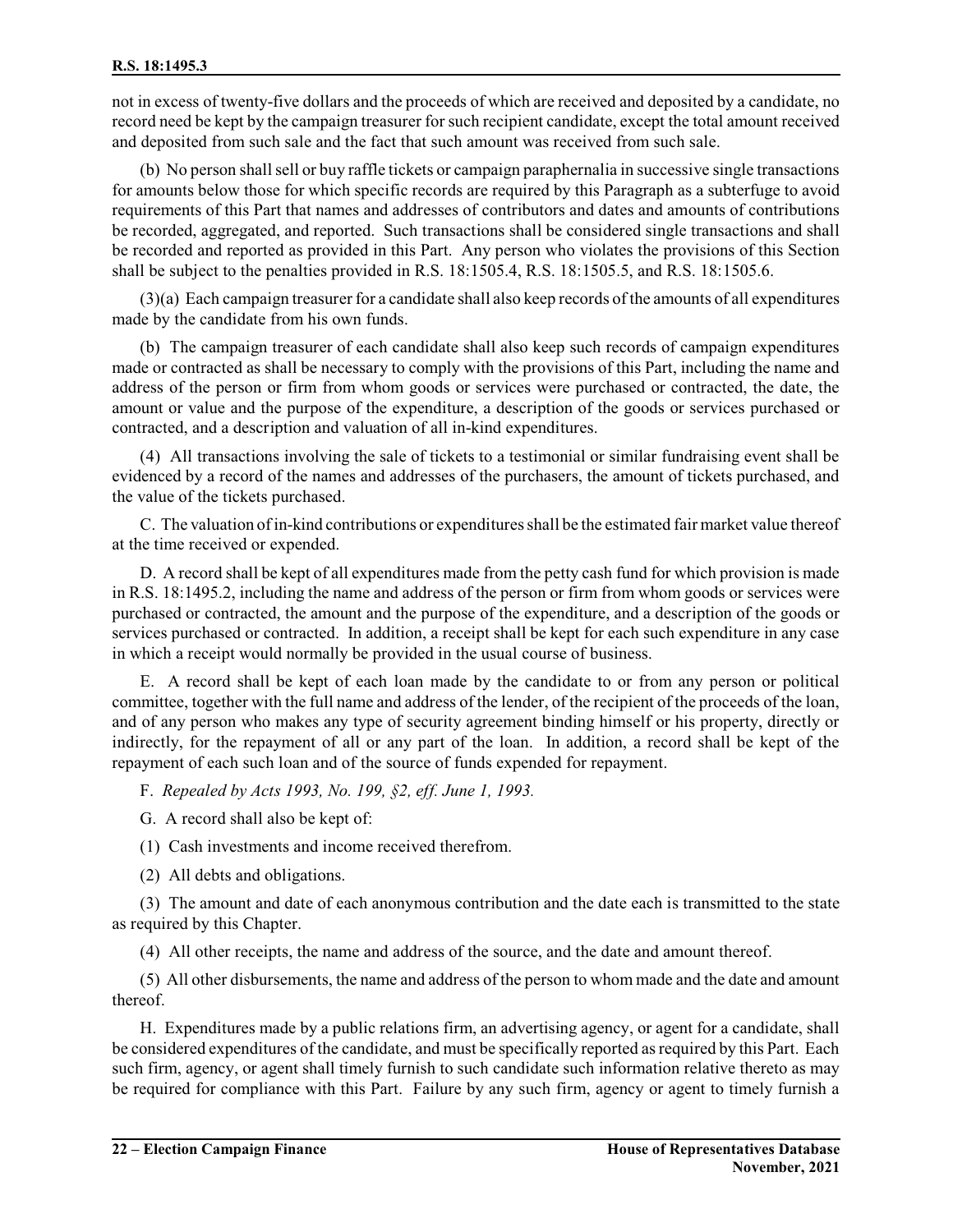not in excess of twenty-five dollars and the proceeds of which are received and deposited by a candidate, no record need be kept by the campaign treasurer for such recipient candidate, except the total amount received and deposited from such sale and the fact that such amount was received from such sale.

(b) No person shall sell or buy raffle tickets or campaign paraphernalia in successive single transactions for amounts below those for which specific records are required by this Paragraph as a subterfuge to avoid requirements of this Part that names and addresses of contributors and dates and amounts of contributions be recorded, aggregated, and reported. Such transactions shall be considered single transactions and shall be recorded and reported as provided in this Part. Any person who violates the provisions of this Section shall be subject to the penalties provided in R.S. 18:1505.4, R.S. 18:1505.5, and R.S. 18:1505.6.

(3)(a) Each campaign treasurer for a candidate shall also keep records of the amounts of all expenditures made by the candidate from his own funds.

(b) The campaign treasurer of each candidate shall also keep such records of campaign expenditures made or contracted as shall be necessary to comply with the provisions of this Part, including the name and address of the person or firm from whom goods or services were purchased or contracted, the date, the amount or value and the purpose of the expenditure, a description of the goods or services purchased or contracted, and a description and valuation of all in-kind expenditures.

(4) All transactions involving the sale of tickets to a testimonial or similar fundraising event shall be evidenced by a record of the names and addresses of the purchasers, the amount of tickets purchased, and the value of the tickets purchased.

C. The valuation of in-kind contributions or expenditures shall be the estimated fair market value thereof at the time received or expended.

D. A record shall be kept of all expenditures made from the petty cash fund for which provision is made in R.S. 18:1495.2, including the name and address of the person or firm from whom goods or services were purchased or contracted, the amount and the purpose of the expenditure, and a description of the goods or services purchased or contracted. In addition, a receipt shall be kept for each such expenditure in any case in which a receipt would normally be provided in the usual course of business.

E. A record shall be kept of each loan made by the candidate to or from any person or political committee, together with the full name and address of the lender, of the recipient of the proceeds of the loan, and of any person who makes any type of security agreement binding himself or his property, directly or indirectly, for the repayment of all or any part of the loan. In addition, a record shall be kept of the repayment of each such loan and of the source of funds expended for repayment.

F. *Repealed by Acts 1993, No. 199, §2, eff. June 1, 1993.*

G. A record shall also be kept of:

(1) Cash investments and income received therefrom.

(2) All debts and obligations.

(3) The amount and date of each anonymous contribution and the date each is transmitted to the state as required by this Chapter.

(4) All other receipts, the name and address of the source, and the date and amount thereof.

(5) All other disbursements, the name and address of the person to whom made and the date and amount thereof.

H. Expenditures made by a public relations firm, an advertising agency, or agent for a candidate, shall be considered expenditures of the candidate, and must be specifically reported as required by this Part. Each such firm, agency, or agent shall timely furnish to such candidate such information relative thereto as may be required for compliance with this Part. Failure by any such firm, agency or agent to timely furnish a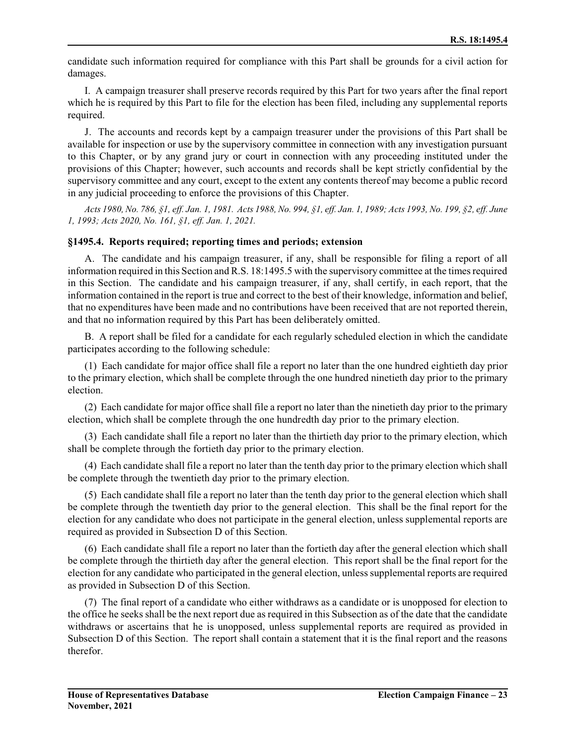candidate such information required for compliance with this Part shall be grounds for a civil action for damages.

I. A campaign treasurer shall preserve records required by this Part for two years after the final report which he is required by this Part to file for the election has been filed, including any supplemental reports required.

J. The accounts and records kept by a campaign treasurer under the provisions of this Part shall be available for inspection or use by the supervisory committee in connection with any investigation pursuant to this Chapter, or by any grand jury or court in connection with any proceeding instituted under the provisions of this Chapter; however, such accounts and records shall be kept strictly confidential by the supervisory committee and any court, except to the extent any contents thereof may become a public record in any judicial proceeding to enforce the provisions of this Chapter.

*Acts 1980, No. 786, §1, eff. Jan. 1, 1981. Acts 1988, No. 994, §1, eff. Jan. 1, 1989; Acts 1993, No. 199, §2, eff. June 1, 1993; Acts 2020, No. 161, §1, eff. Jan. 1, 2021.*

### §1495.4. Reports required; reporting times and periods; extension

A. The candidate and his campaign treasurer, if any, shall be responsible for filing a report of all information required in this Section and R.S. 18:1495.5 with the supervisory committee at the times required in this Section. The candidate and his campaign treasurer, if any, shall certify, in each report, that the information contained in the report is true and correct to the best of their knowledge, information and belief, that no expenditures have been made and no contributions have been received that are not reported therein, and that no information required by this Part has been deliberately omitted.

B. A report shall be filed for a candidate for each regularly scheduled election in which the candidate participates according to the following schedule:

(1) Each candidate for major office shall file a report no later than the one hundred eightieth day prior to the primary election, which shall be complete through the one hundred ninetieth day prior to the primary election.

(2) Each candidate for major office shall file a report no later than the ninetieth day prior to the primary election, which shall be complete through the one hundredth day prior to the primary election.

(3) Each candidate shall file a report no later than the thirtieth day prior to the primary election, which shall be complete through the fortieth day prior to the primary election.

(4) Each candidate shall file a report no later than the tenth day prior to the primary election which shall be complete through the twentieth day prior to the primary election.

(5) Each candidate shall file a report no later than the tenth day prior to the general election which shall be complete through the twentieth day prior to the general election. This shall be the final report for the election for any candidate who does not participate in the general election, unless supplemental reports are required as provided in Subsection D of this Section.

(6) Each candidate shall file a report no later than the fortieth day after the general election which shall be complete through the thirtieth day after the general election. This report shall be the final report for the election for any candidate who participated in the general election, unless supplemental reports are required as provided in Subsection D of this Section.

(7) The final report of a candidate who either withdraws as a candidate or is unopposed for election to the office he seeks shall be the next report due as required in this Subsection as of the date that the candidate withdraws or ascertains that he is unopposed, unless supplemental reports are required as provided in Subsection D of this Section. The report shall contain a statement that it is the final report and the reasons therefor.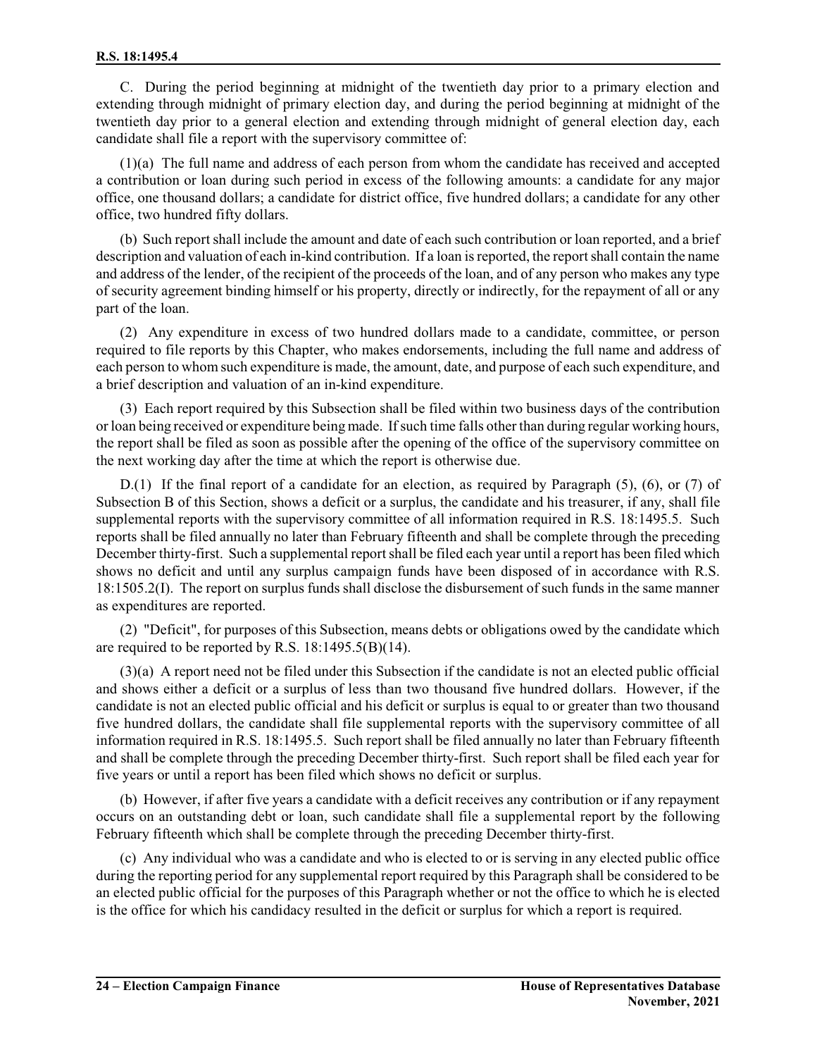C. During the period beginning at midnight of the twentieth day prior to a primary election and extending through midnight of primary election day, and during the period beginning at midnight of the twentieth day prior to a general election and extending through midnight of general election day, each candidate shall file a report with the supervisory committee of:

(1)(a) The full name and address of each person from whom the candidate has received and accepted a contribution or loan during such period in excess of the following amounts: a candidate for any major office, one thousand dollars; a candidate for district office, five hundred dollars; a candidate for any other office, two hundred fifty dollars.

(b) Such report shall include the amount and date of each such contribution or loan reported, and a brief description and valuation of each in-kind contribution. If a loan is reported, the report shall contain the name and address of the lender, of the recipient of the proceeds of the loan, and of any person who makes any type of security agreement binding himself or his property, directly or indirectly, for the repayment of all or any part of the loan.

(2) Any expenditure in excess of two hundred dollars made to a candidate, committee, or person required to file reports by this Chapter, who makes endorsements, including the full name and address of each person to whom such expenditure is made, the amount, date, and purpose of each such expenditure, and a brief description and valuation of an in-kind expenditure.

(3) Each report required by this Subsection shall be filed within two business days of the contribution or loan being received or expenditure being made. If such time falls other than during regular working hours, the report shall be filed as soon as possible after the opening of the office of the supervisory committee on the next working day after the time at which the report is otherwise due.

D.(1) If the final report of a candidate for an election, as required by Paragraph (5), (6), or (7) of Subsection B of this Section, shows a deficit or a surplus, the candidate and his treasurer, if any, shall file supplemental reports with the supervisory committee of all information required in R.S. 18:1495.5. Such reports shall be filed annually no later than February fifteenth and shall be complete through the preceding December thirty-first. Such a supplemental report shall be filed each year until a report has been filed which shows no deficit and until any surplus campaign funds have been disposed of in accordance with R.S. 18:1505.2(I). The report on surplus funds shall disclose the disbursement of such funds in the same manner as expenditures are reported.

(2) "Deficit", for purposes of this Subsection, means debts or obligations owed by the candidate which are required to be reported by R.S. 18:1495.5(B)(14).

(3)(a) A report need not be filed under this Subsection if the candidate is not an elected public official and shows either a deficit or a surplus of less than two thousand five hundred dollars. However, if the candidate is not an elected public official and his deficit or surplus is equal to or greater than two thousand five hundred dollars, the candidate shall file supplemental reports with the supervisory committee of all information required in R.S. 18:1495.5. Such report shall be filed annually no later than February fifteenth and shall be complete through the preceding December thirty-first. Such report shall be filed each year for five years or until a report has been filed which shows no deficit or surplus.

(b) However, if after five years a candidate with a deficit receives any contribution or if any repayment occurs on an outstanding debt or loan, such candidate shall file a supplemental report by the following February fifteenth which shall be complete through the preceding December thirty-first.

(c) Any individual who was a candidate and who is elected to or is serving in any elected public office during the reporting period for any supplemental report required by this Paragraph shall be considered to be an elected public official for the purposes of this Paragraph whether or not the office to which he is elected is the office for which his candidacy resulted in the deficit or surplus for which a report is required.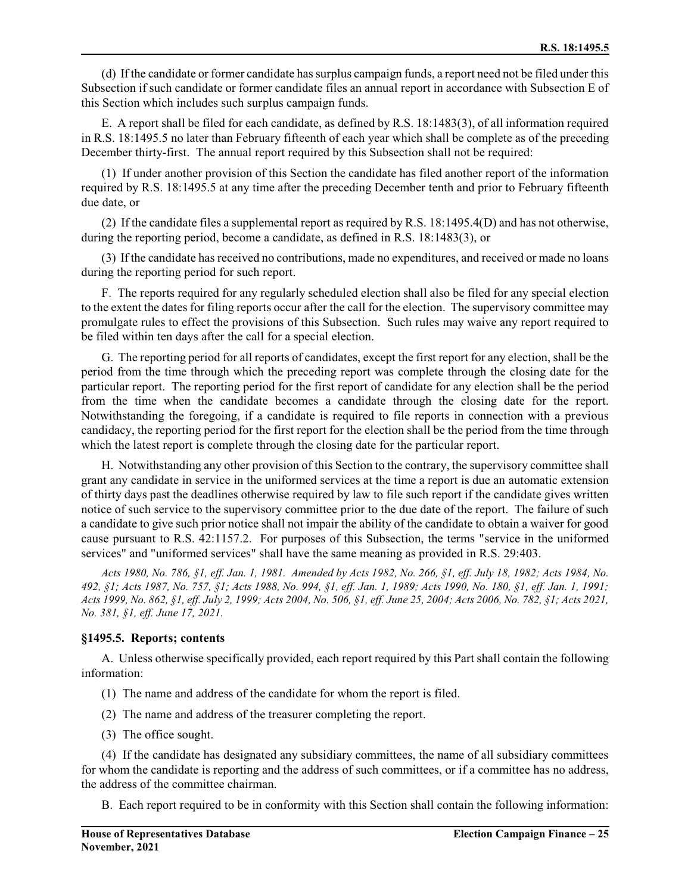(d) If the candidate or former candidate has surplus campaign funds, a report need not be filed under this Subsection if such candidate or former candidate files an annual report in accordance with Subsection E of this Section which includes such surplus campaign funds.

E. A report shall be filed for each candidate, as defined by R.S. 18:1483(3), of all information required in R.S. 18:1495.5 no later than February fifteenth of each year which shall be complete as of the preceding December thirty-first. The annual report required by this Subsection shall not be required:

(1) If under another provision of this Section the candidate has filed another report of the information required by R.S. 18:1495.5 at any time after the preceding December tenth and prior to February fifteenth due date, or

(2) If the candidate files a supplemental report as required by R.S. 18:1495.4(D) and has not otherwise, during the reporting period, become a candidate, as defined in R.S. 18:1483(3), or

(3) If the candidate has received no contributions, made no expenditures, and received or made no loans during the reporting period for such report.

F. The reports required for any regularly scheduled election shall also be filed for any special election to the extent the dates for filing reports occur after the call for the election. The supervisory committee may promulgate rules to effect the provisions of this Subsection. Such rules may waive any report required to be filed within ten days after the call for a special election.

G. The reporting period for all reports of candidates, except the first report for any election, shall be the period from the time through which the preceding report was complete through the closing date for the particular report. The reporting period for the first report of candidate for any election shall be the period from the time when the candidate becomes a candidate through the closing date for the report. Notwithstanding the foregoing, if a candidate is required to file reports in connection with a previous candidacy, the reporting period for the first report for the election shall be the period from the time through which the latest report is complete through the closing date for the particular report.

H. Notwithstanding any other provision of this Section to the contrary, the supervisory committee shall grant any candidate in service in the uniformed services at the time a report is due an automatic extension of thirty days past the deadlines otherwise required by law to file such report if the candidate gives written notice of such service to the supervisory committee prior to the due date of the report. The failure of such a candidate to give such prior notice shall not impair the ability of the candidate to obtain a waiver for good cause pursuant to R.S. 42:1157.2. For purposes of this Subsection, the terms "service in the uniformed services" and "uniformed services" shall have the same meaning as provided in R.S. 29:403.

*Acts 1980, No. 786, §1, eff. Jan. 1, 1981. Amended by Acts 1982, No. 266, §1, eff. July 18, 1982; Acts 1984, No. 492, §1; Acts 1987, No. 757, §1; Acts 1988, No. 994, §1, eff. Jan. 1, 1989; Acts 1990, No. 180, §1, eff. Jan. 1, 1991; Acts 1999, No. 862, §1, eff. July 2, 1999; Acts 2004, No. 506, §1, eff. June 25, 2004; Acts 2006, No. 782, §1; Acts 2021, No. 381, §1, eff. June 17, 2021.*

### §1495.5. Reports; contents

A. Unless otherwise specifically provided, each report required by this Part shall contain the following information:

(1) The name and address of the candidate for whom the report is filed.

(2) The name and address of the treasurer completing the report.

(3) The office sought.

(4) If the candidate has designated any subsidiary committees, the name of all subsidiary committees for whom the candidate is reporting and the address of such committees, or if a committee has no address, the address of the committee chairman.

B. Each report required to be in conformity with this Section shall contain the following information: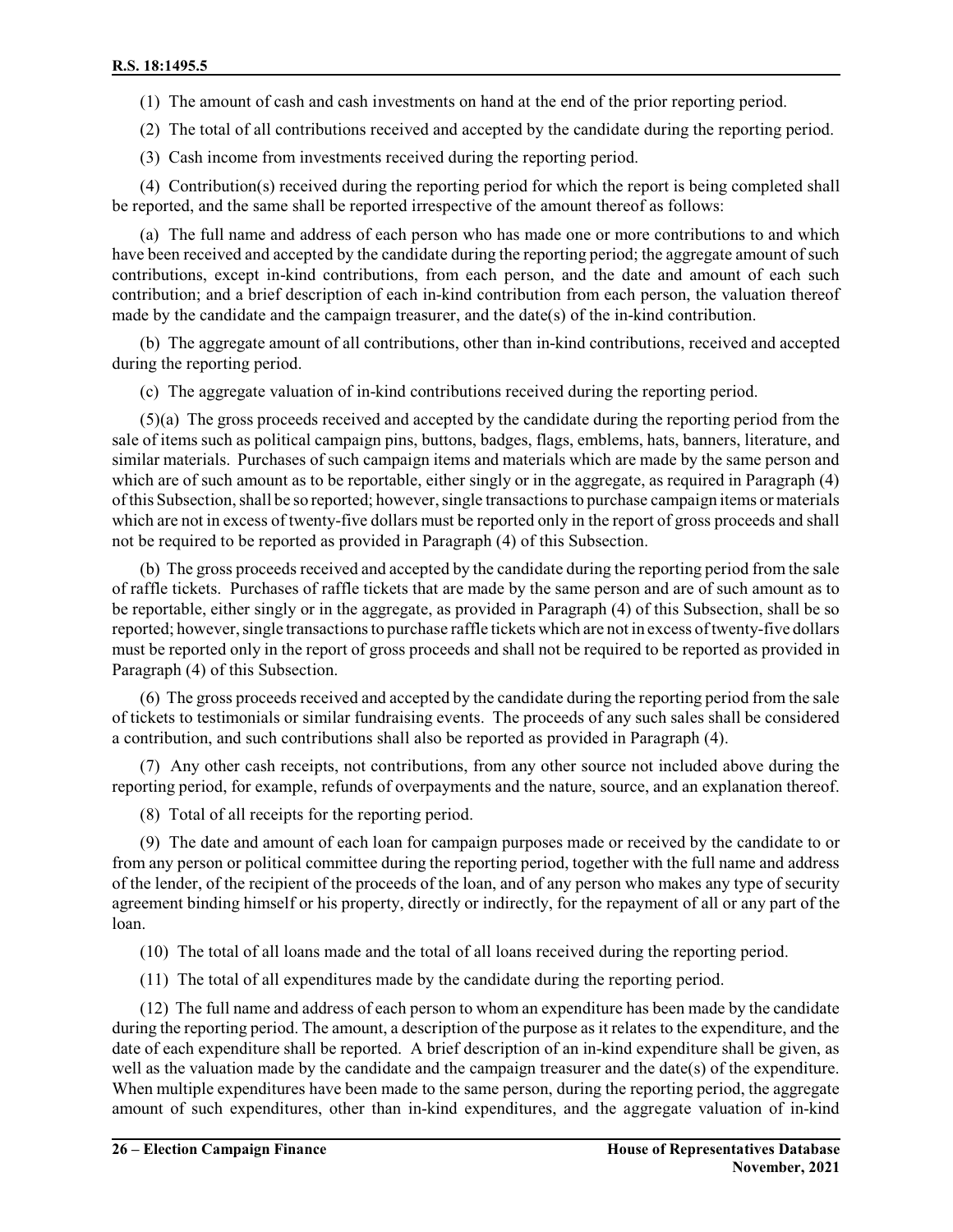(1) The amount of cash and cash investments on hand at the end of the prior reporting period.

(2) The total of all contributions received and accepted by the candidate during the reporting period.

(3) Cash income from investments received during the reporting period.

(4) Contribution(s) received during the reporting period for which the report is being completed shall be reported, and the same shall be reported irrespective of the amount thereof as follows:

(a) The full name and address of each person who has made one or more contributions to and which have been received and accepted by the candidate during the reporting period; the aggregate amount of such contributions, except in-kind contributions, from each person, and the date and amount of each such contribution; and a brief description of each in-kind contribution from each person, the valuation thereof made by the candidate and the campaign treasurer, and the date(s) of the in-kind contribution.

(b) The aggregate amount of all contributions, other than in-kind contributions, received and accepted during the reporting period.

(c) The aggregate valuation of in-kind contributions received during the reporting period.

(5)(a) The gross proceeds received and accepted by the candidate during the reporting period from the sale of items such as political campaign pins, buttons, badges, flags, emblems, hats, banners, literature, and similar materials. Purchases of such campaign items and materials which are made by the same person and which are of such amount as to be reportable, either singly or in the aggregate, as required in Paragraph (4) of this Subsection, shall be so reported; however, single transactions to purchase campaign items or materials which are not in excess of twenty-five dollars must be reported only in the report of gross proceeds and shall not be required to be reported as provided in Paragraph (4) of this Subsection.

(b) The gross proceeds received and accepted by the candidate during the reporting period from the sale of raffle tickets. Purchases of raffle tickets that are made by the same person and are of such amount as to be reportable, either singly or in the aggregate, as provided in Paragraph (4) of this Subsection, shall be so reported; however, single transactions to purchase raffle tickets which are not in excess of twenty-five dollars must be reported only in the report of gross proceeds and shall not be required to be reported as provided in Paragraph (4) of this Subsection.

(6) The gross proceeds received and accepted by the candidate during the reporting period from the sale of tickets to testimonials or similar fundraising events. The proceeds of any such sales shall be considered a contribution, and such contributions shall also be reported as provided in Paragraph (4).

(7) Any other cash receipts, not contributions, from any other source not included above during the reporting period, for example, refunds of overpayments and the nature, source, and an explanation thereof.

(8) Total of all receipts for the reporting period.

(9) The date and amount of each loan for campaign purposes made or received by the candidate to or from any person or political committee during the reporting period, together with the full name and address of the lender, of the recipient of the proceeds of the loan, and of any person who makes any type of security agreement binding himself or his property, directly or indirectly, for the repayment of all or any part of the loan.

(10) The total of all loans made and the total of all loans received during the reporting period.

(11) The total of all expenditures made by the candidate during the reporting period.

(12) The full name and address of each person to whom an expenditure has been made by the candidate during the reporting period. The amount, a description of the purpose as it relates to the expenditure, and the date of each expenditure shall be reported. A brief description of an in-kind expenditure shall be given, as well as the valuation made by the candidate and the campaign treasurer and the date(s) of the expenditure. When multiple expenditures have been made to the same person, during the reporting period, the aggregate amount of such expenditures, other than in-kind expenditures, and the aggregate valuation of in-kind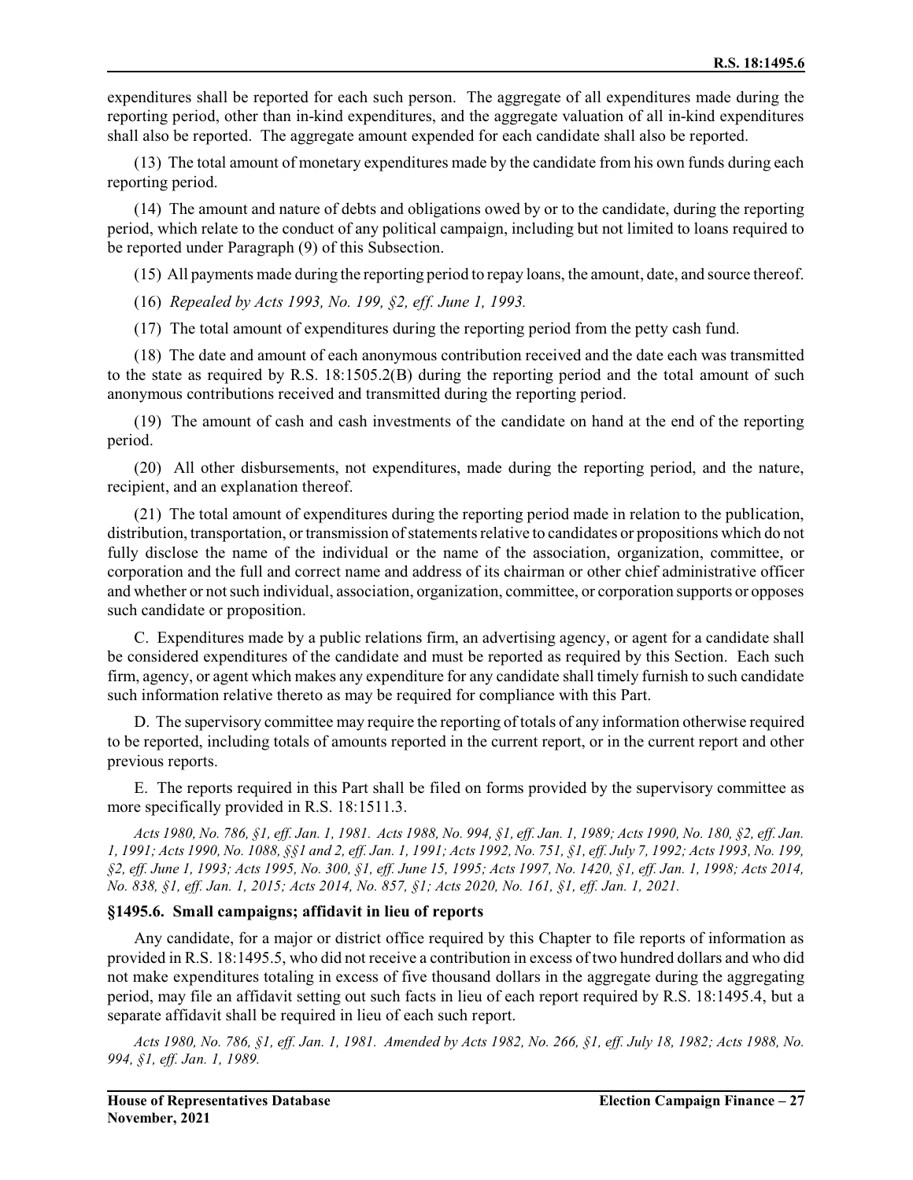expenditures shall be reported for each such person. The aggregate of all expenditures made during the reporting period, other than in-kind expenditures, and the aggregate valuation of all in-kind expenditures shall also be reported. The aggregate amount expended for each candidate shall also be reported.

(13) The total amount of monetary expenditures made by the candidate from his own funds during each reporting period.

(14) The amount and nature of debts and obligations owed by or to the candidate, during the reporting period, which relate to the conduct of any political campaign, including but not limited to loans required to be reported under Paragraph (9) of this Subsection.

(15) All payments made during the reporting period to repay loans, the amount, date, and source thereof.

(16) *Repealed by Acts 1993, No. 199, §2, eff. June 1, 1993.*

(17) The total amount of expenditures during the reporting period from the petty cash fund.

(18) The date and amount of each anonymous contribution received and the date each was transmitted to the state as required by R.S. 18:1505.2(B) during the reporting period and the total amount of such anonymous contributions received and transmitted during the reporting period.

(19) The amount of cash and cash investments of the candidate on hand at the end of the reporting period.

(20) All other disbursements, not expenditures, made during the reporting period, and the nature, recipient, and an explanation thereof.

(21) The total amount of expenditures during the reporting period made in relation to the publication, distribution, transportation, or transmission of statements relative to candidates or propositions which do not fully disclose the name of the individual or the name of the association, organization, committee, or corporation and the full and correct name and address of its chairman or other chief administrative officer and whether or not such individual, association, organization, committee, or corporation supports or opposes such candidate or proposition.

C. Expenditures made by a public relations firm, an advertising agency, or agent for a candidate shall be considered expenditures of the candidate and must be reported as required by this Section. Each such firm, agency, or agent which makes any expenditure for any candidate shall timely furnish to such candidate such information relative thereto as may be required for compliance with this Part.

D. The supervisory committee may require the reporting of totals of any information otherwise required to be reported, including totals of amounts reported in the current report, or in the current report and other previous reports.

E. The reports required in this Part shall be filed on forms provided by the supervisory committee as more specifically provided in R.S. 18:1511.3.

*Acts 1980, No. 786, §1, eff. Jan. 1, 1981. Acts 1988, No. 994, §1, eff. Jan. 1, 1989; Acts 1990, No. 180, §2, eff. Jan. 1, 1991; Acts 1990, No. 1088, §§1 and 2, eff. Jan. 1, 1991; Acts 1992, No. 751, §1, eff. July 7, 1992; Acts 1993, No. 199, §2, eff. June 1, 1993; Acts 1995, No. 300, §1, eff. June 15, 1995; Acts 1997, No. 1420, §1, eff. Jan. 1, 1998; Acts 2014, No. 838, §1, eff. Jan. 1, 2015; Acts 2014, No. 857, §1; Acts 2020, No. 161, §1, eff. Jan. 1, 2021.*

### §1495.6. Small campaigns; affidavit in lieu of reports

Any candidate, for a major or district office required by this Chapter to file reports of information as provided in R.S. 18:1495.5, who did not receive a contribution in excess of two hundred dollars and who did not make expenditures totaling in excess of five thousand dollars in the aggregate during the aggregating period, may file an affidavit setting out such facts in lieu of each report required by R.S. 18:1495.4, but a separate affidavit shall be required in lieu of each such report.

*Acts 1980, No. 786, §1, eff. Jan. 1, 1981. Amended by Acts 1982, No. 266, §1, eff. July 18, 1982; Acts 1988, No. 994, §1, eff. Jan. 1, 1989.*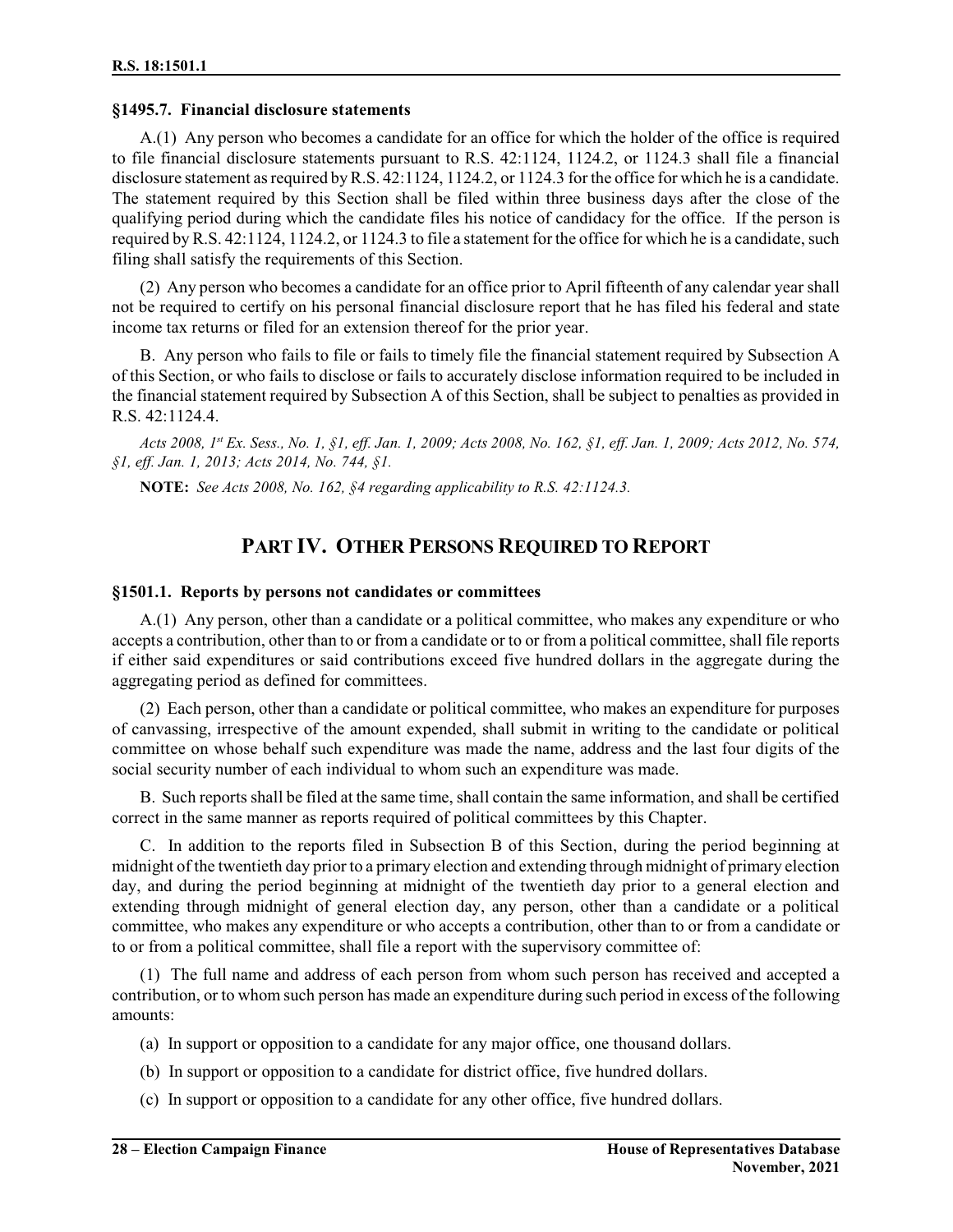### §1495.7. Financial disclosure statements

A.(1) Any person who becomes a candidate for an office for which the holder of the office is required to file financial disclosure statements pursuant to R.S. 42:1124, 1124.2, or 1124.3 shall file a financial disclosure statement as required by R.S. 42:1124, 1124.2, or 1124.3 for the office for which he is a candidate. The statement required by this Section shall be filed within three business days after the close of the qualifying period during which the candidate files his notice of candidacy for the office. If the person is required by R.S. 42:1124, 1124.2, or 1124.3 to file a statement for the office for which he is a candidate, such filing shall satisfy the requirements of this Section.

(2) Any person who becomes a candidate for an office prior to April fifteenth of any calendar year shall not be required to certify on his personal financial disclosure report that he has filed his federal and state income tax returns or filed for an extension thereof for the prior year.

B. Any person who fails to file or fails to timely file the financial statement required by Subsection A of this Section, or who fails to disclose or fails to accurately disclose information required to be included in the financial statement required by Subsection A of this Section, shall be subject to penalties as provided in R.S. 42:1124.4.

*Acts 2008, 1st Ex. Sess., No. 1, §1, eff. Jan. 1, 2009; Acts 2008, No. 162, §1, eff. Jan. 1, 2009; Acts 2012, No. 574, §1, eff. Jan. 1, 2013; Acts 2014, No. 744, §1.*

**NOTE:** *See Acts 2008, No. 162, §4 regarding applicability to R.S. 42:1124.3.*

## PART IV. OTHER PERSONS REQUIRED TO REPORT

### §1501.1. Reports by persons not candidates or committees

A.(1) Any person, other than a candidate or a political committee, who makes any expenditure or who accepts a contribution, other than to or from a candidate or to or from a political committee, shall file reports if either said expenditures or said contributions exceed five hundred dollars in the aggregate during the aggregating period as defined for committees.

(2) Each person, other than a candidate or political committee, who makes an expenditure for purposes of canvassing, irrespective of the amount expended, shall submit in writing to the candidate or political committee on whose behalf such expenditure was made the name, address and the last four digits of the social security number of each individual to whom such an expenditure was made.

B. Such reports shall be filed at the same time, shall contain the same information, and shall be certified correct in the same manner as reports required of political committees by this Chapter.

C. In addition to the reports filed in Subsection B of this Section, during the period beginning at midnight of the twentieth day prior to a primary election and extending through midnight of primary election day, and during the period beginning at midnight of the twentieth day prior to a general election and extending through midnight of general election day, any person, other than a candidate or a political committee, who makes any expenditure or who accepts a contribution, other than to or from a candidate or to or from a political committee, shall file a report with the supervisory committee of:

(1) The full name and address of each person from whom such person has received and accepted a contribution, or to whom such person has made an expenditure during such period in excess of the following amounts:

(a) In support or opposition to a candidate for any major office, one thousand dollars.

(b) In support or opposition to a candidate for district office, five hundred dollars.

(c) In support or opposition to a candidate for any other office, five hundred dollars.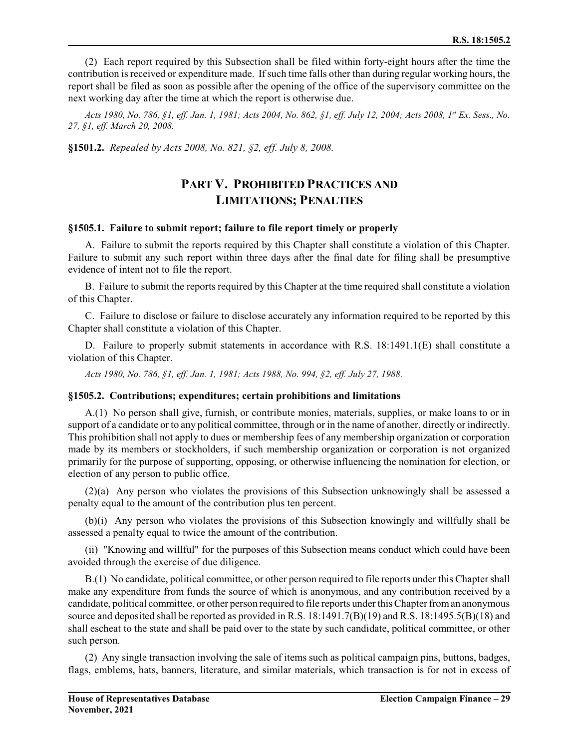(2) Each report required by this Subsection shall be filed within forty-eight hours after the time the contribution is received or expenditure made. If such time falls other than during regular working hours, the report shall be filed as soon as possible after the opening of the office of the supervisory committee on the next working day after the time at which the report is otherwise due.

*Acts 1980, No. 786, §1, eff. Jan. 1, 1981; Acts 2004, No. 862, §1, eff. July 12, 2004; Acts 2008, 1st Ex. Sess., No. 27, §1, eff. March 20, 2008.*

**§1501.2.** *Repealed by Acts 2008, No. 821, §2, eff. July 8, 2008.*

## PART V. PROHIBITED PRACTICES AND LIMITATIONS; PENALTIES

### §1505.1. Failure to submit report; failure to file report timely or properly

A. Failure to submit the reports required by this Chapter shall constitute a violation of this Chapter. Failure to submit any such report within three days after the final date for filing shall be presumptive evidence of intent not to file the report.

B. Failure to submit the reports required by this Chapter at the time required shall constitute a violation of this Chapter.

C. Failure to disclose or failure to disclose accurately any information required to be reported by this Chapter shall constitute a violation of this Chapter.

D. Failure to properly submit statements in accordance with R.S. 18:1491.1(E) shall constitute a violation of this Chapter.

*Acts 1980, No. 786, §1, eff. Jan. 1, 1981; Acts 1988, No. 994, §2, eff. July 27, 1988.*

### §1505.2. Contributions; expenditures; certain prohibitions and limitations

A.(1) No person shall give, furnish, or contribute monies, materials, supplies, or make loans to or in support of a candidate or to any political committee, through or in the name of another, directly or indirectly. This prohibition shall not apply to dues or membership fees of any membership organization or corporation made by its members or stockholders, if such membership organization or corporation is not organized primarily for the purpose of supporting, opposing, or otherwise influencing the nomination for election, or election of any person to public office.

(2)(a) Any person who violates the provisions of this Subsection unknowingly shall be assessed a penalty equal to the amount of the contribution plus ten percent.

(b)(i) Any person who violates the provisions of this Subsection knowingly and willfully shall be assessed a penalty equal to twice the amount of the contribution.

(ii) "Knowing and willful" for the purposes of this Subsection means conduct which could have been avoided through the exercise of due diligence.

B.(1) No candidate, political committee, or other person required to file reports under this Chapter shall make any expenditure from funds the source of which is anonymous, and any contribution received by a candidate, political committee, or other person required to file reports under this Chapter from an anonymous source and deposited shall be reported as provided in R.S. 18:1491.7(B)(19) and R.S. 18:1495.5(B)(18) and shall escheat to the state and shall be paid over to the state by such candidate, political committee, or other such person.

(2) Any single transaction involving the sale of items such as political campaign pins, buttons, badges, flags, emblems, hats, banners, literature, and similar materials, which transaction is for not in excess of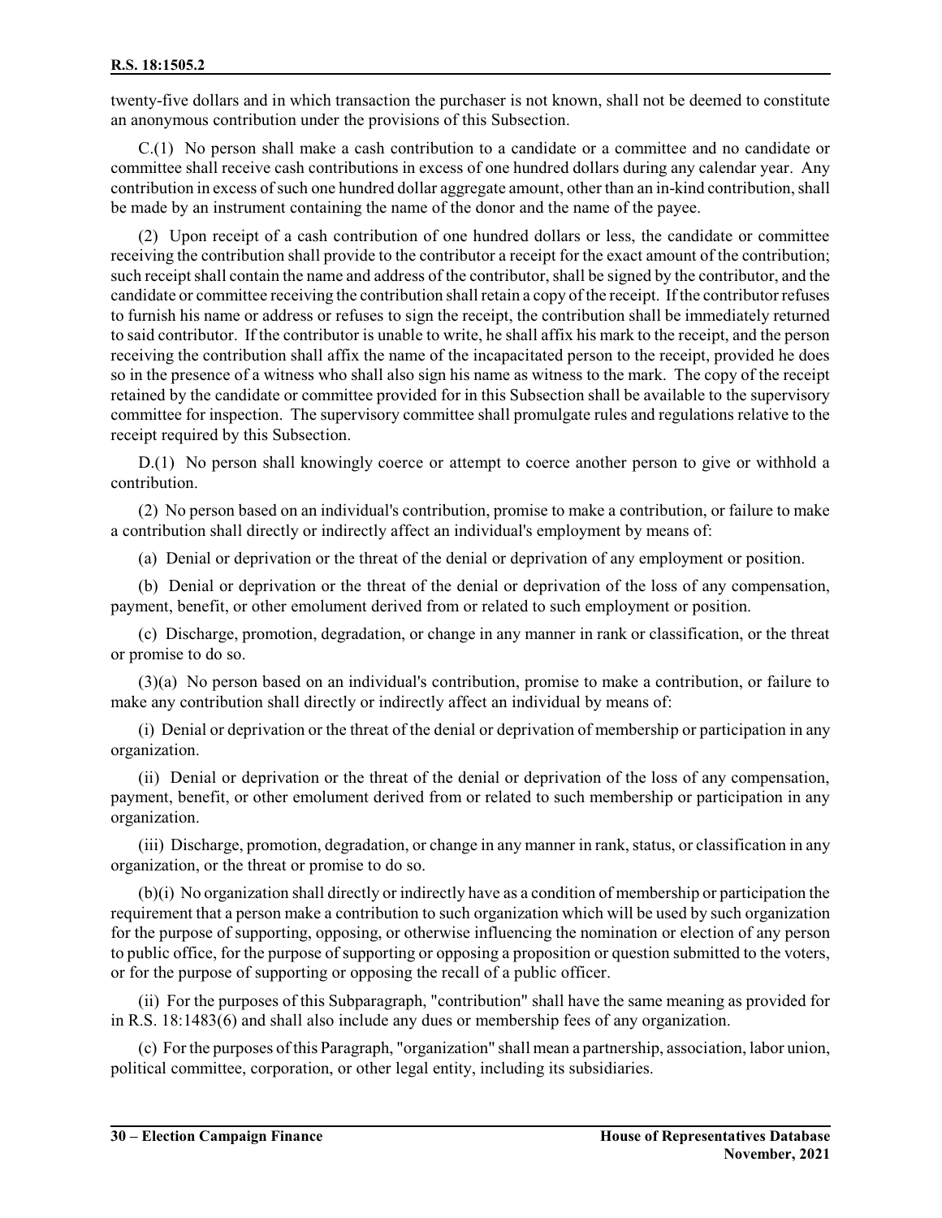twenty-five dollars and in which transaction the purchaser is not known, shall not be deemed to constitute an anonymous contribution under the provisions of this Subsection.

C.(1) No person shall make a cash contribution to a candidate or a committee and no candidate or committee shall receive cash contributions in excess of one hundred dollars during any calendar year. Any contribution in excess of such one hundred dollar aggregate amount, other than an in-kind contribution, shall be made by an instrument containing the name of the donor and the name of the payee.

(2) Upon receipt of a cash contribution of one hundred dollars or less, the candidate or committee receiving the contribution shall provide to the contributor a receipt for the exact amount of the contribution; such receipt shall contain the name and address of the contributor, shall be signed by the contributor, and the candidate or committee receiving the contribution shall retain a copy of the receipt. If the contributor refuses to furnish his name or address or refuses to sign the receipt, the contribution shall be immediately returned to said contributor. If the contributor is unable to write, he shall affix his mark to the receipt, and the person receiving the contribution shall affix the name of the incapacitated person to the receipt, provided he does so in the presence of a witness who shall also sign his name as witness to the mark. The copy of the receipt retained by the candidate or committee provided for in this Subsection shall be available to the supervisory committee for inspection. The supervisory committee shall promulgate rules and regulations relative to the receipt required by this Subsection.

D.(1) No person shall knowingly coerce or attempt to coerce another person to give or withhold a contribution.

(2) No person based on an individual's contribution, promise to make a contribution, or failure to make a contribution shall directly or indirectly affect an individual's employment by means of:

(a) Denial or deprivation or the threat of the denial or deprivation of any employment or position.

(b) Denial or deprivation or the threat of the denial or deprivation of the loss of any compensation, payment, benefit, or other emolument derived from or related to such employment or position.

(c) Discharge, promotion, degradation, or change in any manner in rank or classification, or the threat or promise to do so.

(3)(a) No person based on an individual's contribution, promise to make a contribution, or failure to make any contribution shall directly or indirectly affect an individual by means of:

(i) Denial or deprivation or the threat of the denial or deprivation of membership or participation in any organization.

(ii) Denial or deprivation or the threat of the denial or deprivation of the loss of any compensation, payment, benefit, or other emolument derived from or related to such membership or participation in any organization.

(iii) Discharge, promotion, degradation, or change in any manner in rank, status, or classification in any organization, or the threat or promise to do so.

(b)(i) No organization shall directly or indirectly have as a condition of membership or participation the requirement that a person make a contribution to such organization which will be used by such organization for the purpose of supporting, opposing, or otherwise influencing the nomination or election of any person to public office, for the purpose of supporting or opposing a proposition or question submitted to the voters, or for the purpose of supporting or opposing the recall of a public officer.

(ii) For the purposes of this Subparagraph, "contribution" shall have the same meaning as provided for in R.S. 18:1483(6) and shall also include any dues or membership fees of any organization.

(c) For the purposes of this Paragraph, "organization" shall mean a partnership, association, labor union, political committee, corporation, or other legal entity, including its subsidiaries.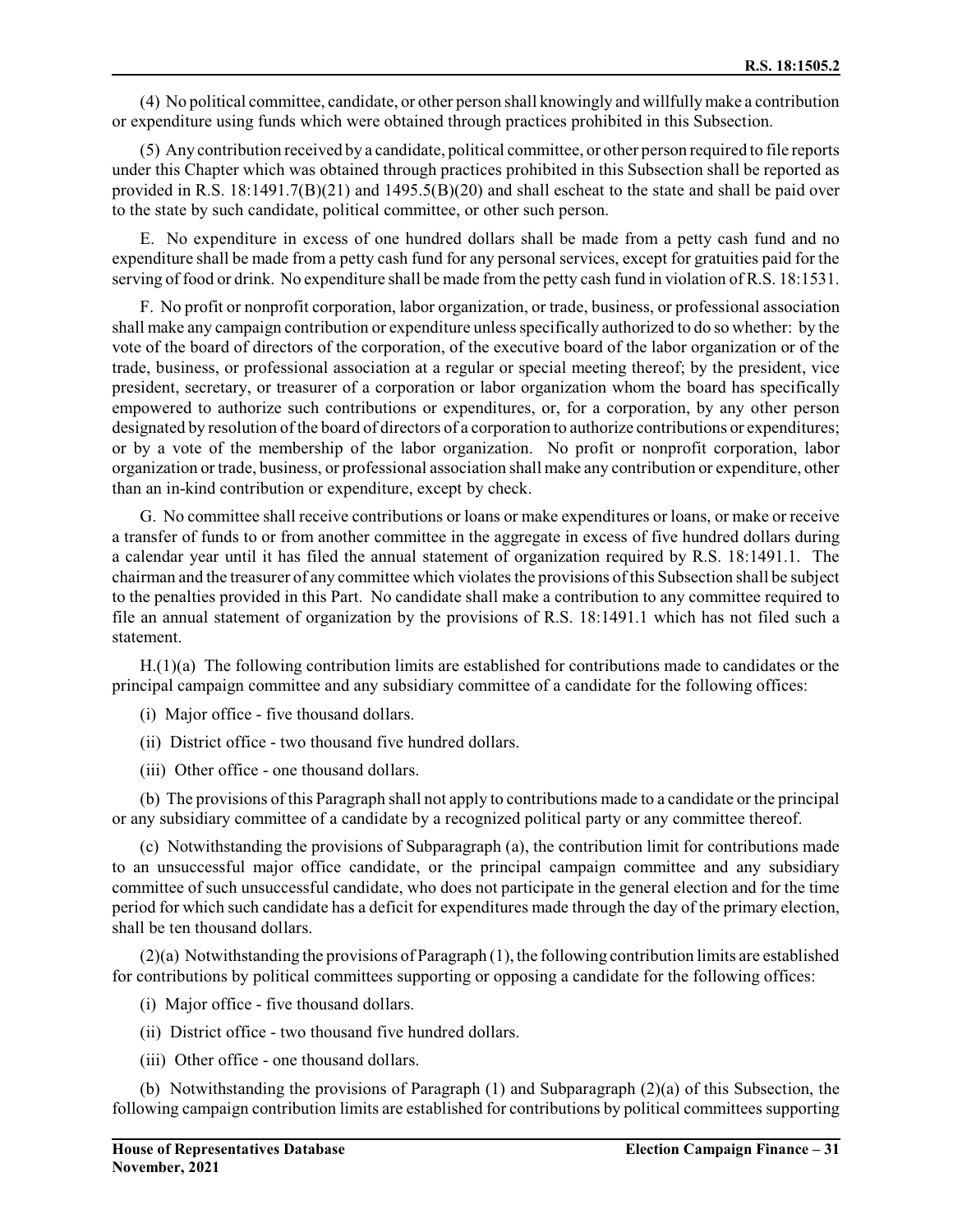(4) No political committee, candidate, or other person shall knowingly and willfully make a contribution or expenditure using funds which were obtained through practices prohibited in this Subsection.

(5) Any contribution received by a candidate, political committee, or other person required to file reports under this Chapter which was obtained through practices prohibited in this Subsection shall be reported as provided in R.S. 18:1491.7(B)(21) and 1495.5(B)(20) and shall escheat to the state and shall be paid over to the state by such candidate, political committee, or other such person.

E. No expenditure in excess of one hundred dollars shall be made from a petty cash fund and no expenditure shall be made from a petty cash fund for any personal services, except for gratuities paid for the serving of food or drink. No expenditure shall be made from the petty cash fund in violation of R.S. 18:1531.

F. No profit or nonprofit corporation, labor organization, or trade, business, or professional association shall make any campaign contribution or expenditure unless specifically authorized to do so whether: by the vote of the board of directors of the corporation, of the executive board of the labor organization or of the trade, business, or professional association at a regular or special meeting thereof; by the president, vice president, secretary, or treasurer of a corporation or labor organization whom the board has specifically empowered to authorize such contributions or expenditures, or, for a corporation, by any other person designated by resolution of the board of directors of a corporation to authorize contributions or expenditures; or by a vote of the membership of the labor organization. No profit or nonprofit corporation, labor organization or trade, business, or professional association shall make any contribution or expenditure, other than an in-kind contribution or expenditure, except by check.

G. No committee shall receive contributions or loans or make expenditures or loans, or make or receive a transfer of funds to or from another committee in the aggregate in excess of five hundred dollars during a calendar year until it has filed the annual statement of organization required by R.S. 18:1491.1. The chairman and the treasurer of any committee which violates the provisions of this Subsection shall be subject to the penalties provided in this Part. No candidate shall make a contribution to any committee required to file an annual statement of organization by the provisions of R.S. 18:1491.1 which has not filed such a statement.

H.(1)(a) The following contribution limits are established for contributions made to candidates or the principal campaign committee and any subsidiary committee of a candidate for the following offices:

(i) Major office - five thousand dollars.

(ii) District office - two thousand five hundred dollars.

(iii) Other office - one thousand dollars.

(b) The provisions of this Paragraph shall not apply to contributions made to a candidate or the principal or any subsidiary committee of a candidate by a recognized political party or any committee thereof.

(c) Notwithstanding the provisions of Subparagraph (a), the contribution limit for contributions made to an unsuccessful major office candidate, or the principal campaign committee and any subsidiary committee of such unsuccessful candidate, who does not participate in the general election and for the time period for which such candidate has a deficit for expenditures made through the day of the primary election, shall be ten thousand dollars.

(2)(a) Notwithstanding the provisions of Paragraph (1), the following contribution limits are established for contributions by political committees supporting or opposing a candidate for the following offices:

(i) Major office - five thousand dollars.

(ii) District office - two thousand five hundred dollars.

(iii) Other office - one thousand dollars.

(b) Notwithstanding the provisions of Paragraph (1) and Subparagraph (2)(a) of this Subsection, the following campaign contribution limits are established for contributions by political committees supporting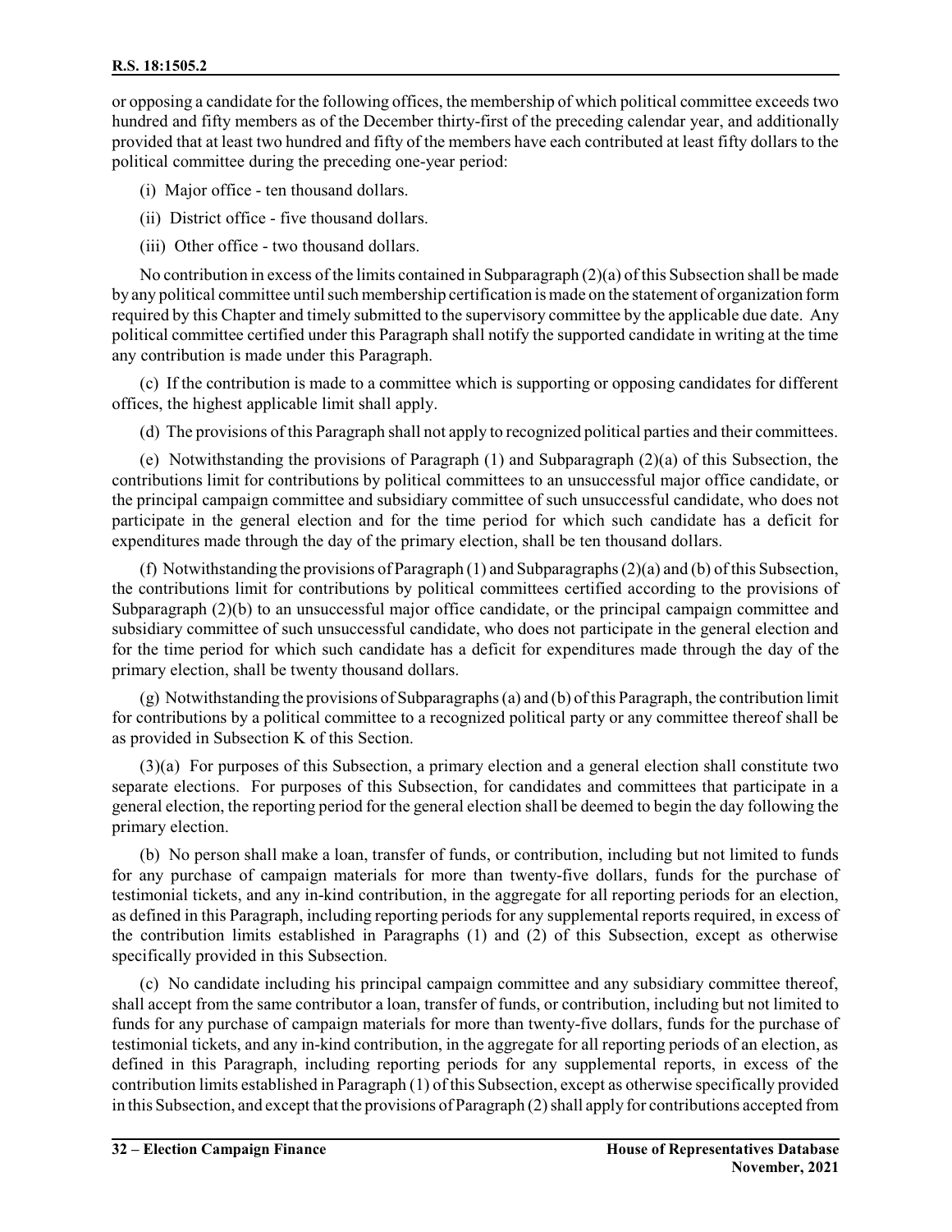or opposing a candidate for the following offices, the membership of which political committee exceeds two hundred and fifty members as of the December thirty-first of the preceding calendar year, and additionally provided that at least two hundred and fifty of the members have each contributed at least fifty dollars to the political committee during the preceding one-year period:

(i) Major office - ten thousand dollars.

(ii) District office - five thousand dollars.

(iii) Other office - two thousand dollars.

No contribution in excess of the limits contained in Subparagraph (2)(a) of this Subsection shall be made by any political committee until such membership certification is made on the statement of organization form required by this Chapter and timely submitted to the supervisory committee by the applicable due date. Any political committee certified under this Paragraph shall notify the supported candidate in writing at the time any contribution is made under this Paragraph.

(c) If the contribution is made to a committee which is supporting or opposing candidates for different offices, the highest applicable limit shall apply.

(d) The provisions of this Paragraph shall not apply to recognized political parties and their committees.

(e) Notwithstanding the provisions of Paragraph (1) and Subparagraph (2)(a) of this Subsection, the contributions limit for contributions by political committees to an unsuccessful major office candidate, or the principal campaign committee and subsidiary committee of such unsuccessful candidate, who does not participate in the general election and for the time period for which such candidate has a deficit for expenditures made through the day of the primary election, shall be ten thousand dollars.

(f) Notwithstanding the provisions of Paragraph (1) and Subparagraphs (2)(a) and (b) of this Subsection, the contributions limit for contributions by political committees certified according to the provisions of Subparagraph (2)(b) to an unsuccessful major office candidate, or the principal campaign committee and subsidiary committee of such unsuccessful candidate, who does not participate in the general election and for the time period for which such candidate has a deficit for expenditures made through the day of the primary election, shall be twenty thousand dollars.

(g) Notwithstanding the provisions of Subparagraphs (a) and (b) of this Paragraph, the contribution limit for contributions by a political committee to a recognized political party or any committee thereof shall be as provided in Subsection K of this Section.

(3)(a) For purposes of this Subsection, a primary election and a general election shall constitute two separate elections. For purposes of this Subsection, for candidates and committees that participate in a general election, the reporting period for the general election shall be deemed to begin the day following the primary election.

(b) No person shall make a loan, transfer of funds, or contribution, including but not limited to funds for any purchase of campaign materials for more than twenty-five dollars, funds for the purchase of testimonial tickets, and any in-kind contribution, in the aggregate for all reporting periods for an election, as defined in this Paragraph, including reporting periods for any supplemental reports required, in excess of the contribution limits established in Paragraphs (1) and (2) of this Subsection, except as otherwise specifically provided in this Subsection.

(c) No candidate including his principal campaign committee and any subsidiary committee thereof, shall accept from the same contributor a loan, transfer of funds, or contribution, including but not limited to funds for any purchase of campaign materials for more than twenty-five dollars, funds for the purchase of testimonial tickets, and any in-kind contribution, in the aggregate for all reporting periods of an election, as defined in this Paragraph, including reporting periods for any supplemental reports, in excess of the contribution limits established in Paragraph (1) of this Subsection, except as otherwise specifically provided in this Subsection, and except that the provisions of Paragraph (2) shall apply for contributions accepted from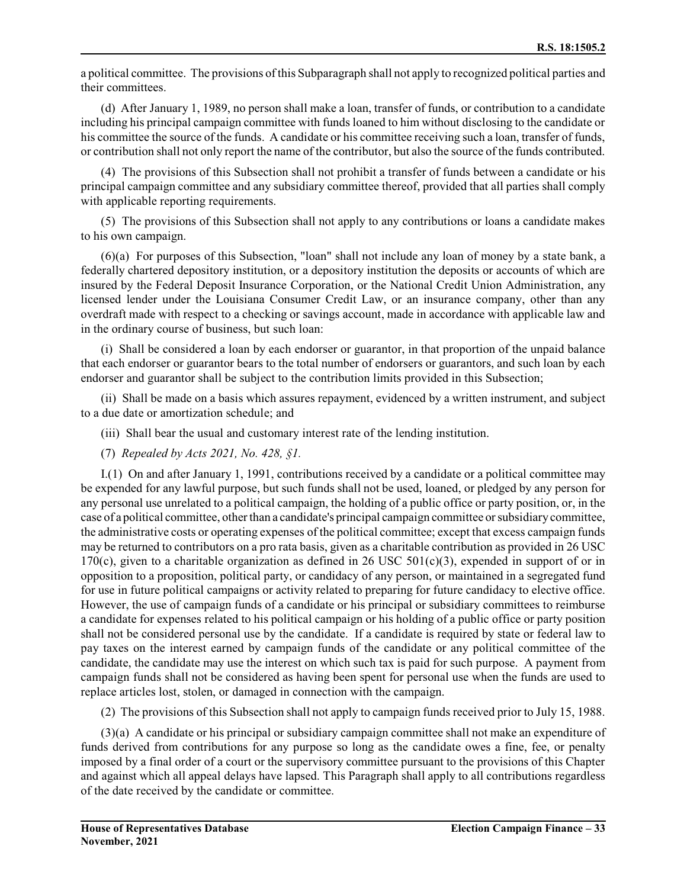a political committee. The provisions of this Subparagraph shall not apply to recognized political parties and their committees.

(d) After January 1, 1989, no person shall make a loan, transfer of funds, or contribution to a candidate including his principal campaign committee with funds loaned to him without disclosing to the candidate or his committee the source of the funds. A candidate or his committee receiving such a loan, transfer of funds, or contribution shall not only report the name of the contributor, but also the source of the funds contributed.

(4) The provisions of this Subsection shall not prohibit a transfer of funds between a candidate or his principal campaign committee and any subsidiary committee thereof, provided that all parties shall comply with applicable reporting requirements.

(5) The provisions of this Subsection shall not apply to any contributions or loans a candidate makes to his own campaign.

(6)(a) For purposes of this Subsection, "loan" shall not include any loan of money by a state bank, a federally chartered depository institution, or a depository institution the deposits or accounts of which are insured by the Federal Deposit Insurance Corporation, or the National Credit Union Administration, any licensed lender under the Louisiana Consumer Credit Law, or an insurance company, other than any overdraft made with respect to a checking or savings account, made in accordance with applicable law and in the ordinary course of business, but such loan:

(i) Shall be considered a loan by each endorser or guarantor, in that proportion of the unpaid balance that each endorser or guarantor bears to the total number of endorsers or guarantors, and such loan by each endorser and guarantor shall be subject to the contribution limits provided in this Subsection;

(ii) Shall be made on a basis which assures repayment, evidenced by a written instrument, and subject to a due date or amortization schedule; and

(iii) Shall bear the usual and customary interest rate of the lending institution.

(7) *Repealed by Acts 2021, No. 428, §1.*

I.(1) On and after January 1, 1991, contributions received by a candidate or a political committee may be expended for any lawful purpose, but such funds shall not be used, loaned, or pledged by any person for any personal use unrelated to a political campaign, the holding of a public office or party position, or, in the case of a political committee, other than a candidate's principal campaign committee or subsidiary committee, the administrative costs or operating expenses of the political committee; except that excess campaign funds may be returned to contributors on a pro rata basis, given as a charitable contribution as provided in 26 USC 170(c), given to a charitable organization as defined in 26 USC 501(c)(3), expended in support of or in opposition to a proposition, political party, or candidacy of any person, or maintained in a segregated fund for use in future political campaigns or activity related to preparing for future candidacy to elective office. However, the use of campaign funds of a candidate or his principal or subsidiary committees to reimburse a candidate for expenses related to his political campaign or his holding of a public office or party position shall not be considered personal use by the candidate. If a candidate is required by state or federal law to pay taxes on the interest earned by campaign funds of the candidate or any political committee of the candidate, the candidate may use the interest on which such tax is paid for such purpose. A payment from campaign funds shall not be considered as having been spent for personal use when the funds are used to replace articles lost, stolen, or damaged in connection with the campaign.

(2) The provisions of this Subsection shall not apply to campaign funds received prior to July 15, 1988.

(3)(a) A candidate or his principal or subsidiary campaign committee shall not make an expenditure of funds derived from contributions for any purpose so long as the candidate owes a fine, fee, or penalty imposed by a final order of a court or the supervisory committee pursuant to the provisions of this Chapter and against which all appeal delays have lapsed. This Paragraph shall apply to all contributions regardless of the date received by the candidate or committee.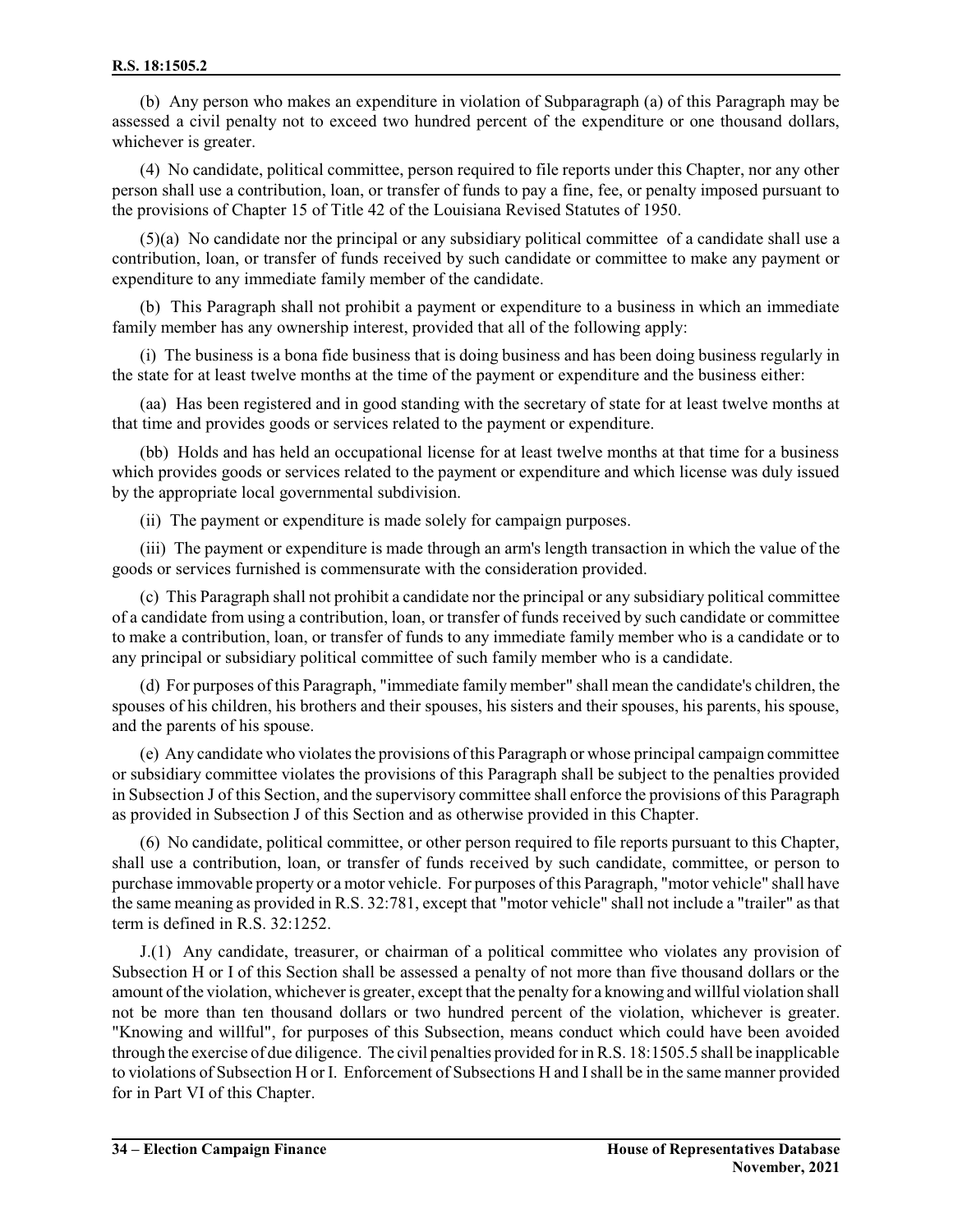(b) Any person who makes an expenditure in violation of Subparagraph (a) of this Paragraph may be assessed a civil penalty not to exceed two hundred percent of the expenditure or one thousand dollars, whichever is greater.

(4) No candidate, political committee, person required to file reports under this Chapter, nor any other person shall use a contribution, loan, or transfer of funds to pay a fine, fee, or penalty imposed pursuant to the provisions of Chapter 15 of Title 42 of the Louisiana Revised Statutes of 1950.

(5)(a) No candidate nor the principal or any subsidiary political committee of a candidate shall use a contribution, loan, or transfer of funds received by such candidate or committee to make any payment or expenditure to any immediate family member of the candidate.

(b) This Paragraph shall not prohibit a payment or expenditure to a business in which an immediate family member has any ownership interest, provided that all of the following apply:

(i) The business is a bona fide business that is doing business and has been doing business regularly in the state for at least twelve months at the time of the payment or expenditure and the business either:

(aa) Has been registered and in good standing with the secretary of state for at least twelve months at that time and provides goods or services related to the payment or expenditure.

(bb) Holds and has held an occupational license for at least twelve months at that time for a business which provides goods or services related to the payment or expenditure and which license was duly issued by the appropriate local governmental subdivision.

(ii) The payment or expenditure is made solely for campaign purposes.

(iii) The payment or expenditure is made through an arm's length transaction in which the value of the goods or services furnished is commensurate with the consideration provided.

(c) This Paragraph shall not prohibit a candidate nor the principal or any subsidiary political committee of a candidate from using a contribution, loan, or transfer of funds received by such candidate or committee to make a contribution, loan, or transfer of funds to any immediate family member who is a candidate or to any principal or subsidiary political committee of such family member who is a candidate.

(d) For purposes of this Paragraph, "immediate family member" shall mean the candidate's children, the spouses of his children, his brothers and their spouses, his sisters and their spouses, his parents, his spouse, and the parents of his spouse.

(e) Any candidate who violates the provisions of this Paragraph or whose principal campaign committee or subsidiary committee violates the provisions of this Paragraph shall be subject to the penalties provided in Subsection J of this Section, and the supervisory committee shall enforce the provisions of this Paragraph as provided in Subsection J of this Section and as otherwise provided in this Chapter.

(6) No candidate, political committee, or other person required to file reports pursuant to this Chapter, shall use a contribution, loan, or transfer of funds received by such candidate, committee, or person to purchase immovable property or a motor vehicle. For purposes of this Paragraph, "motor vehicle" shall have the same meaning as provided in R.S. 32:781, except that "motor vehicle" shall not include a "trailer" as that term is defined in R.S. 32:1252.

J.(1) Any candidate, treasurer, or chairman of a political committee who violates any provision of Subsection H or I of this Section shall be assessed a penalty of not more than five thousand dollars or the amount of the violation, whichever is greater, except that the penalty for a knowing and willful violation shall not be more than ten thousand dollars or two hundred percent of the violation, whichever is greater. "Knowing and willful", for purposes of this Subsection, means conduct which could have been avoided through the exercise of due diligence. The civil penalties provided for in R.S. 18:1505.5 shall be inapplicable to violations of Subsection H or I. Enforcement of Subsections H and I shall be in the same manner provided for in Part VI of this Chapter.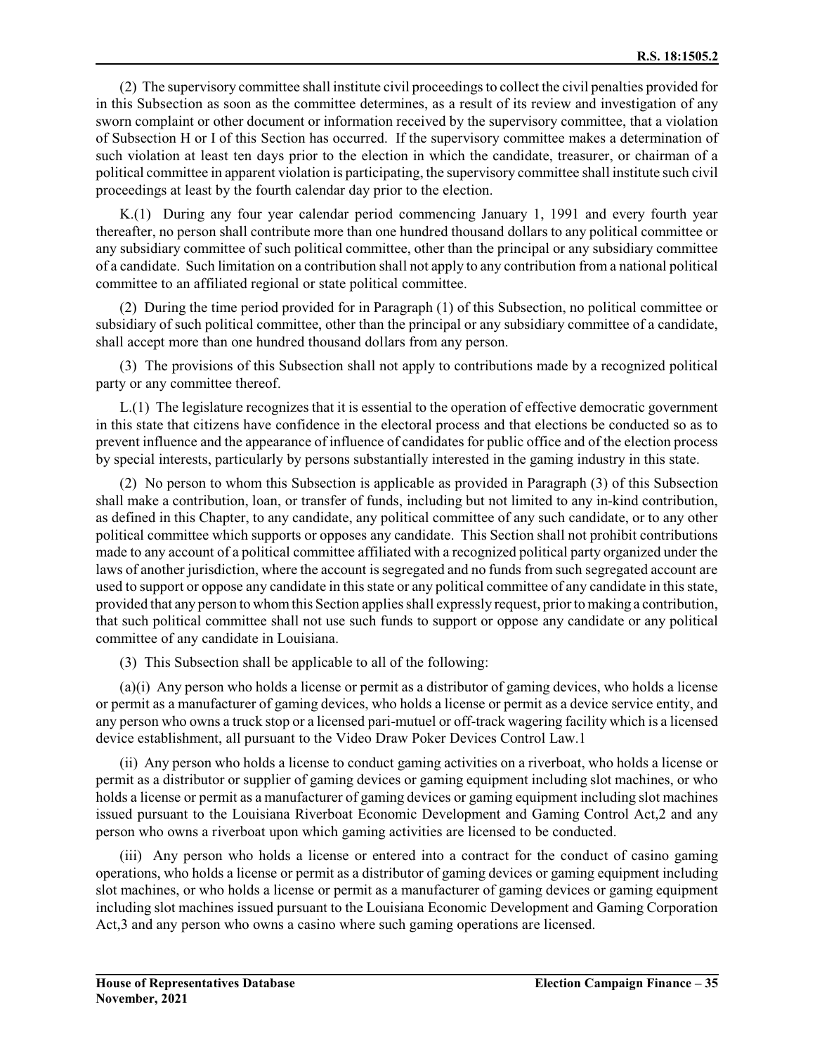(2) The supervisory committee shall institute civil proceedings to collect the civil penalties provided for in this Subsection as soon as the committee determines, as a result of its review and investigation of any sworn complaint or other document or information received by the supervisory committee, that a violation of Subsection H or I of this Section has occurred. If the supervisory committee makes a determination of such violation at least ten days prior to the election in which the candidate, treasurer, or chairman of a political committee in apparent violation is participating, the supervisory committee shall institute such civil proceedings at least by the fourth calendar day prior to the election.

K.(1) During any four year calendar period commencing January 1, 1991 and every fourth year thereafter, no person shall contribute more than one hundred thousand dollars to any political committee or any subsidiary committee of such political committee, other than the principal or any subsidiary committee of a candidate. Such limitation on a contribution shall not apply to any contribution from a national political committee to an affiliated regional or state political committee.

(2) During the time period provided for in Paragraph (1) of this Subsection, no political committee or subsidiary of such political committee, other than the principal or any subsidiary committee of a candidate, shall accept more than one hundred thousand dollars from any person.

(3) The provisions of this Subsection shall not apply to contributions made by a recognized political party or any committee thereof.

L.(1) The legislature recognizes that it is essential to the operation of effective democratic government in this state that citizens have confidence in the electoral process and that elections be conducted so as to prevent influence and the appearance of influence of candidates for public office and of the election process by special interests, particularly by persons substantially interested in the gaming industry in this state.

(2) No person to whom this Subsection is applicable as provided in Paragraph (3) of this Subsection shall make a contribution, loan, or transfer of funds, including but not limited to any in-kind contribution, as defined in this Chapter, to any candidate, any political committee of any such candidate, or to any other political committee which supports or opposes any candidate. This Section shall not prohibit contributions made to any account of a political committee affiliated with a recognized political party organized under the laws of another jurisdiction, where the account is segregated and no funds from such segregated account are used to support or oppose any candidate in this state or any political committee of any candidate in this state, provided that any person to whom this Section applies shall expressly request, prior to making a contribution, that such political committee shall not use such funds to support or oppose any candidate or any political committee of any candidate in Louisiana.

(3) This Subsection shall be applicable to all of the following:

(a)(i) Any person who holds a license or permit as a distributor of gaming devices, who holds a license or permit as a manufacturer of gaming devices, who holds a license or permit as a device service entity, and any person who owns a truck stop or a licensed pari-mutuel or off-track wagering facility which is a licensed device establishment, all pursuant to the Video Draw Poker Devices Control Law.[1]

(ii) Any person who holds a license to conduct gaming activities on a riverboat, who holds a license or permit as a distributor or supplier of gaming devices or gaming equipment including slot machines, or who holds a license or permit as a manufacturer of gaming devices or gaming equipment including slot machines issued pursuant to the Louisiana Riverboat Economic Development and Gaming Control Act,[2] and any person who owns a riverboat upon which gaming activities are licensed to be conducted.

(iii) Any person who holds a license or entered into a contract for the conduct of casino gaming operations, who holds a license or permit as a distributor of gaming devices or gaming equipment including slot machines, or who holds a license or permit as a manufacturer of gaming devices or gaming equipment including slot machines issued pursuant to the Louisiana Economic Development and Gaming Corporation Act,[3] and any person who owns a casino where such gaming operations are licensed.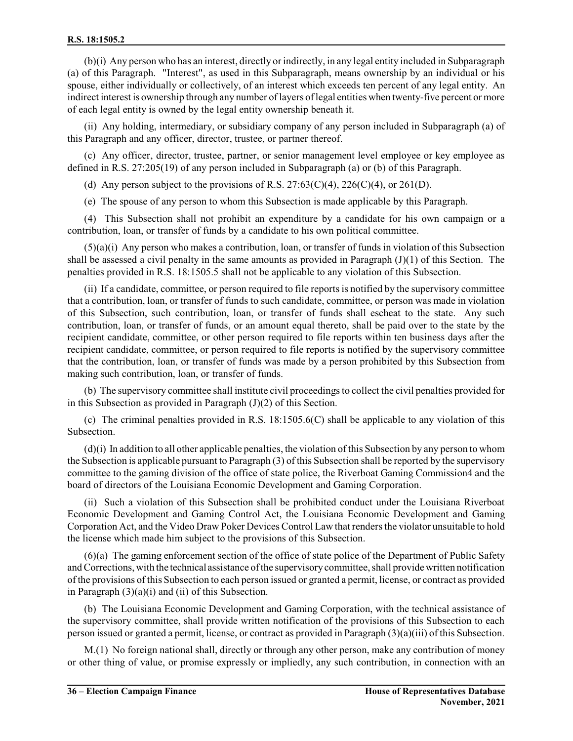(b)(i) Any person who has an interest, directly or indirectly, in any legal entity included in Subparagraph (a) of this Paragraph. "Interest", as used in this Subparagraph, means ownership by an individual or his spouse, either individually or collectively, of an interest which exceeds ten percent of any legal entity. An indirect interest is ownership through any number of layers of legal entities when twenty-five percent or more of each legal entity is owned by the legal entity ownership beneath it.

(ii) Any holding, intermediary, or subsidiary company of any person included in Subparagraph (a) of this Paragraph and any officer, director, trustee, or partner thereof.

(c) Any officer, director, trustee, partner, or senior management level employee or key employee as defined in R.S. 27:205(19) of any person included in Subparagraph (a) or (b) of this Paragraph.

(d) Any person subject to the provisions of R.S. 27:63(C)(4), 226(C)(4), or 261(D).

(e) The spouse of any person to whom this Subsection is made applicable by this Paragraph.

(4) This Subsection shall not prohibit an expenditure by a candidate for his own campaign or a contribution, loan, or transfer of funds by a candidate to his own political committee.

(5)(a)(i) Any person who makes a contribution, loan, or transfer of funds in violation of this Subsection shall be assessed a civil penalty in the same amounts as provided in Paragraph (J)(1) of this Section. The penalties provided in R.S. 18:1505.5 shall not be applicable to any violation of this Subsection.

(ii) If a candidate, committee, or person required to file reports is notified by the supervisory committee that a contribution, loan, or transfer of funds to such candidate, committee, or person was made in violation of this Subsection, such contribution, loan, or transfer of funds shall escheat to the state. Any such contribution, loan, or transfer of funds, or an amount equal thereto, shall be paid over to the state by the recipient candidate, committee, or other person required to file reports within ten business days after the recipient candidate, committee, or person required to file reports is notified by the supervisory committee that the contribution, loan, or transfer of funds was made by a person prohibited by this Subsection from making such contribution, loan, or transfer of funds.

(b) The supervisory committee shall institute civil proceedings to collect the civil penalties provided for in this Subsection as provided in Paragraph (J)(2) of this Section.

(c) The criminal penalties provided in R.S. 18:1505.6(C) shall be applicable to any violation of this Subsection.

(d)(i) In addition to all other applicable penalties, the violation of this Subsection by any person to whom the Subsection is applicable pursuant to Paragraph (3) of this Subsection shall be reported by the supervisory committee to the gaming division of the office of state police, the Riverboat Gaming Commission4 and the board of directors of the Louisiana Economic Development and Gaming Corporation.

(ii) Such a violation of this Subsection shall be prohibited conduct under the Louisiana Riverboat Economic Development and Gaming Control Act, the Louisiana Economic Development and Gaming Corporation Act, and the Video Draw Poker Devices Control Law that renders the violator unsuitable to hold the license which made him subject to the provisions of this Subsection.

(6)(a) The gaming enforcement section of the office of state police of the Department of Public Safety and Corrections, with the technical assistance of the supervisory committee, shall provide written notification of the provisions of this Subsection to each person issued or granted a permit, license, or contract as provided in Paragraph (3)(a)(i) and (ii) of this Subsection.

(b) The Louisiana Economic Development and Gaming Corporation, with the technical assistance of the supervisory committee, shall provide written notification of the provisions of this Subsection to each person issued or granted a permit, license, or contract as provided in Paragraph (3)(a)(iii) of this Subsection.

M.(1) No foreign national shall, directly or through any other person, make any contribution of money or other thing of value, or promise expressly or impliedly, any such contribution, in connection with an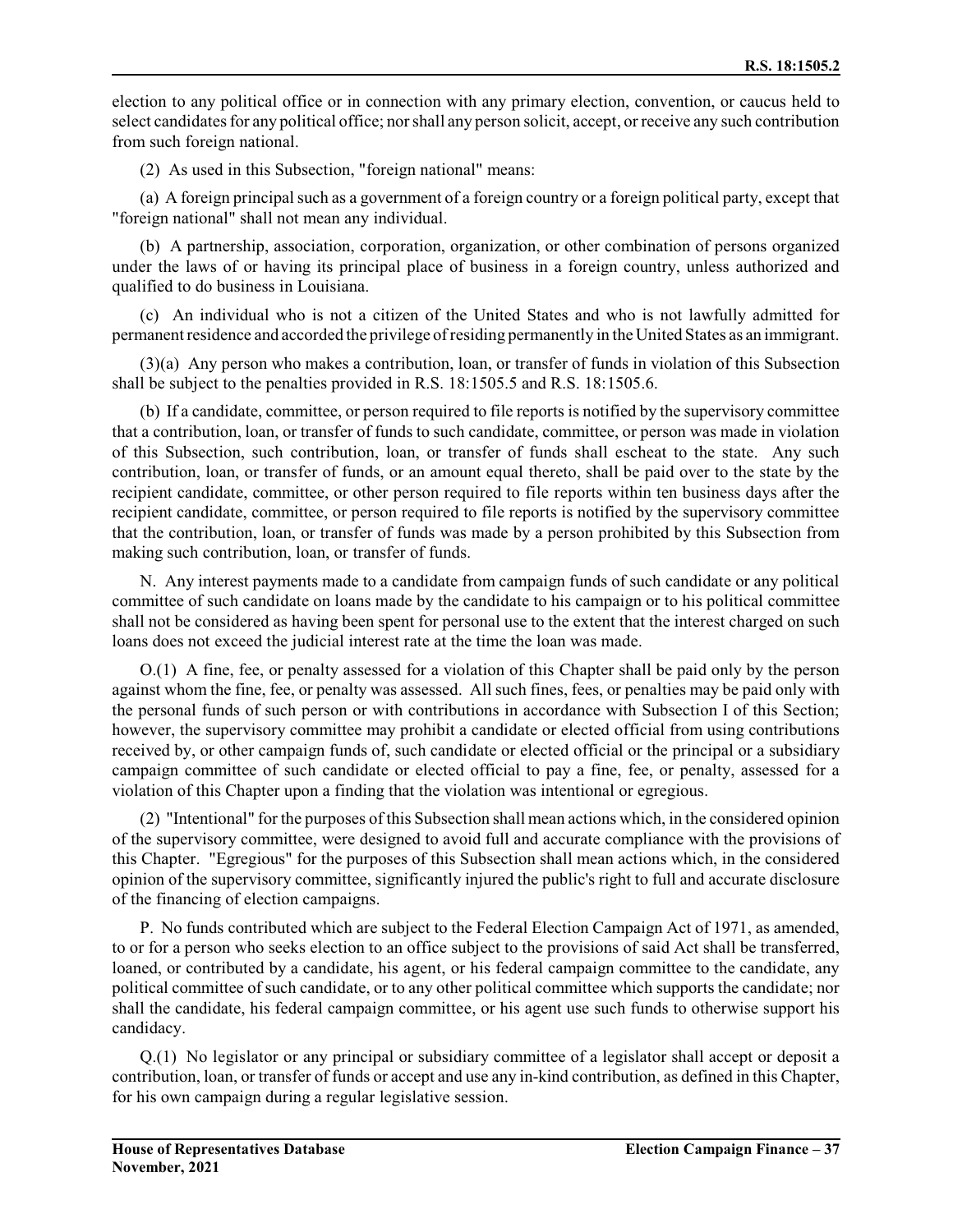election to any political office or in connection with any primary election, convention, or caucus held to select candidates for any political office; nor shall any person solicit, accept, or receive any such contribution from such foreign national.

(2) As used in this Subsection, "foreign national" means:

(a) A foreign principal such as a government of a foreign country or a foreign political party, except that "foreign national" shall not mean any individual.

(b) A partnership, association, corporation, organization, or other combination of persons organized under the laws of or having its principal place of business in a foreign country, unless authorized and qualified to do business in Louisiana.

(c) An individual who is not a citizen of the United States and who is not lawfully admitted for permanent residence and accorded the privilege of residing permanently in the United States as an immigrant.

(3)(a) Any person who makes a contribution, loan, or transfer of funds in violation of this Subsection shall be subject to the penalties provided in R.S. 18:1505.5 and R.S. 18:1505.6.

(b) If a candidate, committee, or person required to file reports is notified by the supervisory committee that a contribution, loan, or transfer of funds to such candidate, committee, or person was made in violation of this Subsection, such contribution, loan, or transfer of funds shall escheat to the state. Any such contribution, loan, or transfer of funds, or an amount equal thereto, shall be paid over to the state by the recipient candidate, committee, or other person required to file reports within ten business days after the recipient candidate, committee, or person required to file reports is notified by the supervisory committee that the contribution, loan, or transfer of funds was made by a person prohibited by this Subsection from making such contribution, loan, or transfer of funds.

N. Any interest payments made to a candidate from campaign funds of such candidate or any political committee of such candidate on loans made by the candidate to his campaign or to his political committee shall not be considered as having been spent for personal use to the extent that the interest charged on such loans does not exceed the judicial interest rate at the time the loan was made.

O.(1) A fine, fee, or penalty assessed for a violation of this Chapter shall be paid only by the person against whom the fine, fee, or penalty was assessed. All such fines, fees, or penalties may be paid only with the personal funds of such person or with contributions in accordance with Subsection I of this Section; however, the supervisory committee may prohibit a candidate or elected official from using contributions received by, or other campaign funds of, such candidate or elected official or the principal or a subsidiary campaign committee of such candidate or elected official to pay a fine, fee, or penalty, assessed for a violation of this Chapter upon a finding that the violation was intentional or egregious.

(2) "Intentional" for the purposes of this Subsection shall mean actions which, in the considered opinion of the supervisory committee, were designed to avoid full and accurate compliance with the provisions of this Chapter. "Egregious" for the purposes of this Subsection shall mean actions which, in the considered opinion of the supervisory committee, significantly injured the public's right to full and accurate disclosure of the financing of election campaigns.

P. No funds contributed which are subject to the Federal Election Campaign Act of 1971, as amended, to or for a person who seeks election to an office subject to the provisions of said Act shall be transferred, loaned, or contributed by a candidate, his agent, or his federal campaign committee to the candidate, any political committee of such candidate, or to any other political committee which supports the candidate; nor shall the candidate, his federal campaign committee, or his agent use such funds to otherwise support his candidacy.

Q.(1) No legislator or any principal or subsidiary committee of a legislator shall accept or deposit a contribution, loan, or transfer of funds or accept and use any in-kind contribution, as defined in this Chapter, for his own campaign during a regular legislative session.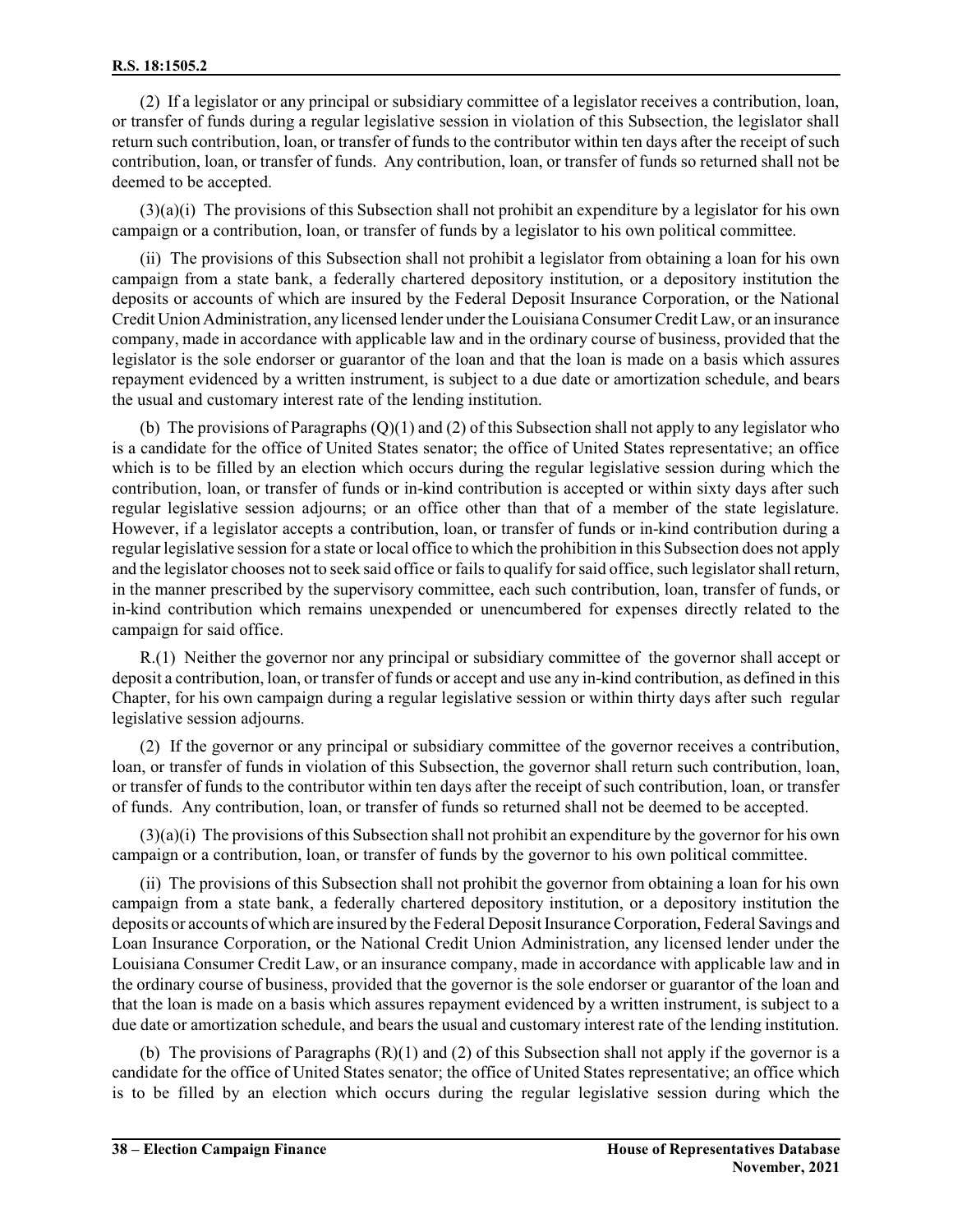(2) If a legislator or any principal or subsidiary committee of a legislator receives a contribution, loan, or transfer of funds during a regular legislative session in violation of this Subsection, the legislator shall return such contribution, loan, or transfer of funds to the contributor within ten days after the receipt of such contribution, loan, or transfer of funds. Any contribution, loan, or transfer of funds so returned shall not be deemed to be accepted.

(3)(a)(i) The provisions of this Subsection shall not prohibit an expenditure by a legislator for his own campaign or a contribution, loan, or transfer of funds by a legislator to his own political committee.

(ii) The provisions of this Subsection shall not prohibit a legislator from obtaining a loan for his own campaign from a state bank, a federally chartered depository institution, or a depository institution the deposits or accounts of which are insured by the Federal Deposit Insurance Corporation, or the National Credit Union Administration, any licensed lender under the Louisiana Consumer Credit Law, or an insurance company, made in accordance with applicable law and in the ordinary course of business, provided that the legislator is the sole endorser or guarantor of the loan and that the loan is made on a basis which assures repayment evidenced by a written instrument, is subject to a due date or amortization schedule, and bears the usual and customary interest rate of the lending institution.

(b) The provisions of Paragraphs (Q)(1) and (2) of this Subsection shall not apply to any legislator who is a candidate for the office of United States senator; the office of United States representative; an office which is to be filled by an election which occurs during the regular legislative session during which the contribution, loan, or transfer of funds or in-kind contribution is accepted or within sixty days after such regular legislative session adjourns; or an office other than that of a member of the state legislature. However, if a legislator accepts a contribution, loan, or transfer of funds or in-kind contribution during a regular legislative session for a state or local office to which the prohibition in this Subsection does not apply and the legislator chooses not to seek said office or fails to qualify for said office, such legislator shall return, in the manner prescribed by the supervisory committee, each such contribution, loan, transfer of funds, or in-kind contribution which remains unexpended or unencumbered for expenses directly related to the campaign for said office.

R.(1) Neither the governor nor any principal or subsidiary committee of the governor shall accept or deposit a contribution, loan, or transfer of funds or accept and use any in-kind contribution, as defined in this Chapter, for his own campaign during a regular legislative session or within thirty days after such regular legislative session adjourns.

(2) If the governor or any principal or subsidiary committee of the governor receives a contribution, loan, or transfer of funds in violation of this Subsection, the governor shall return such contribution, loan, or transfer of funds to the contributor within ten days after the receipt of such contribution, loan, or transfer of funds. Any contribution, loan, or transfer of funds so returned shall not be deemed to be accepted.

(3)(a)(i) The provisions of this Subsection shall not prohibit an expenditure by the governor for his own campaign or a contribution, loan, or transfer of funds by the governor to his own political committee.

(ii) The provisions of this Subsection shall not prohibit the governor from obtaining a loan for his own campaign from a state bank, a federally chartered depository institution, or a depository institution the deposits or accounts of which are insured by the Federal Deposit Insurance Corporation, Federal Savings and Loan Insurance Corporation, or the National Credit Union Administration, any licensed lender under the Louisiana Consumer Credit Law, or an insurance company, made in accordance with applicable law and in the ordinary course of business, provided that the governor is the sole endorser or guarantor of the loan and that the loan is made on a basis which assures repayment evidenced by a written instrument, is subject to a due date or amortization schedule, and bears the usual and customary interest rate of the lending institution.

(b) The provisions of Paragraphs (R)(1) and (2) of this Subsection shall not apply if the governor is a candidate for the office of United States senator; the office of United States representative; an office which is to be filled by an election which occurs during the regular legislative session during which the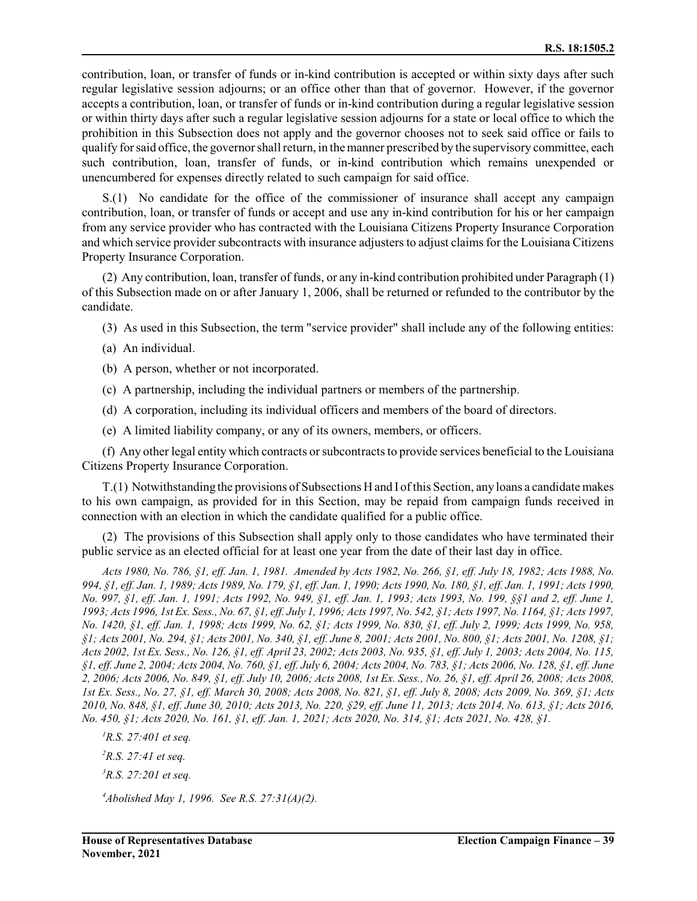contribution, loan, or transfer of funds or in-kind contribution is accepted or within sixty days after such regular legislative session adjourns; or an office other than that of governor. However, if the governor accepts a contribution, loan, or transfer of funds or in-kind contribution during a regular legislative session or within thirty days after such a regular legislative session adjourns for a state or local office to which the prohibition in this Subsection does not apply and the governor chooses not to seek said office or fails to qualify for said office, the governor shall return, in the manner prescribed by the supervisory committee, each such contribution, loan, transfer of funds, or in-kind contribution which remains unexpended or unencumbered for expenses directly related to such campaign for said office.

S.(1) No candidate for the office of the commissioner of insurance shall accept any campaign contribution, loan, or transfer of funds or accept and use any in-kind contribution for his or her campaign from any service provider who has contracted with the Louisiana Citizens Property Insurance Corporation and which service provider subcontracts with insurance adjusters to adjust claims for the Louisiana Citizens Property Insurance Corporation.

(2) Any contribution, loan, transfer of funds, or any in-kind contribution prohibited under Paragraph (1) of this Subsection made on or after January 1, 2006, shall be returned or refunded to the contributor by the candidate.

(3) As used in this Subsection, the term "service provider" shall include any of the following entities:

(a) An individual.

(b) A person, whether or not incorporated.

(c) A partnership, including the individual partners or members of the partnership.

(d) A corporation, including its individual officers and members of the board of directors.

(e) A limited liability company, or any of its owners, members, or officers.

(f) Any other legal entity which contracts or subcontracts to provide services beneficial to the Louisiana Citizens Property Insurance Corporation.

T.(1) Notwithstanding the provisions of Subsections H and I of this Section, any loans a candidate makes to his own campaign, as provided for in this Section, may be repaid from campaign funds received in connection with an election in which the candidate qualified for a public office.

(2) The provisions of this Subsection shall apply only to those candidates who have terminated their public service as an elected official for at least one year from the date of their last day in office.

*Acts 1980, No. 786, §1, eff. Jan. 1, 1981. Amended by Acts 1982, No. 266, §1, eff. July 18, 1982; Acts 1988, No. 994, §1, eff. Jan. 1, 1989; Acts 1989, No. 179, §1, eff. Jan. 1, 1990; Acts 1990, No. 180, §1, eff. Jan. 1, 1991; Acts 1990, No. 997, §1, eff. Jan. 1, 1991; Acts 1992, No. 949, §1, eff. Jan. 1, 1993; Acts 1993, No. 199, §§1 and 2, eff. June 1, 1993; Acts 1996, 1st Ex. Sess., No. 67, §1, eff. July 1, 1996; Acts 1997, No. 542, §1; Acts 1997, No. 1164, §1; Acts 1997, No. 1420, §1, eff. Jan. 1, 1998; Acts 1999, No. 62, §1; Acts 1999, No. 830, §1, eff. July 2, 1999; Acts 1999, No. 958, §1; Acts 2001, No. 294, §1; Acts 2001, No. 340, §1, eff. June 8, 2001; Acts 2001, No. 800, §1; Acts 2001, No. 1208, §1; Acts 2002, 1st Ex. Sess., No. 126, §1, eff. April 23, 2002; Acts 2003, No. 935, §1, eff. July 1, 2003; Acts 2004, No. 115, §1, eff. June 2, 2004; Acts 2004, No. 760, §1, eff. July 6, 2004; Acts 2004, No. 783, §1; Acts 2006, No. 128, §1, eff. June 2, 2006; Acts 2006, No. 849, §1, eff. July 10, 2006; Acts 2008, 1st Ex. Sess., No. 26, §1, eff. April 26, 2008; Acts 2008, 1st Ex. Sess., No. 27, §1, eff. March 30, 2008; Acts 2008, No. 821, §1, eff. July 8, 2008; Acts 2009, No. 369, §1; Acts 2010, No. 848, §1, eff. June 30, 2010; Acts 2013, No. 220, §29, eff. June 11, 2013; Acts 2014, No. 613, §1; Acts 2016, No. 450, §1; Acts 2020, No. 161, §1, eff. Jan. 1, 2021; Acts 2020, No. 314, §1; Acts 2021, No. 428, §1.*

[1] *R.S. 27:401 et seq.*

[2] *R.S. 27:41 et seq.*

[3] *R.S. 27:201 et seq.*

[4] *Abolished May 1, 1996. See R.S. 27:31(A)(2).*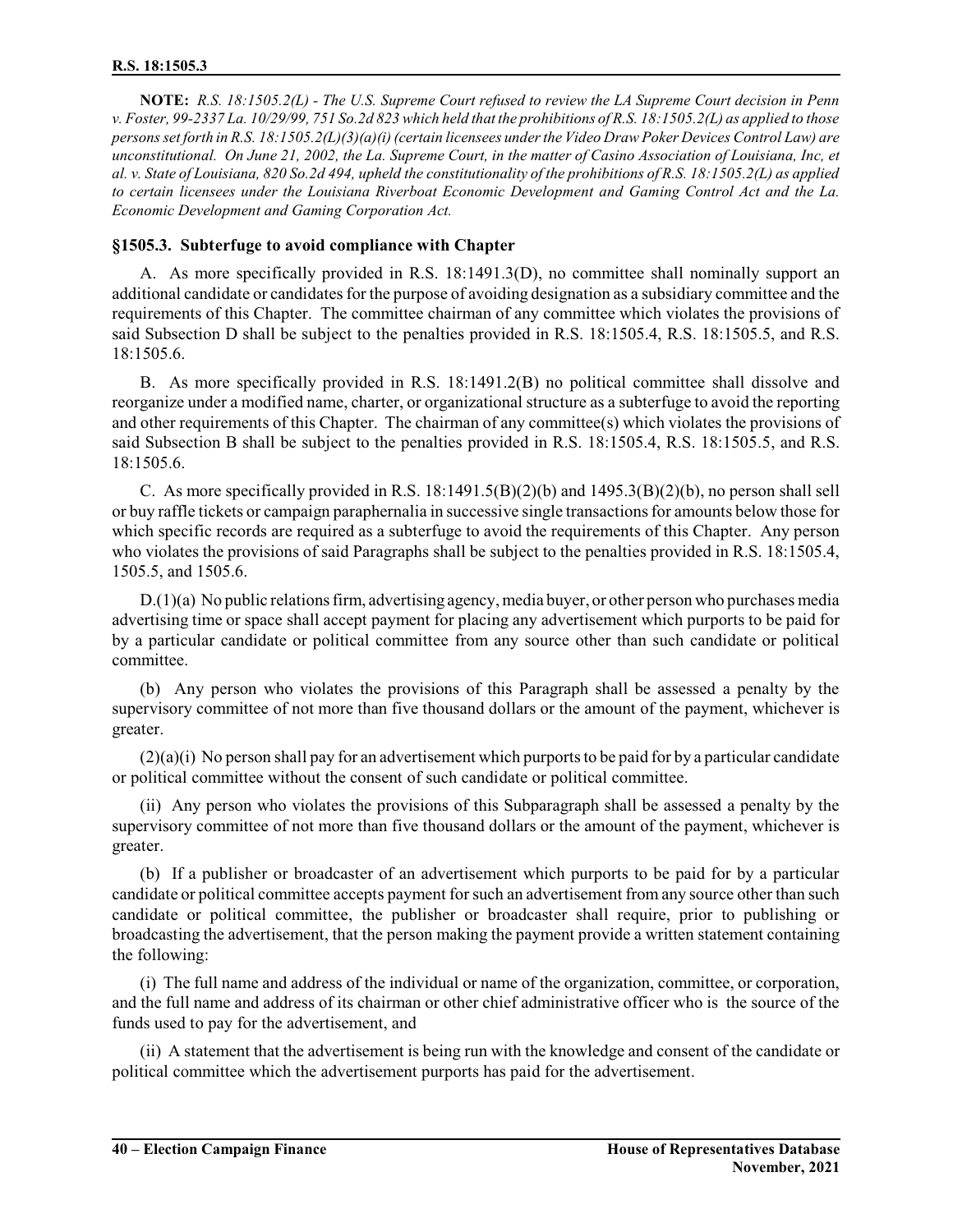**NOTE:** *R.S. 18:1505.2(L) - The U.S. Supreme Court refused to review the LA Supreme Court decision in Penn v. Foster, 99-2337 La. 10/29/99, 751 So.2d 823 which held that the prohibitions of R.S. 18:1505.2(L) as applied to those persons set forth in R.S. 18:1505.2(L)(3)(a)(i) (certain licensees under the Video Draw Poker Devices Control Law) are unconstitutional. On June 21, 2002, the La. Supreme Court, in the matter of Casino Association of Louisiana, Inc, et al. v. State of Louisiana, 820 So.2d 494, upheld the constitutionality of the prohibitions of R.S. 18:1505.2(L) as applied to certain licensees under the Louisiana Riverboat Economic Development and Gaming Control Act and the La. Economic Development and Gaming Corporation Act.*

### §1505.3. Subterfuge to avoid compliance with Chapter

A. As more specifically provided in R.S. 18:1491.3(D), no committee shall nominally support an additional candidate or candidates for the purpose of avoiding designation as a subsidiary committee and the requirements of this Chapter. The committee chairman of any committee which violates the provisions of said Subsection D shall be subject to the penalties provided in R.S. 18:1505.4, R.S. 18:1505.5, and R.S. 18:1505.6.

B. As more specifically provided in R.S. 18:1491.2(B) no political committee shall dissolve and reorganize under a modified name, charter, or organizational structure as a subterfuge to avoid the reporting and other requirements of this Chapter. The chairman of any committee(s) which violates the provisions of said Subsection B shall be subject to the penalties provided in R.S. 18:1505.4, R.S. 18:1505.5, and R.S. 18:1505.6.

C. As more specifically provided in R.S. 18:1491.5(B)(2)(b) and 1495.3(B)(2)(b), no person shall sell or buy raffle tickets or campaign paraphernalia in successive single transactions for amounts below those for which specific records are required as a subterfuge to avoid the requirements of this Chapter. Any person who violates the provisions of said Paragraphs shall be subject to the penalties provided in R.S. 18:1505.4, 1505.5, and 1505.6.

D.(1)(a) No public relations firm, advertising agency, media buyer, or other person who purchases media advertising time or space shall accept payment for placing any advertisement which purports to be paid for by a particular candidate or political committee from any source other than such candidate or political committee.

(b) Any person who violates the provisions of this Paragraph shall be assessed a penalty by the supervisory committee of not more than five thousand dollars or the amount of the payment, whichever is greater.

(2)(a)(i) No person shall pay for an advertisement which purports to be paid for by a particular candidate or political committee without the consent of such candidate or political committee.

(ii) Any person who violates the provisions of this Subparagraph shall be assessed a penalty by the supervisory committee of not more than five thousand dollars or the amount of the payment, whichever is greater.

(b) If a publisher or broadcaster of an advertisement which purports to be paid for by a particular candidate or political committee accepts payment for such an advertisement from any source other than such candidate or political committee, the publisher or broadcaster shall require, prior to publishing or broadcasting the advertisement, that the person making the payment provide a written statement containing the following:

(i) The full name and address of the individual or name of the organization, committee, or corporation, and the full name and address of its chairman or other chief administrative officer who is the source of the funds used to pay for the advertisement, and

(ii) A statement that the advertisement is being run with the knowledge and consent of the candidate or political committee which the advertisement purports has paid for the advertisement.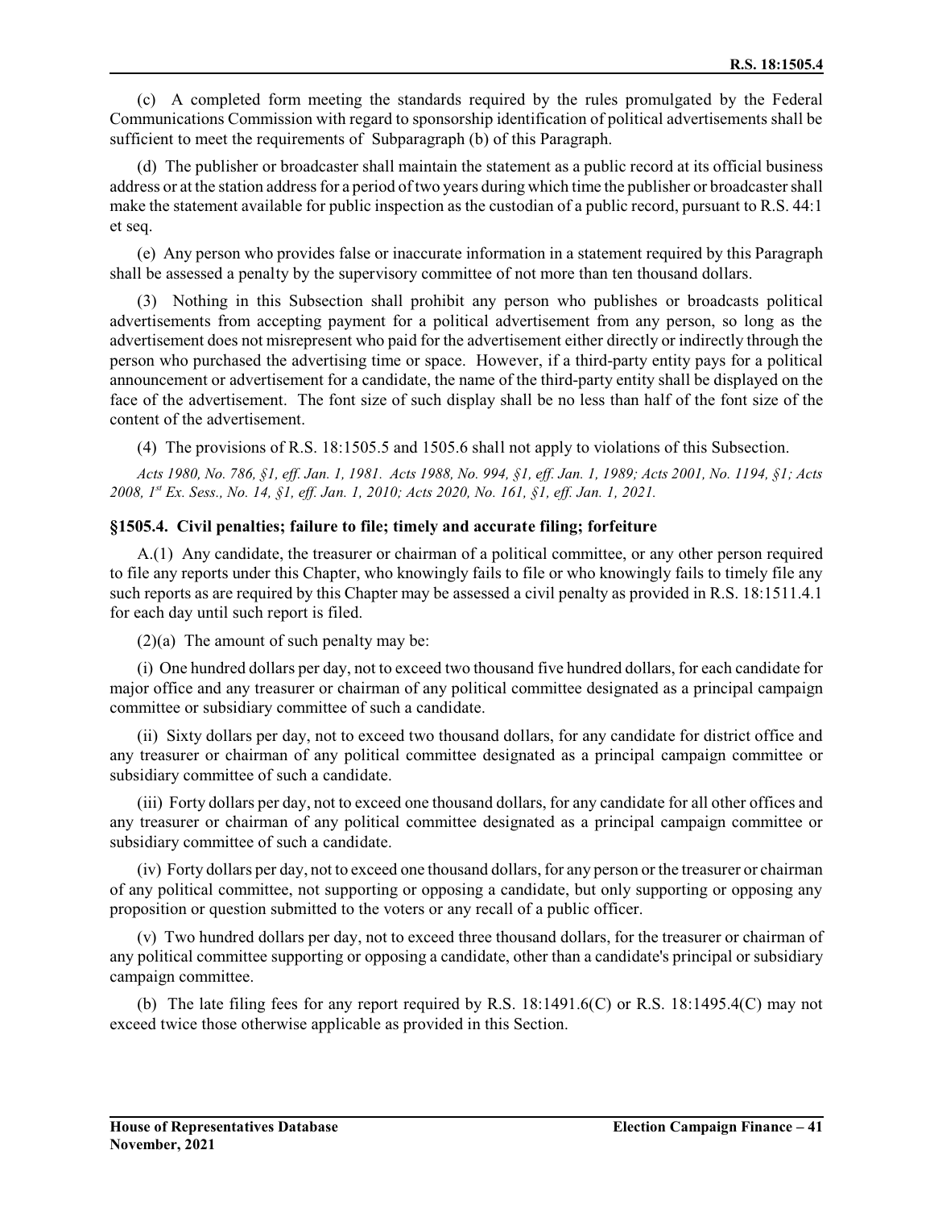(c) A completed form meeting the standards required by the rules promulgated by the Federal Communications Commission with regard to sponsorship identification of political advertisements shall be sufficient to meet the requirements of Subparagraph (b) of this Paragraph.

(d) The publisher or broadcaster shall maintain the statement as a public record at its official business address or at the station address for a period of two years during which time the publisher or broadcaster shall make the statement available for public inspection as the custodian of a public record, pursuant to R.S. 44:1 et seq.

(e) Any person who provides false or inaccurate information in a statement required by this Paragraph shall be assessed a penalty by the supervisory committee of not more than ten thousand dollars.

(3) Nothing in this Subsection shall prohibit any person who publishes or broadcasts political advertisements from accepting payment for a political advertisement from any person, so long as the advertisement does not misrepresent who paid for the advertisement either directly or indirectly through the person who purchased the advertising time or space. However, if a third-party entity pays for a political announcement or advertisement for a candidate, the name of the third-party entity shall be displayed on the face of the advertisement. The font size of such display shall be no less than half of the font size of the content of the advertisement.

(4) The provisions of R.S. 18:1505.5 and 1505.6 shall not apply to violations of this Subsection.

*Acts 1980, No. 786, §1, eff. Jan. 1, 1981. Acts 1988, No. 994, §1, eff. Jan. 1, 1989; Acts 2001, No. 1194, §1; Acts 2008, 1st Ex. Sess., No. 14, §1, eff. Jan. 1, 2010; Acts 2020, No. 161, §1, eff. Jan. 1, 2021.*

### §1505.4. Civil penalties; failure to file; timely and accurate filing; forfeiture

A.(1) Any candidate, the treasurer or chairman of a political committee, or any other person required to file any reports under this Chapter, who knowingly fails to file or who knowingly fails to timely file any such reports as are required by this Chapter may be assessed a civil penalty as provided in R.S. 18:1511.4.1 for each day until such report is filed.

(2)(a) The amount of such penalty may be:

(i) One hundred dollars per day, not to exceed two thousand five hundred dollars, for each candidate for major office and any treasurer or chairman of any political committee designated as a principal campaign committee or subsidiary committee of such a candidate.

(ii) Sixty dollars per day, not to exceed two thousand dollars, for any candidate for district office and any treasurer or chairman of any political committee designated as a principal campaign committee or subsidiary committee of such a candidate.

(iii) Forty dollars per day, not to exceed one thousand dollars, for any candidate for all other offices and any treasurer or chairman of any political committee designated as a principal campaign committee or subsidiary committee of such a candidate.

(iv) Forty dollars per day, not to exceed one thousand dollars, for any person or the treasurer or chairman of any political committee, not supporting or opposing a candidate, but only supporting or opposing any proposition or question submitted to the voters or any recall of a public officer.

(v) Two hundred dollars per day, not to exceed three thousand dollars, for the treasurer or chairman of any political committee supporting or opposing a candidate, other than a candidate's principal or subsidiary campaign committee.

(b) The late filing fees for any report required by R.S. 18:1491.6(C) or R.S. 18:1495.4(C) may not exceed twice those otherwise applicable as provided in this Section.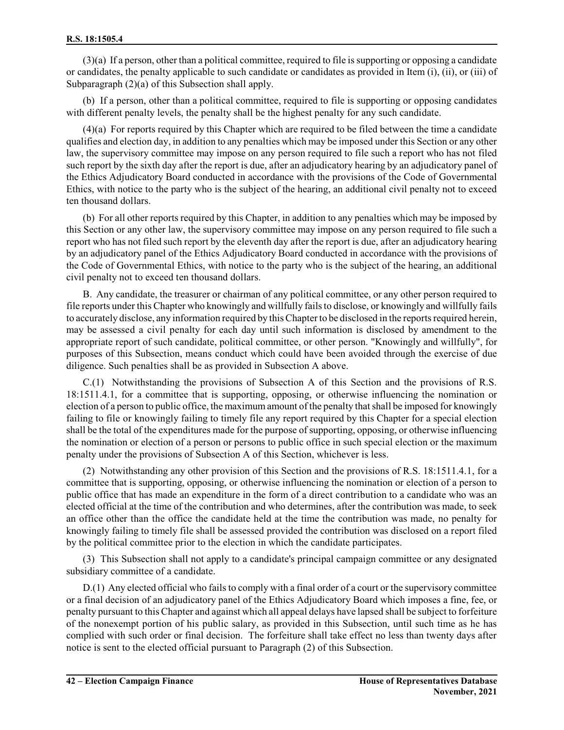(3)(a) If a person, other than a political committee, required to file is supporting or opposing a candidate or candidates, the penalty applicable to such candidate or candidates as provided in Item (i), (ii), or (iii) of Subparagraph (2)(a) of this Subsection shall apply.

(b) If a person, other than a political committee, required to file is supporting or opposing candidates with different penalty levels, the penalty shall be the highest penalty for any such candidate.

(4)(a) For reports required by this Chapter which are required to be filed between the time a candidate qualifies and election day, in addition to any penalties which may be imposed under this Section or any other law, the supervisory committee may impose on any person required to file such a report who has not filed such report by the sixth day after the report is due, after an adjudicatory hearing by an adjudicatory panel of the Ethics Adjudicatory Board conducted in accordance with the provisions of the Code of Governmental Ethics, with notice to the party who is the subject of the hearing, an additional civil penalty not to exceed ten thousand dollars.

(b) For all other reports required by this Chapter, in addition to any penalties which may be imposed by this Section or any other law, the supervisory committee may impose on any person required to file such a report who has not filed such report by the eleventh day after the report is due, after an adjudicatory hearing by an adjudicatory panel of the Ethics Adjudicatory Board conducted in accordance with the provisions of the Code of Governmental Ethics, with notice to the party who is the subject of the hearing, an additional civil penalty not to exceed ten thousand dollars.

B. Any candidate, the treasurer or chairman of any political committee, or any other person required to file reports under this Chapter who knowingly and willfully fails to disclose, or knowingly and willfully fails to accurately disclose, any information required by this Chapter to be disclosed in the reports required herein, may be assessed a civil penalty for each day until such information is disclosed by amendment to the appropriate report of such candidate, political committee, or other person. "Knowingly and willfully", for purposes of this Subsection, means conduct which could have been avoided through the exercise of due diligence. Such penalties shall be as provided in Subsection A above.

C.(1) Notwithstanding the provisions of Subsection A of this Section and the provisions of R.S. 18:1511.4.1, for a committee that is supporting, opposing, or otherwise influencing the nomination or election of a person to public office, the maximum amount of the penalty that shall be imposed for knowingly failing to file or knowingly failing to timely file any report required by this Chapter for a special election shall be the total of the expenditures made for the purpose of supporting, opposing, or otherwise influencing the nomination or election of a person or persons to public office in such special election or the maximum penalty under the provisions of Subsection A of this Section, whichever is less.

(2) Notwithstanding any other provision of this Section and the provisions of R.S. 18:1511.4.1, for a committee that is supporting, opposing, or otherwise influencing the nomination or election of a person to public office that has made an expenditure in the form of a direct contribution to a candidate who was an elected official at the time of the contribution and who determines, after the contribution was made, to seek an office other than the office the candidate held at the time the contribution was made, no penalty for knowingly failing to timely file shall be assessed provided the contribution was disclosed on a report filed by the political committee prior to the election in which the candidate participates.

(3) This Subsection shall not apply to a candidate's principal campaign committee or any designated subsidiary committee of a candidate.

D.(1) Any elected official who fails to comply with a final order of a court or the supervisory committee or a final decision of an adjudicatory panel of the Ethics Adjudicatory Board which imposes a fine, fee, or penalty pursuant to this Chapter and against which all appeal delays have lapsed shall be subject to forfeiture of the nonexempt portion of his public salary, as provided in this Subsection, until such time as he has complied with such order or final decision. The forfeiture shall take effect no less than twenty days after notice is sent to the elected official pursuant to Paragraph (2) of this Subsection.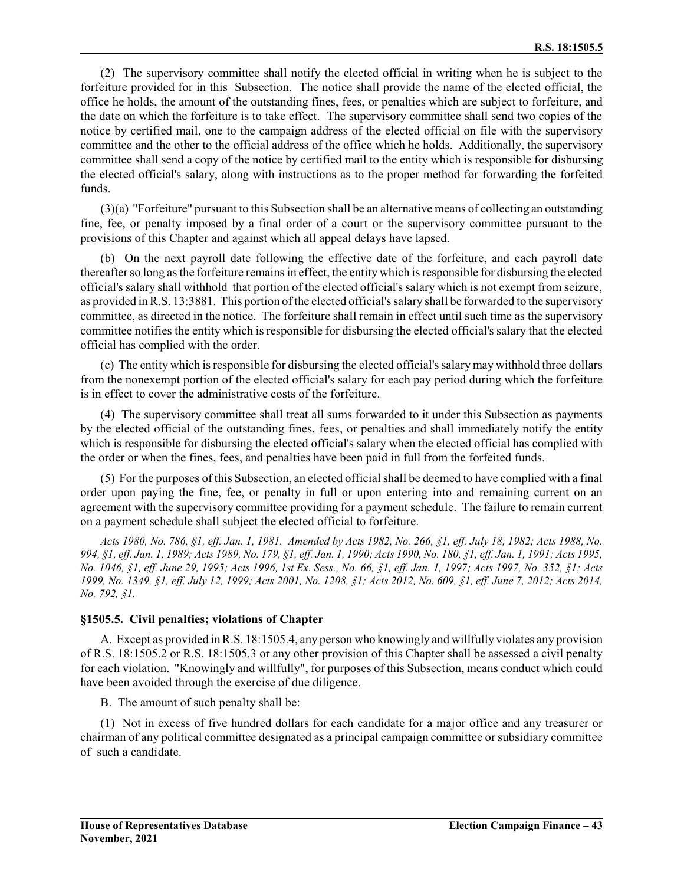(2) The supervisory committee shall notify the elected official in writing when he is subject to the forfeiture provided for in this Subsection. The notice shall provide the name of the elected official, the office he holds, the amount of the outstanding fines, fees, or penalties which are subject to forfeiture, and the date on which the forfeiture is to take effect. The supervisory committee shall send two copies of the notice by certified mail, one to the campaign address of the elected official on file with the supervisory committee and the other to the official address of the office which he holds. Additionally, the supervisory committee shall send a copy of the notice by certified mail to the entity which is responsible for disbursing the elected official's salary, along with instructions as to the proper method for forwarding the forfeited funds.

(3)(a) "Forfeiture" pursuant to this Subsection shall be an alternative means of collecting an outstanding fine, fee, or penalty imposed by a final order of a court or the supervisory committee pursuant to the provisions of this Chapter and against which all appeal delays have lapsed.

(b) On the next payroll date following the effective date of the forfeiture, and each payroll date thereafter so long as the forfeiture remains in effect, the entity which is responsible for disbursing the elected official's salary shall withhold that portion of the elected official's salary which is not exempt from seizure, as provided in R.S. 13:3881. This portion of the elected official's salary shall be forwarded to the supervisory committee, as directed in the notice. The forfeiture shall remain in effect until such time as the supervisory committee notifies the entity which is responsible for disbursing the elected official's salary that the elected official has complied with the order.

(c) The entity which is responsible for disbursing the elected official's salary may withhold three dollars from the nonexempt portion of the elected official's salary for each pay period during which the forfeiture is in effect to cover the administrative costs of the forfeiture.

(4) The supervisory committee shall treat all sums forwarded to it under this Subsection as payments by the elected official of the outstanding fines, fees, or penalties and shall immediately notify the entity which is responsible for disbursing the elected official's salary when the elected official has complied with the order or when the fines, fees, and penalties have been paid in full from the forfeited funds.

(5) For the purposes of this Subsection, an elected official shall be deemed to have complied with a final order upon paying the fine, fee, or penalty in full or upon entering into and remaining current on an agreement with the supervisory committee providing for a payment schedule. The failure to remain current on a payment schedule shall subject the elected official to forfeiture.

*Acts 1980, No. 786, §1, eff. Jan. 1, 1981. Amended by Acts 1982, No. 266, §1, eff. July 18, 1982; Acts 1988, No. 994, §1, eff. Jan. 1, 1989; Acts 1989, No. 179, §1, eff. Jan. 1, 1990; Acts 1990, No. 180, §1, eff. Jan. 1, 1991; Acts 1995, No. 1046, §1, eff. June 29, 1995; Acts 1996, 1st Ex. Sess., No. 66, §1, eff. Jan. 1, 1997; Acts 1997, No. 352, §1; Acts 1999, No. 1349, §1, eff. July 12, 1999; Acts 2001, No. 1208, §1; Acts 2012, No. 609, §1, eff. June 7, 2012; Acts 2014, No. 792, §1.*

### §1505.5. Civil penalties; violations of Chapter

A. Except as provided in R.S. 18:1505.4, any person who knowingly and willfully violates any provision of R.S. 18:1505.2 or R.S. 18:1505.3 or any other provision of this Chapter shall be assessed a civil penalty for each violation. "Knowingly and willfully", for purposes of this Subsection, means conduct which could have been avoided through the exercise of due diligence.

B. The amount of such penalty shall be:

(1) Not in excess of five hundred dollars for each candidate for a major office and any treasurer or chairman of any political committee designated as a principal campaign committee or subsidiary committee of such a candidate.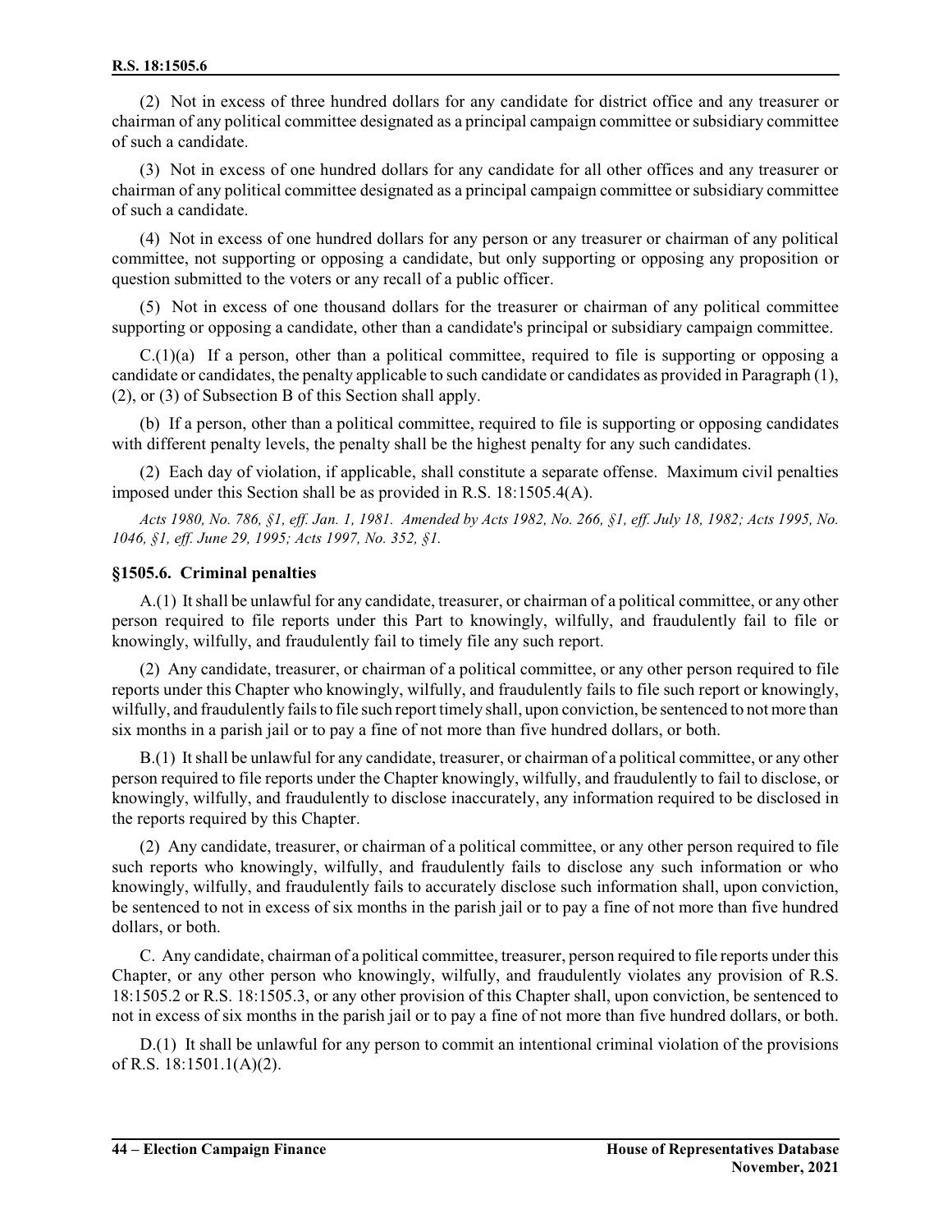(2) Not in excess of three hundred dollars for any candidate for district office and any treasurer or chairman of any political committee designated as a principal campaign committee or subsidiary committee of such a candidate.

(3) Not in excess of one hundred dollars for any candidate for all other offices and any treasurer or chairman of any political committee designated as a principal campaign committee or subsidiary committee of such a candidate.

(4) Not in excess of one hundred dollars for any person or any treasurer or chairman of any political committee, not supporting or opposing a candidate, but only supporting or opposing any proposition or question submitted to the voters or any recall of a public officer.

(5) Not in excess of one thousand dollars for the treasurer or chairman of any political committee supporting or opposing a candidate, other than a candidate's principal or subsidiary campaign committee.

C.(1)(a) If a person, other than a political committee, required to file is supporting or opposing a candidate or candidates, the penalty applicable to such candidate or candidates as provided in Paragraph (1), (2), or (3) of Subsection B of this Section shall apply.

(b) If a person, other than a political committee, required to file is supporting or opposing candidates with different penalty levels, the penalty shall be the highest penalty for any such candidates.

(2) Each day of violation, if applicable, shall constitute a separate offense. Maximum civil penalties imposed under this Section shall be as provided in R.S. 18:1505.4(A).

*Acts 1980, No. 786, §1, eff. Jan. 1, 1981. Amended by Acts 1982, No. 266, §1, eff. July 18, 1982; Acts 1995, No. 1046, §1, eff. June 29, 1995; Acts 1997, No. 352, §1.*

### §1505.6. Criminal penalties

A.(1) It shall be unlawful for any candidate, treasurer, or chairman of a political committee, or any other person required to file reports under this Part to knowingly, wilfully, and fraudulently fail to file or knowingly, wilfully, and fraudulently fail to timely file any such report.

(2) Any candidate, treasurer, or chairman of a political committee, or any other person required to file reports under this Chapter who knowingly, wilfully, and fraudulently fails to file such report or knowingly, wilfully, and fraudulently fails to file such report timely shall, upon conviction, be sentenced to not more than six months in a parish jail or to pay a fine of not more than five hundred dollars, or both.

B.(1) It shall be unlawful for any candidate, treasurer, or chairman of a political committee, or any other person required to file reports under the Chapter knowingly, wilfully, and fraudulently to fail to disclose, or knowingly, wilfully, and fraudulently to disclose inaccurately, any information required to be disclosed in the reports required by this Chapter.

(2) Any candidate, treasurer, or chairman of a political committee, or any other person required to file such reports who knowingly, wilfully, and fraudulently fails to disclose any such information or who knowingly, wilfully, and fraudulently fails to accurately disclose such information shall, upon conviction, be sentenced to not in excess of six months in the parish jail or to pay a fine of not more than five hundred dollars, or both.

C. Any candidate, chairman of a political committee, treasurer, person required to file reports under this Chapter, or any other person who knowingly, wilfully, and fraudulently violates any provision of R.S. 18:1505.2 or R.S. 18:1505.3, or any other provision of this Chapter shall, upon conviction, be sentenced to not in excess of six months in the parish jail or to pay a fine of not more than five hundred dollars, or both.

D.(1) It shall be unlawful for any person to commit an intentional criminal violation of the provisions of R.S. 18:1501.1(A)(2).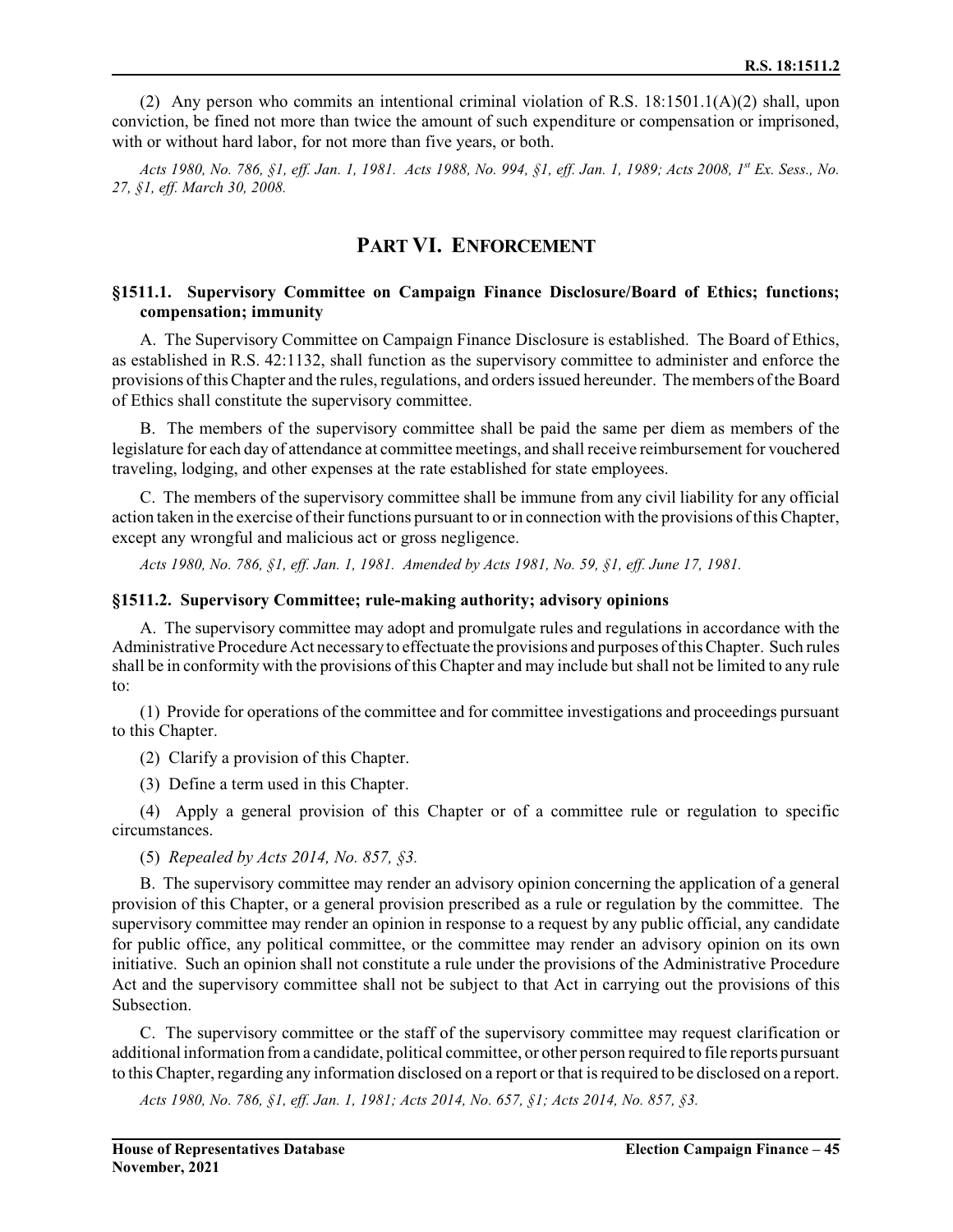(2) Any person who commits an intentional criminal violation of R.S. 18:1501.1(A)(2) shall, upon conviction, be fined not more than twice the amount of such expenditure or compensation or imprisoned, with or without hard labor, for not more than five years, or both.

*Acts 1980, No. 786, §1, eff. Jan. 1, 1981. Acts 1988, No. 994, §1, eff. Jan. 1, 1989; Acts 2008, 1st Ex. Sess., No. 27, §1, eff. March 30, 2008.*

## PART VI. ENFORCEMENT

### §1511.1. Supervisory Committee on Campaign Finance Disclosure/Board of Ethics; functions; compensation; immunity

A. The Supervisory Committee on Campaign Finance Disclosure is established. The Board of Ethics, as established in R.S. 42:1132, shall function as the supervisory committee to administer and enforce the provisions of this Chapter and the rules, regulations, and orders issued hereunder. The members of the Board of Ethics shall constitute the supervisory committee.

B. The members of the supervisory committee shall be paid the same per diem as members of the legislature for each day of attendance at committee meetings, and shall receive reimbursement for vouchered traveling, lodging, and other expenses at the rate established for state employees.

C. The members of the supervisory committee shall be immune from any civil liability for any official action taken in the exercise of their functions pursuant to or in connection with the provisions of this Chapter, except any wrongful and malicious act or gross negligence.

*Acts 1980, No. 786, §1, eff. Jan. 1, 1981. Amended by Acts 1981, No. 59, §1, eff. June 17, 1981.*

### §1511.2. Supervisory Committee; rule-making authority; advisory opinions

A. The supervisory committee may adopt and promulgate rules and regulations in accordance with the Administrative Procedure Act necessary to effectuate the provisions and purposes of this Chapter. Such rules shall be in conformity with the provisions of this Chapter and may include but shall not be limited to any rule to:

(1) Provide for operations of the committee and for committee investigations and proceedings pursuant to this Chapter.

(2) Clarify a provision of this Chapter.

(3) Define a term used in this Chapter.

(4) Apply a general provision of this Chapter or of a committee rule or regulation to specific circumstances.

(5) *Repealed by Acts 2014, No. 857, §3.*

B. The supervisory committee may render an advisory opinion concerning the application of a general provision of this Chapter, or a general provision prescribed as a rule or regulation by the committee. The supervisory committee may render an opinion in response to a request by any public official, any candidate for public office, any political committee, or the committee may render an advisory opinion on its own initiative. Such an opinion shall not constitute a rule under the provisions of the Administrative Procedure Act and the supervisory committee shall not be subject to that Act in carrying out the provisions of this Subsection.

C. The supervisory committee or the staff of the supervisory committee may request clarification or additional information from a candidate, political committee, or other person required to file reports pursuant to this Chapter, regarding any information disclosed on a report or that is required to be disclosed on a report.

*Acts 1980, No. 786, §1, eff. Jan. 1, 1981; Acts 2014, No. 657, §1; Acts 2014, No. 857, §3.*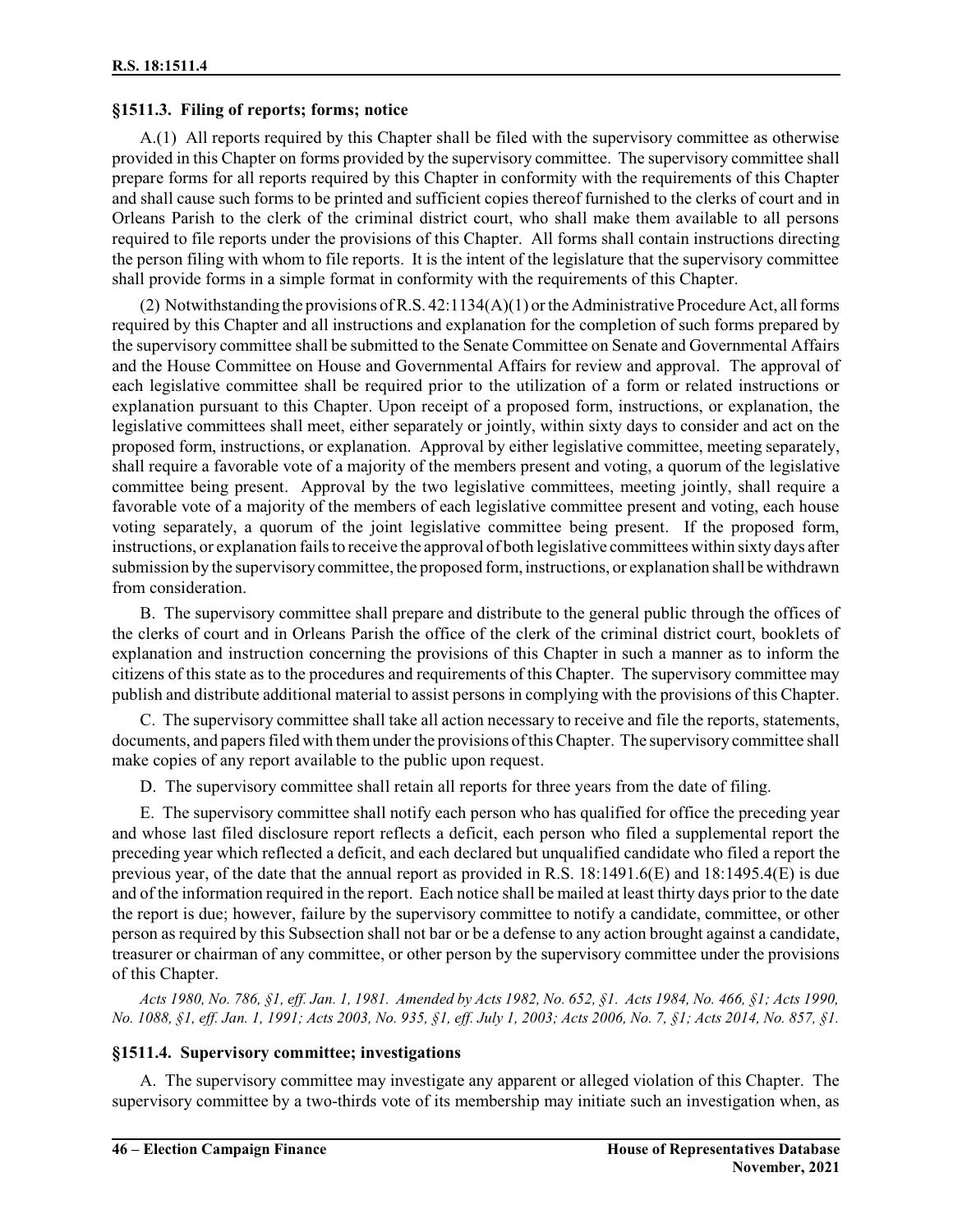### §1511.3. Filing of reports; forms; notice

A.(1) All reports required by this Chapter shall be filed with the supervisory committee as otherwise provided in this Chapter on forms provided by the supervisory committee. The supervisory committee shall prepare forms for all reports required by this Chapter in conformity with the requirements of this Chapter and shall cause such forms to be printed and sufficient copies thereof furnished to the clerks of court and in Orleans Parish to the clerk of the criminal district court, who shall make them available to all persons required to file reports under the provisions of this Chapter. All forms shall contain instructions directing the person filing with whom to file reports. It is the intent of the legislature that the supervisory committee shall provide forms in a simple format in conformity with the requirements of this Chapter.

(2) Notwithstanding the provisions of R.S. 42:1134(A)(1) or the Administrative Procedure Act, all forms required by this Chapter and all instructions and explanation for the completion of such forms prepared by the supervisory committee shall be submitted to the Senate Committee on Senate and Governmental Affairs and the House Committee on House and Governmental Affairs for review and approval. The approval of each legislative committee shall be required prior to the utilization of a form or related instructions or explanation pursuant to this Chapter. Upon receipt of a proposed form, instructions, or explanation, the legislative committees shall meet, either separately or jointly, within sixty days to consider and act on the proposed form, instructions, or explanation. Approval by either legislative committee, meeting separately, shall require a favorable vote of a majority of the members present and voting, a quorum of the legislative committee being present. Approval by the two legislative committees, meeting jointly, shall require a favorable vote of a majority of the members of each legislative committee present and voting, each house voting separately, a quorum of the joint legislative committee being present. If the proposed form, instructions, or explanation fails to receive the approval of both legislative committees within sixty days after submission by the supervisory committee, the proposed form, instructions, or explanation shall be withdrawn from consideration.

B. The supervisory committee shall prepare and distribute to the general public through the offices of the clerks of court and in Orleans Parish the office of the clerk of the criminal district court, booklets of explanation and instruction concerning the provisions of this Chapter in such a manner as to inform the citizens of this state as to the procedures and requirements of this Chapter. The supervisory committee may publish and distribute additional material to assist persons in complying with the provisions of this Chapter.

C. The supervisory committee shall take all action necessary to receive and file the reports, statements, documents, and papers filed with them under the provisions of this Chapter. The supervisory committee shall make copies of any report available to the public upon request.

D. The supervisory committee shall retain all reports for three years from the date of filing.

E. The supervisory committee shall notify each person who has qualified for office the preceding year and whose last filed disclosure report reflects a deficit, each person who filed a supplemental report the preceding year which reflected a deficit, and each declared but unqualified candidate who filed a report the previous year, of the date that the annual report as provided in R.S. 18:1491.6(E) and 18:1495.4(E) is due and of the information required in the report. Each notice shall be mailed at least thirty days prior to the date the report is due; however, failure by the supervisory committee to notify a candidate, committee, or other person as required by this Subsection shall not bar or be a defense to any action brought against a candidate, treasurer or chairman of any committee, or other person by the supervisory committee under the provisions of this Chapter.

*Acts 1980, No. 786, §1, eff. Jan. 1, 1981. Amended by Acts 1982, No. 652, §1. Acts 1984, No. 466, §1; Acts 1990, No. 1088, §1, eff. Jan. 1, 1991; Acts 2003, No. 935, §1, eff. July 1, 2003; Acts 2006, No. 7, §1; Acts 2014, No. 857, §1.*

### §1511.4. Supervisory committee; investigations

A. The supervisory committee may investigate any apparent or alleged violation of this Chapter. The supervisory committee by a two-thirds vote of its membership may initiate such an investigation when, as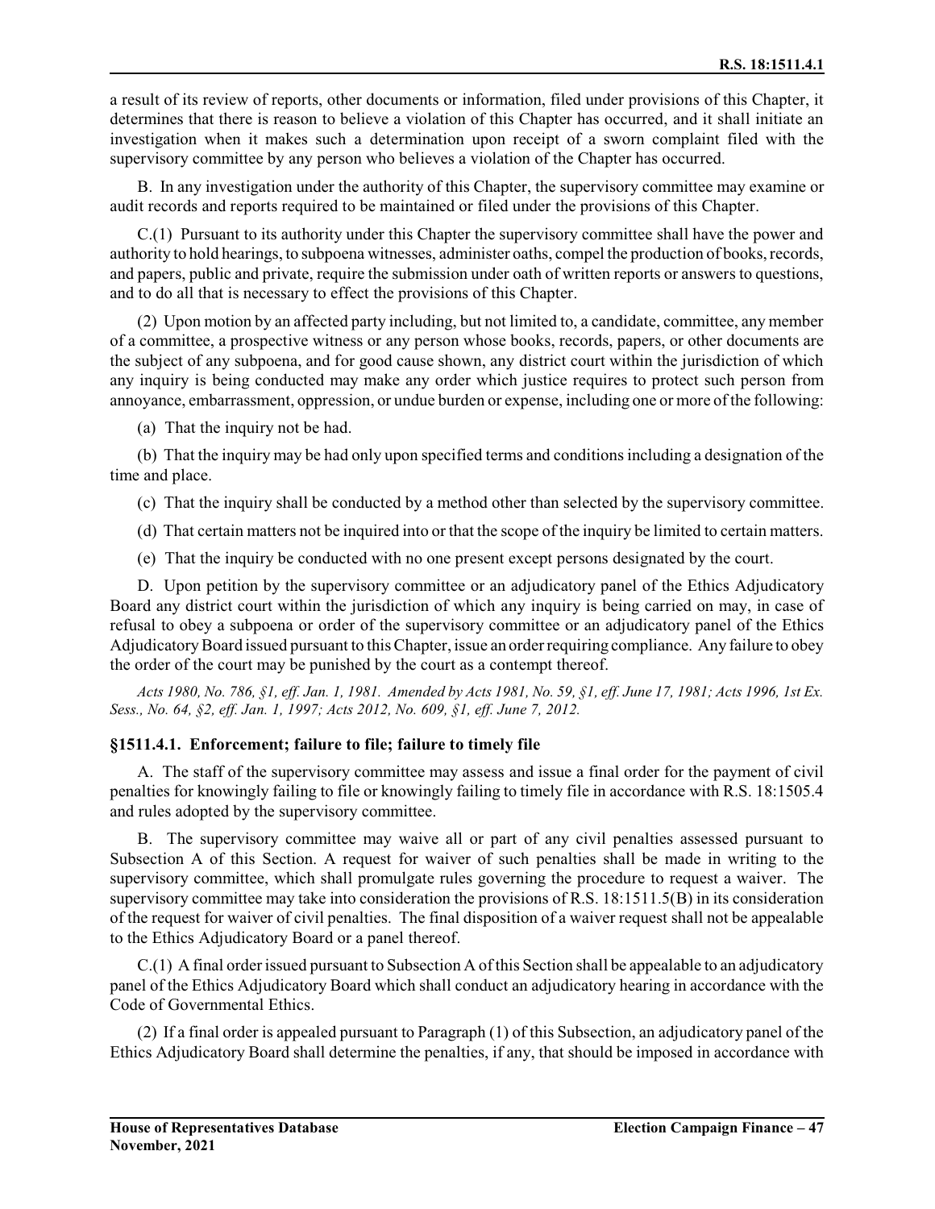a result of its review of reports, other documents or information, filed under provisions of this Chapter, it determines that there is reason to believe a violation of this Chapter has occurred, and it shall initiate an investigation when it makes such a determination upon receipt of a sworn complaint filed with the supervisory committee by any person who believes a violation of the Chapter has occurred.

B. In any investigation under the authority of this Chapter, the supervisory committee may examine or audit records and reports required to be maintained or filed under the provisions of this Chapter.

C.(1) Pursuant to its authority under this Chapter the supervisory committee shall have the power and authority to hold hearings, to subpoena witnesses, administer oaths, compel the production of books, records, and papers, public and private, require the submission under oath of written reports or answers to questions, and to do all that is necessary to effect the provisions of this Chapter.

(2) Upon motion by an affected party including, but not limited to, a candidate, committee, any member of a committee, a prospective witness or any person whose books, records, papers, or other documents are the subject of any subpoena, and for good cause shown, any district court within the jurisdiction of which any inquiry is being conducted may make any order which justice requires to protect such person from annoyance, embarrassment, oppression, or undue burden or expense, including one or more of the following:

(a) That the inquiry not be had.

(b) That the inquiry may be had only upon specified terms and conditions including a designation of the time and place.

(c) That the inquiry shall be conducted by a method other than selected by the supervisory committee.

(d) That certain matters not be inquired into or that the scope of the inquiry be limited to certain matters.

(e) That the inquiry be conducted with no one present except persons designated by the court.

D. Upon petition by the supervisory committee or an adjudicatory panel of the Ethics Adjudicatory Board any district court within the jurisdiction of which any inquiry is being carried on may, in case of refusal to obey a subpoena or order of the supervisory committee or an adjudicatory panel of the Ethics Adjudicatory Board issued pursuant to this Chapter, issue an order requiring compliance. Any failure to obey the order of the court may be punished by the court as a contempt thereof.

*Acts 1980, No. 786, §1, eff. Jan. 1, 1981. Amended by Acts 1981, No. 59, §1, eff. June 17, 1981; Acts 1996, 1st Ex. Sess., No. 64, §2, eff. Jan. 1, 1997; Acts 2012, No. 609, §1, eff. June 7, 2012.*

### §1511.4.1. Enforcement; failure to file; failure to timely file

A. The staff of the supervisory committee may assess and issue a final order for the payment of civil penalties for knowingly failing to file or knowingly failing to timely file in accordance with R.S. 18:1505.4 and rules adopted by the supervisory committee.

B. The supervisory committee may waive all or part of any civil penalties assessed pursuant to Subsection A of this Section. A request for waiver of such penalties shall be made in writing to the supervisory committee, which shall promulgate rules governing the procedure to request a waiver. The supervisory committee may take into consideration the provisions of R.S. 18:1511.5(B) in its consideration of the request for waiver of civil penalties. The final disposition of a waiver request shall not be appealable to the Ethics Adjudicatory Board or a panel thereof.

C.(1) A final order issued pursuant to Subsection A of this Section shall be appealable to an adjudicatory panel of the Ethics Adjudicatory Board which shall conduct an adjudicatory hearing in accordance with the Code of Governmental Ethics.

(2) If a final order is appealed pursuant to Paragraph (1) of this Subsection, an adjudicatory panel of the Ethics Adjudicatory Board shall determine the penalties, if any, that should be imposed in accordance with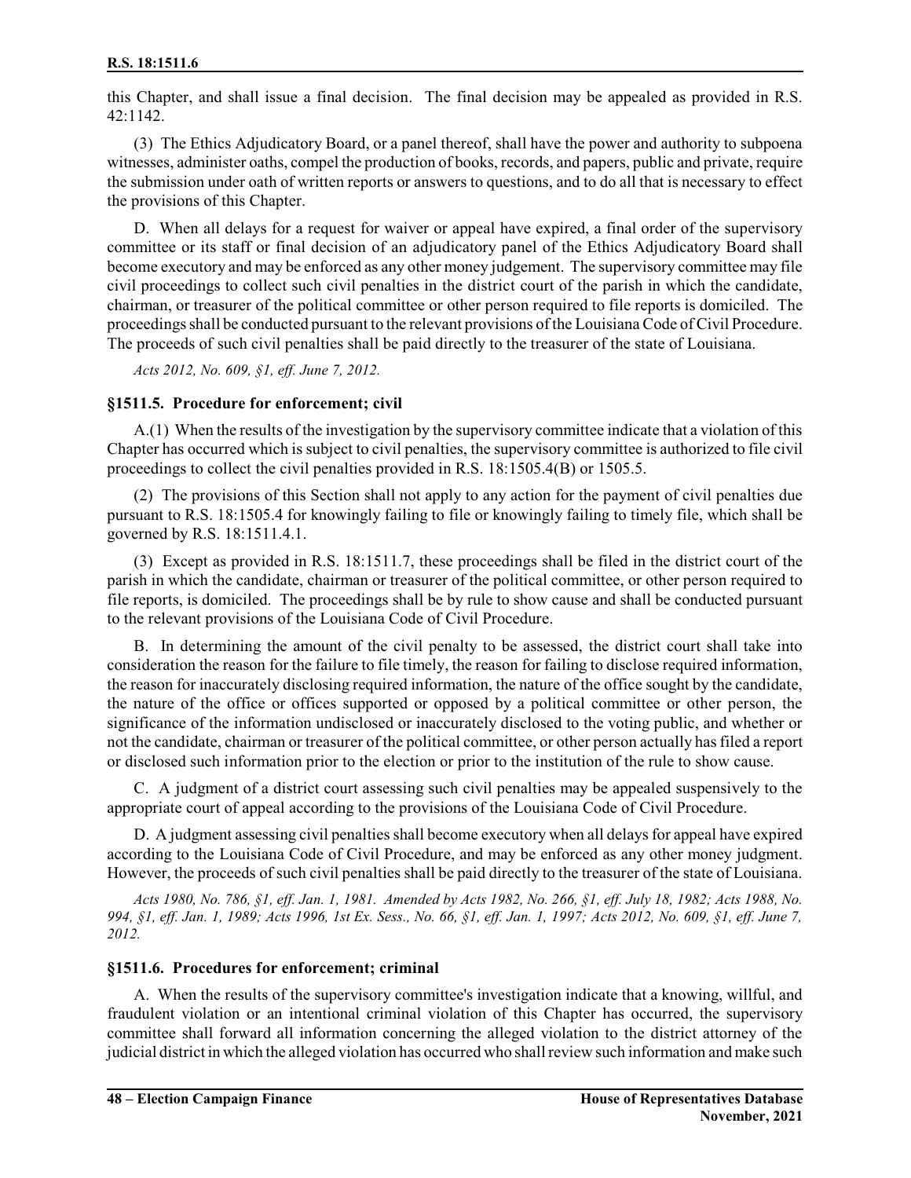this Chapter, and shall issue a final decision. The final decision may be appealed as provided in R.S. 42:1142.

(3) The Ethics Adjudicatory Board, or a panel thereof, shall have the power and authority to subpoena witnesses, administer oaths, compel the production of books, records, and papers, public and private, require the submission under oath of written reports or answers to questions, and to do all that is necessary to effect the provisions of this Chapter.

D. When all delays for a request for waiver or appeal have expired, a final order of the supervisory committee or its staff or final decision of an adjudicatory panel of the Ethics Adjudicatory Board shall become executory and may be enforced as any other money judgement. The supervisory committee may file civil proceedings to collect such civil penalties in the district court of the parish in which the candidate, chairman, or treasurer of the political committee or other person required to file reports is domiciled. The proceedings shall be conducted pursuant to the relevant provisions of the Louisiana Code of Civil Procedure. The proceeds of such civil penalties shall be paid directly to the treasurer of the state of Louisiana.

*Acts 2012, No. 609, §1, eff. June 7, 2012.*

### §1511.5. Procedure for enforcement; civil

A.(1) When the results of the investigation by the supervisory committee indicate that a violation of this Chapter has occurred which is subject to civil penalties, the supervisory committee is authorized to file civil proceedings to collect the civil penalties provided in R.S. 18:1505.4(B) or 1505.5.

(2) The provisions of this Section shall not apply to any action for the payment of civil penalties due pursuant to R.S. 18:1505.4 for knowingly failing to file or knowingly failing to timely file, which shall be governed by R.S. 18:1511.4.1.

(3) Except as provided in R.S. 18:1511.7, these proceedings shall be filed in the district court of the parish in which the candidate, chairman or treasurer of the political committee, or other person required to file reports, is domiciled. The proceedings shall be by rule to show cause and shall be conducted pursuant to the relevant provisions of the Louisiana Code of Civil Procedure.

B. In determining the amount of the civil penalty to be assessed, the district court shall take into consideration the reason for the failure to file timely, the reason for failing to disclose required information, the reason for inaccurately disclosing required information, the nature of the office sought by the candidate, the nature of the office or offices supported or opposed by a political committee or other person, the significance of the information undisclosed or inaccurately disclosed to the voting public, and whether or not the candidate, chairman or treasurer of the political committee, or other person actually has filed a report or disclosed such information prior to the election or prior to the institution of the rule to show cause.

C. A judgment of a district court assessing such civil penalties may be appealed suspensively to the appropriate court of appeal according to the provisions of the Louisiana Code of Civil Procedure.

D. A judgment assessing civil penalties shall become executory when all delays for appeal have expired according to the Louisiana Code of Civil Procedure, and may be enforced as any other money judgment. However, the proceeds of such civil penalties shall be paid directly to the treasurer of the state of Louisiana.

*Acts 1980, No. 786, §1, eff. Jan. 1, 1981. Amended by Acts 1982, No. 266, §1, eff. July 18, 1982; Acts 1988, No. 994, §1, eff. Jan. 1, 1989; Acts 1996, 1st Ex. Sess., No. 66, §1, eff. Jan. 1, 1997; Acts 2012, No. 609, §1, eff. June 7, 2012.*

### §1511.6. Procedures for enforcement; criminal

A. When the results of the supervisory committee's investigation indicate that a knowing, willful, and fraudulent violation or an intentional criminal violation of this Chapter has occurred, the supervisory committee shall forward all information concerning the alleged violation to the district attorney of the judicial district in which the alleged violation has occurred who shall review such information and make such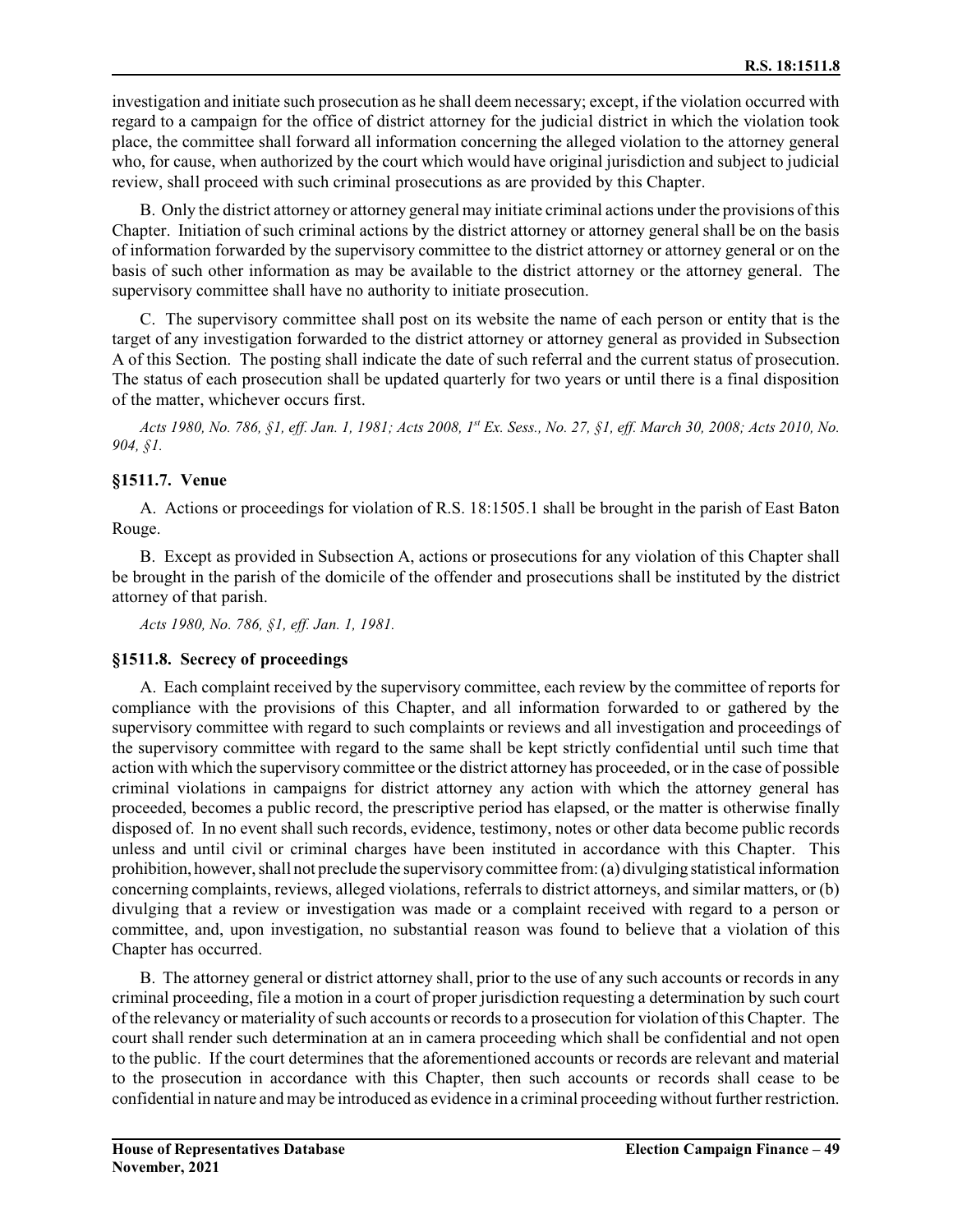investigation and initiate such prosecution as he shall deem necessary; except, if the violation occurred with regard to a campaign for the office of district attorney for the judicial district in which the violation took place, the committee shall forward all information concerning the alleged violation to the attorney general who, for cause, when authorized by the court which would have original jurisdiction and subject to judicial review, shall proceed with such criminal prosecutions as are provided by this Chapter.

B. Only the district attorney or attorney general may initiate criminal actions under the provisions of this Chapter. Initiation of such criminal actions by the district attorney or attorney general shall be on the basis of information forwarded by the supervisory committee to the district attorney or attorney general or on the basis of such other information as may be available to the district attorney or the attorney general. The supervisory committee shall have no authority to initiate prosecution.

C. The supervisory committee shall post on its website the name of each person or entity that is the target of any investigation forwarded to the district attorney or attorney general as provided in Subsection A of this Section. The posting shall indicate the date of such referral and the current status of prosecution. The status of each prosecution shall be updated quarterly for two years or until there is a final disposition of the matter, whichever occurs first.

*Acts 1980, No. 786, §1, eff. Jan. 1, 1981; Acts 2008, 1st Ex. Sess., No. 27, §1, eff. March 30, 2008; Acts 2010, No. 904, §1.*

### §1511.7. Venue

A. Actions or proceedings for violation of R.S. 18:1505.1 shall be brought in the parish of East Baton Rouge.

B. Except as provided in Subsection A, actions or prosecutions for any violation of this Chapter shall be brought in the parish of the domicile of the offender and prosecutions shall be instituted by the district attorney of that parish.

*Acts 1980, No. 786, §1, eff. Jan. 1, 1981.*

### §1511.8. Secrecy of proceedings

A. Each complaint received by the supervisory committee, each review by the committee of reports for compliance with the provisions of this Chapter, and all information forwarded to or gathered by the supervisory committee with regard to such complaints or reviews and all investigation and proceedings of the supervisory committee with regard to the same shall be kept strictly confidential until such time that action with which the supervisory committee or the district attorney has proceeded, or in the case of possible criminal violations in campaigns for district attorney any action with which the attorney general has proceeded, becomes a public record, the prescriptive period has elapsed, or the matter is otherwise finally disposed of. In no event shall such records, evidence, testimony, notes or other data become public records unless and until civil or criminal charges have been instituted in accordance with this Chapter. This prohibition, however, shall not preclude the supervisory committee from: (a) divulging statistical information concerning complaints, reviews, alleged violations, referrals to district attorneys, and similar matters, or (b) divulging that a review or investigation was made or a complaint received with regard to a person or committee, and, upon investigation, no substantial reason was found to believe that a violation of this Chapter has occurred.

B. The attorney general or district attorney shall, prior to the use of any such accounts or records in any criminal proceeding, file a motion in a court of proper jurisdiction requesting a determination by such court of the relevancy or materiality of such accounts or records to a prosecution for violation of this Chapter. The court shall render such determination at an in camera proceeding which shall be confidential and not open to the public. If the court determines that the aforementioned accounts or records are relevant and material to the prosecution in accordance with this Chapter, then such accounts or records shall cease to be confidential in nature and may be introduced as evidence in a criminal proceeding without further restriction.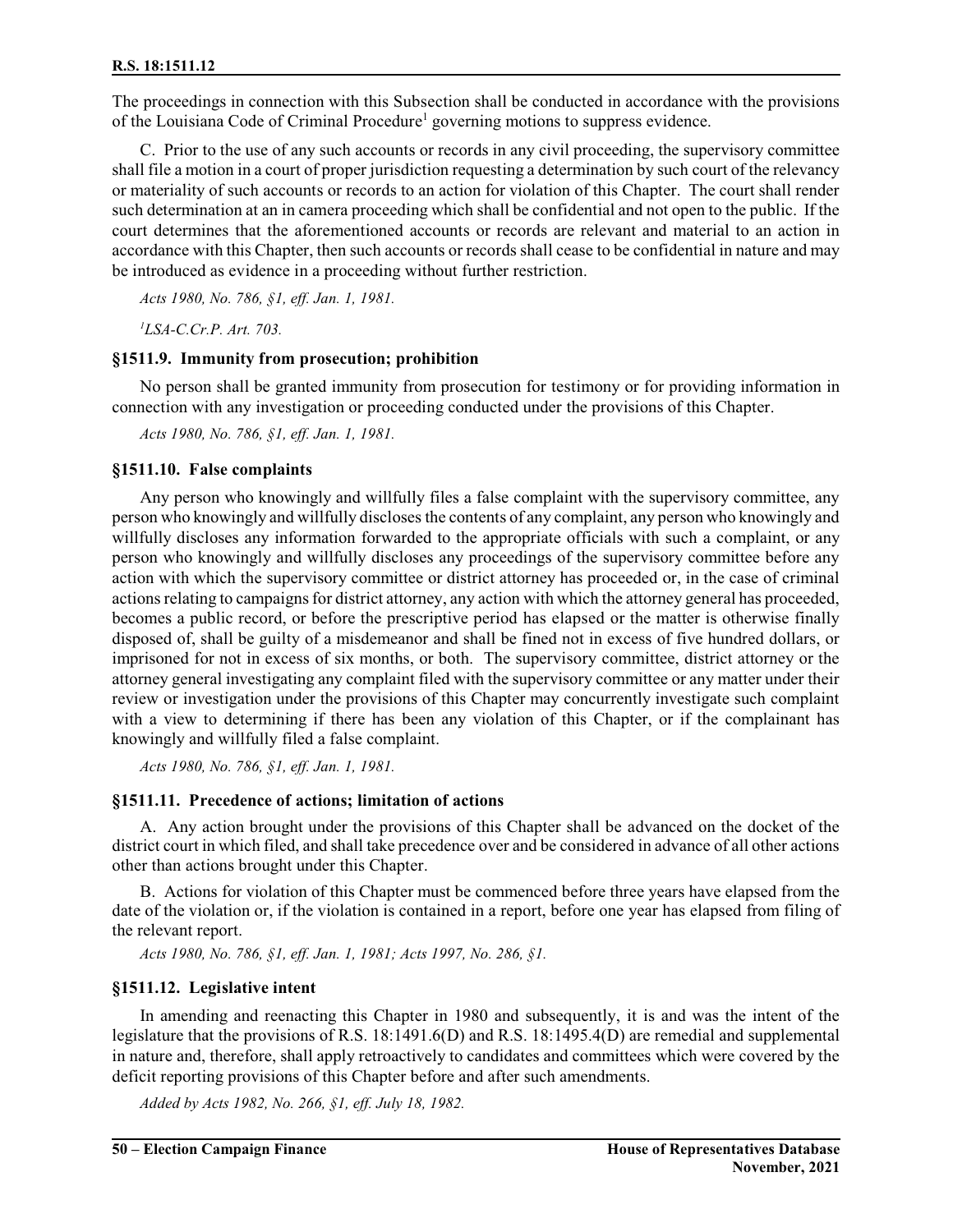The proceedings in connection with this Subsection shall be conducted in accordance with the provisions of the Louisiana Code of Criminal Procedure[1] governing motions to suppress evidence.

C. Prior to the use of any such accounts or records in any civil proceeding, the supervisory committee shall file a motion in a court of proper jurisdiction requesting a determination by such court of the relevancy or materiality of such accounts or records to an action for violation of this Chapter. The court shall render such determination at an in camera proceeding which shall be confidential and not open to the public. If the court determines that the aforementioned accounts or records are relevant and material to an action in accordance with this Chapter, then such accounts or records shall cease to be confidential in nature and may be introduced as evidence in a proceeding without further restriction.

*Acts 1980, No. 786, §1, eff. Jan. 1, 1981.*

*[1]LSA-C.Cr.P. Art. 703.*

### §1511.9. Immunity from prosecution; prohibition

No person shall be granted immunity from prosecution for testimony or for providing information in connection with any investigation or proceeding conducted under the provisions of this Chapter.

*Acts 1980, No. 786, §1, eff. Jan. 1, 1981.*

### §1511.10. False complaints

Any person who knowingly and willfully files a false complaint with the supervisory committee, any person who knowingly and willfully discloses the contents of any complaint, any person who knowingly and willfully discloses any information forwarded to the appropriate officials with such a complaint, or any person who knowingly and willfully discloses any proceedings of the supervisory committee before any action with which the supervisory committee or district attorney has proceeded or, in the case of criminal actions relating to campaigns for district attorney, any action with which the attorney general has proceeded, becomes a public record, or before the prescriptive period has elapsed or the matter is otherwise finally disposed of, shall be guilty of a misdemeanor and shall be fined not in excess of five hundred dollars, or imprisoned for not in excess of six months, or both. The supervisory committee, district attorney or the attorney general investigating any complaint filed with the supervisory committee or any matter under their review or investigation under the provisions of this Chapter may concurrently investigate such complaint with a view to determining if there has been any violation of this Chapter, or if the complainant has knowingly and willfully filed a false complaint.

*Acts 1980, No. 786, §1, eff. Jan. 1, 1981.*

### §1511.11. Precedence of actions; limitation of actions

A. Any action brought under the provisions of this Chapter shall be advanced on the docket of the district court in which filed, and shall take precedence over and be considered in advance of all other actions other than actions brought under this Chapter.

B. Actions for violation of this Chapter must be commenced before three years have elapsed from the date of the violation or, if the violation is contained in a report, before one year has elapsed from filing of the relevant report.

*Acts 1980, No. 786, §1, eff. Jan. 1, 1981; Acts 1997, No. 286, §1.*

### §1511.12. Legislative intent

In amending and reenacting this Chapter in 1980 and subsequently, it is and was the intent of the legislature that the provisions of R.S. 18:1491.6(D) and R.S. 18:1495.4(D) are remedial and supplemental in nature and, therefore, shall apply retroactively to candidates and committees which were covered by the deficit reporting provisions of this Chapter before and after such amendments.

*Added by Acts 1982, No. 266, §1, eff. July 18, 1982.*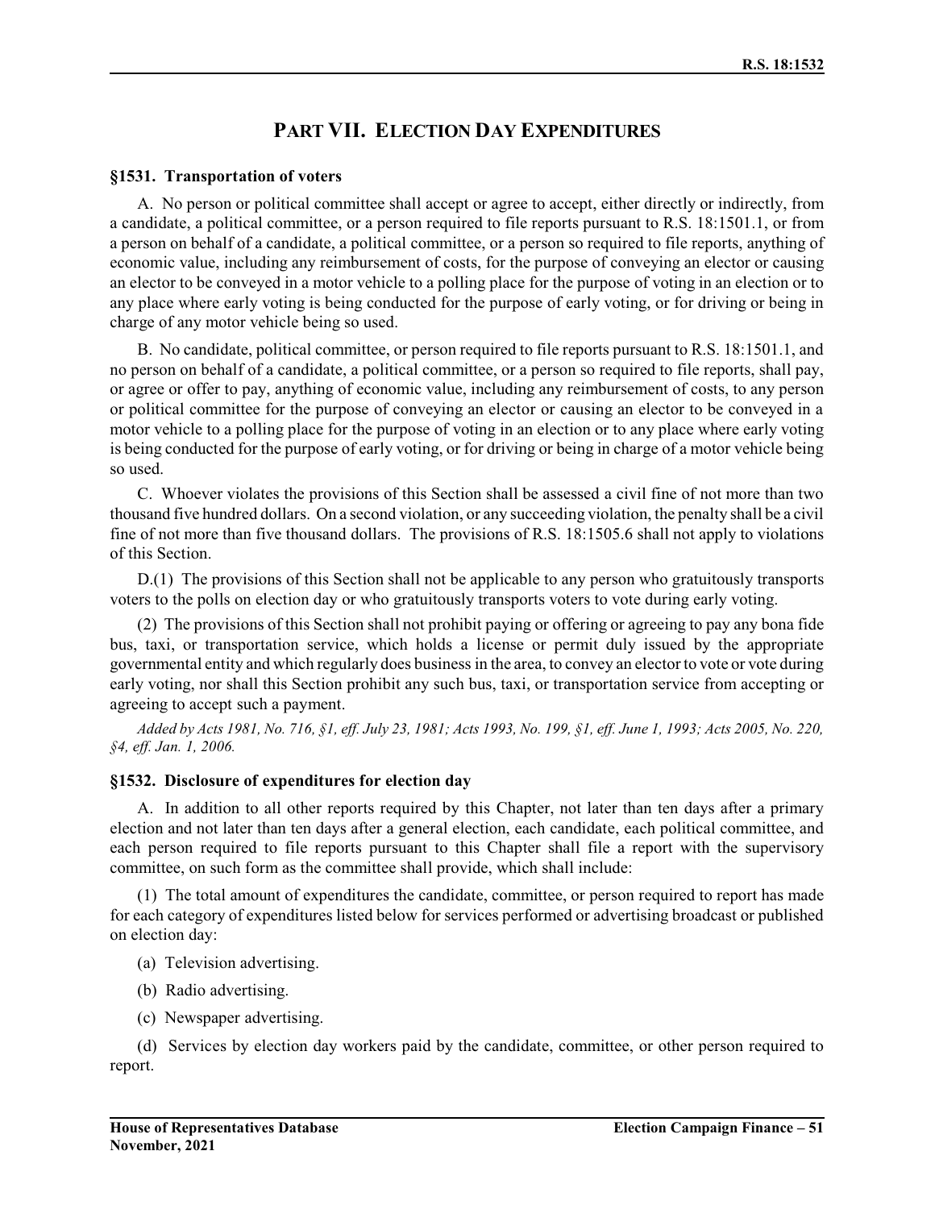# PART VII. ELECTION DAY EXPENDITURES

### §1531. Transportation of voters

A. No person or political committee shall accept or agree to accept, either directly or indirectly, from a candidate, a political committee, or a person required to file reports pursuant to R.S. 18:1501.1, or from a person on behalf of a candidate, a political committee, or a person so required to file reports, anything of economic value, including any reimbursement of costs, for the purpose of conveying an elector or causing an elector to be conveyed in a motor vehicle to a polling place for the purpose of voting in an election or to any place where early voting is being conducted for the purpose of early voting, or for driving or being in charge of any motor vehicle being so used.

B. No candidate, political committee, or person required to file reports pursuant to R.S. 18:1501.1, and no person on behalf of a candidate, a political committee, or a person so required to file reports, shall pay, or agree or offer to pay, anything of economic value, including any reimbursement of costs, to any person or political committee for the purpose of conveying an elector or causing an elector to be conveyed in a motor vehicle to a polling place for the purpose of voting in an election or to any place where early voting is being conducted for the purpose of early voting, or for driving or being in charge of a motor vehicle being so used.

C. Whoever violates the provisions of this Section shall be assessed a civil fine of not more than two thousand five hundred dollars. On a second violation, or any succeeding violation, the penalty shall be a civil fine of not more than five thousand dollars. The provisions of R.S. 18:1505.6 shall not apply to violations of this Section.

D.(1) The provisions of this Section shall not be applicable to any person who gratuitously transports voters to the polls on election day or who gratuitously transports voters to vote during early voting.

(2) The provisions of this Section shall not prohibit paying or offering or agreeing to pay any bona fide bus, taxi, or transportation service, which holds a license or permit duly issued by the appropriate governmental entity and which regularly does business in the area, to convey an elector to vote or vote during early voting, nor shall this Section prohibit any such bus, taxi, or transportation service from accepting or agreeing to accept such a payment.

*Added by Acts 1981, No. 716, §1, eff. July 23, 1981; Acts 1993, No. 199, §1, eff. June 1, 1993; Acts 2005, No. 220, §4, eff. Jan. 1, 2006.*

### §1532. Disclosure of expenditures for election day

A. In addition to all other reports required by this Chapter, not later than ten days after a primary election and not later than ten days after a general election, each candidate, each political committee, and each person required to file reports pursuant to this Chapter shall file a report with the supervisory committee, on such form as the committee shall provide, which shall include:

(1) The total amount of expenditures the candidate, committee, or person required to report has made for each category of expenditures listed below for services performed or advertising broadcast or published on election day:

(a) Television advertising.

(b) Radio advertising.

(c) Newspaper advertising.

(d) Services by election day workers paid by the candidate, committee, or other person required to report.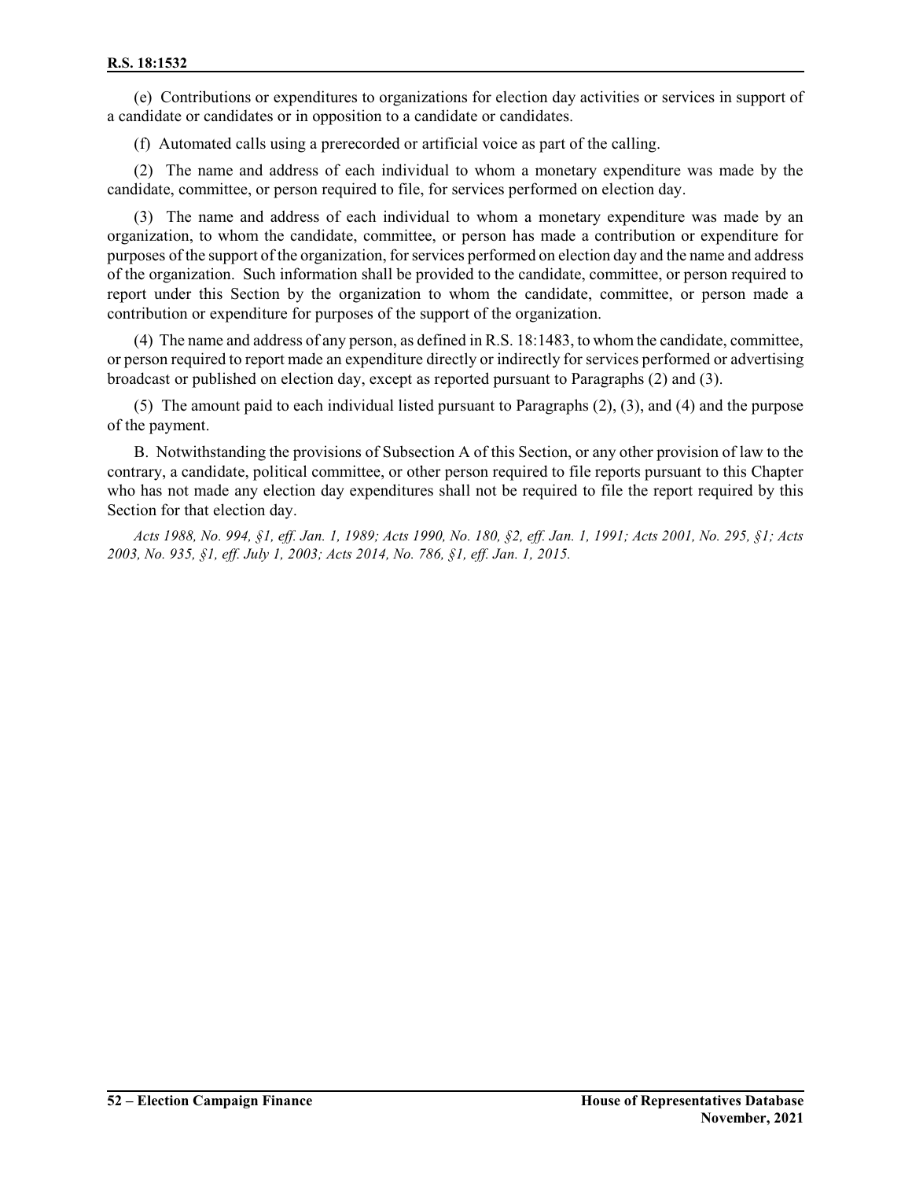(e) Contributions or expenditures to organizations for election day activities or services in support of a candidate or candidates or in opposition to a candidate or candidates.

(f) Automated calls using a prerecorded or artificial voice as part of the calling.

(2) The name and address of each individual to whom a monetary expenditure was made by the candidate, committee, or person required to file, for services performed on election day.

(3) The name and address of each individual to whom a monetary expenditure was made by an organization, to whom the candidate, committee, or person has made a contribution or expenditure for purposes of the support of the organization, for services performed on election day and the name and address of the organization. Such information shall be provided to the candidate, committee, or person required to report under this Section by the organization to whom the candidate, committee, or person made a contribution or expenditure for purposes of the support of the organization.

(4) The name and address of any person, as defined in R.S. 18:1483, to whom the candidate, committee, or person required to report made an expenditure directly or indirectly for services performed or advertising broadcast or published on election day, except as reported pursuant to Paragraphs (2) and (3).

(5) The amount paid to each individual listed pursuant to Paragraphs (2), (3), and (4) and the purpose of the payment.

B. Notwithstanding the provisions of Subsection A of this Section, or any other provision of law to the contrary, a candidate, political committee, or other person required to file reports pursuant to this Chapter who has not made any election day expenditures shall not be required to file the report required by this Section for that election day.

*Acts 1988, No. 994, §1, eff. Jan. 1, 1989; Acts 1990, No. 180, §2, eff. Jan. 1, 1991; Acts 2001, No. 295, §1; Acts 2003, No. 935, §1, eff. July 1, 2003; Acts 2014, No. 786, §1, eff. Jan. 1, 2015.*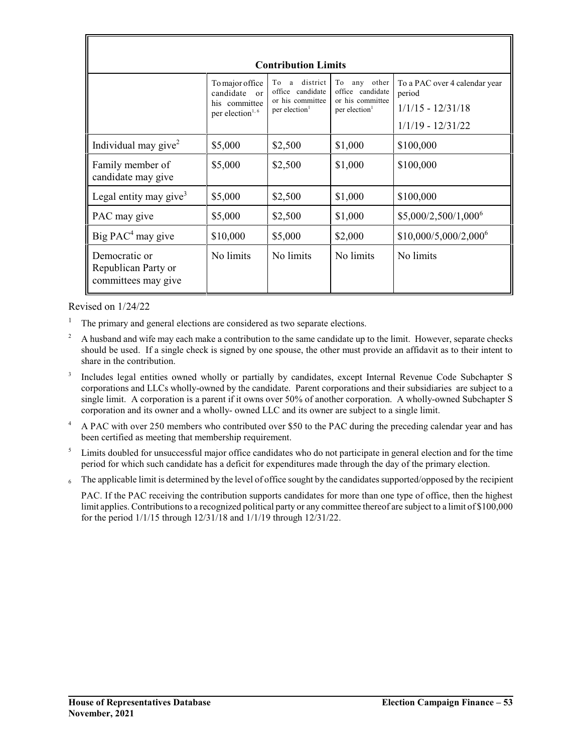**Contribution Limits**

| | To major office candidate or his committee per election[1, 6] | To a district office candidate or his committee per election[1] | To any other office candidate or his committee per election[1] | To a PAC over 4 calendar year period 1/1/15 - 12/31/18 1/1/19 - 12/31/22 |
|---|---|---|---|---|
| Individual may give[2] | $5,000 | $2,500 | $1,000 | $100,000 |
| Family member of candidate may give | $5,000 | $2,500 | $1,000 | $100,000 |
| Legal entity may give[3] | $5,000 | $2,500 | $1,000 | $100,000 |
| PAC may give | $5,000 | $2,500 | $1,000 | $5,000/2,500/1,000[6] |
| Big PAC[4] may give | $10,000 | $5,000 | $2,000 | $10,000/5,000/2,000[6] |
| Democratic or Republican Party or committees may give | No limits | No limits | No limits | No limits |

Revised on 1/24/22

[1] The primary and general elections are considered as two separate elections.

[2] A husband and wife may each make a contribution to the same candidate up to the limit. However, separate checks should be used. If a single check is signed by one spouse, the other must provide an affidavit as to their intent to share in the contribution.

[3] Includes legal entities owned wholly or partially by candidates, except Internal Revenue Code Subchapter S corporations and LLCs wholly-owned by the candidate. Parent corporations and their subsidiaries are subject to a single limit. A corporation is a parent if it owns over 50% of another corporation. A wholly-owned Subchapter S corporation and its owner and a wholly- owned LLC and its owner are subject to a single limit.

[4] A PAC with over 250 members who contributed over $50 to the PAC during the preceding calendar year and has been certified as meeting that membership requirement.

[5] Limits doubled for unsuccessful major office candidates who do not participate in general election and for the time period for which such candidate has a deficit for expenditures made through the day of the primary election.

[6] The applicable limit is determined by the level of office sought by the candidates supported/opposed by the recipient PAC. If the PAC receiving the contribution supports candidates for more than one type of office, then the highest limit applies. Contributions to a recognized political party or any committee thereof are subject to a limit of $100,000 for the period 1/1/15 through 12/31/18 and 1/1/19 through 12/31/22.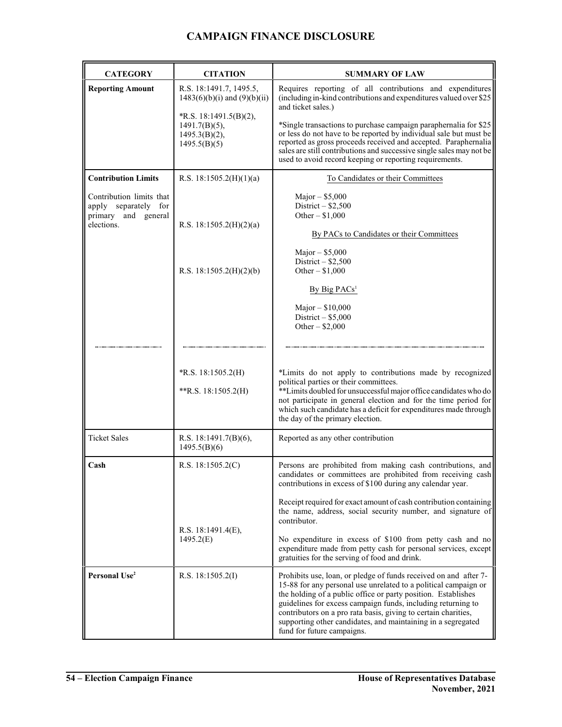# CAMPAIGN FINANCE DISCLOSURE

| CATEGORY | CITATION | SUMMARY OF LAW |
|---|---|---|
| **Reporting Amount** | R.S. 18:1491.7, 1495.5, 1483(6)(b)(i) and (9)(b)(ii)<br><br>*R.S. 18:1491.5(B)(2), 1491.7(B)(5), 1495.3(B)(2), 1495.5(B)(5) | Requires reporting of all contributions and expenditures (including in-kind contributions and expenditures valued over $25 and ticket sales.)<br><br>*Single transactions to purchase campaign paraphernalia for $25 or less do not have to be reported by individual sale but must be reported as gross proceeds received and accepted. Paraphernalia sales are still contributions and successive single sales may not be used to avoid record keeping or reporting requirements. |
| **Contribution Limits**<br><br>Contribution limits that apply separately for primary and general elections. | R.S. 18:1505.2(H)(1)(a)<br><br>R.S. 18:1505.2(H)(2)(a)<br><br>R.S. 18:1505.2(H)(2)(b) | To Candidates or their Committees<br><br>Major – $5,000<br>District – $2,500<br>Other – $1,000<br><br>By PACs to Candidates or their Committees<br><br>Major – $5,000<br>District – $2,500<br>Other – $1,000<br><br>By Big PACs[1]<br><br>Major – $10,000<br>District – $5,000<br>Other – $2,000 |
| | *R.S. 18:1505.2(H)<br><br>**R.S. 18:1505.2(H) | *Limits do not apply to contributions made by recognized political parties or their committees.<br>**Limits doubled for unsuccessful major office candidates who do not participate in general election and for the time period for which such candidate has a deficit for expenditures made through the day of the primary election. |
| Ticket Sales | R.S. 18:1491.7(B)(6), 1495.5(B)(6) | Reported as any other contribution |
| **Cash** | R.S. 18:1505.2(C)<br><br>R.S. 18:1491.4(E), 1495.2(E) | Persons are prohibited from making cash contributions, and candidates or committees are prohibited from receiving cash contributions in excess of $100 during any calendar year.<br><br>Receipt required for exact amount of cash contribution containing the name, address, social security number, and signature of contributor.<br><br>No expenditure in excess of $100 from petty cash and no expenditure made from petty cash for personal services, except gratuities for the serving of food and drink. |
| **Personal Use**[2] | R.S. 18:1505.2(I) | Prohibits use, loan, or pledge of funds received on and after 7-15-88 for any personal use unrelated to a political campaign or the holding of a public office or party position. Establishes guidelines for excess campaign funds, including returning to contributors on a pro rata basis, giving to certain charities, supporting other candidates, and maintaining in a segregated fund for future campaigns. |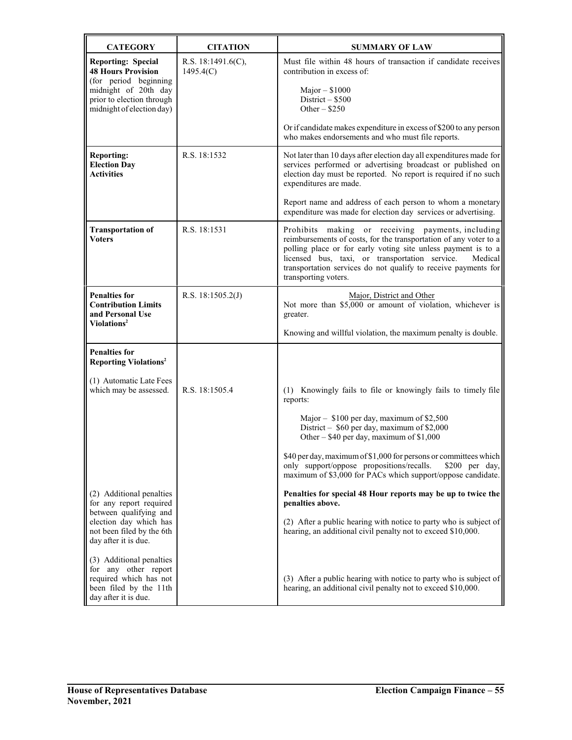| CATEGORY | CITATION | SUMMARY OF LAW |
|---|---|---|
| **Reporting: Special 48 Hours Provision** (for period beginning midnight of 20th day prior to election through midnight of election day) | R.S. 18:1491.6(C), 1495.4(C) | Must file within 48 hours of transaction if candidate receives contribution in excess of:<br><br>Major – $1000<br>District – $500<br>Other – $250<br><br>Or if candidate makes expenditure in excess of $200 to any person who makes endorsements and who must file reports. |
| **Reporting: Election Day Activities** | R.S. 18:1532 | Not later than 10 days after election day all expenditures made for services performed or advertising broadcast or published on election day must be reported. No report is required if no such expenditures are made.<br><br>Report name and address of each person to whom a monetary expenditure was made for election day services or advertising. |
| **Transportation of Voters** | R.S. 18:1531 | Prohibits making or receiving payments, including reimbursements of costs, for the transportation of any voter to a polling place or for early voting site unless payment is to a licensed bus, taxi, or transportation service. Medical transportation services do not qualify to receive payments for transporting voters. |
| **Penalties for Contribution Limits and Personal Use Violations**[2] | R.S. 18:1505.2(J) | Major, District and Other<br>Not more than $5,000 or amount of violation, whichever is greater.<br><br>Knowing and willful violation, the maximum penalty is double. |
| **Penalties for Reporting Violations**[2]<br><br>(1) Automatic Late Fees which may be assessed. | R.S. 18:1505.4 | (1) Knowingly fails to file or knowingly fails to timely file reports:<br><br>Major – $100 per day, maximum of $2,500<br>District – $60 per day, maximum of $2,000<br>Other – $40 per day, maximum of $1,000<br><br>$40 per day, maximum of $1,000 for persons or committees which only support/oppose propositions/recalls. $200 per day, maximum of $3,000 for PACs which support/oppose candidate.<br><br>**Penalties for special 48 Hour reports may be up to twice the penalties above.** |
| (2) Additional penalties for any report required between qualifying and election day which has not been filed by the 6th day after it is due. | | (2) After a public hearing with notice to party who is subject of hearing, an additional civil penalty not to exceed $10,000. |
| (3) Additional penalties for any other report required which has not been filed by the 11th day after it is due. | | (3) After a public hearing with notice to party who is subject of hearing, an additional civil penalty not to exceed $10,000. |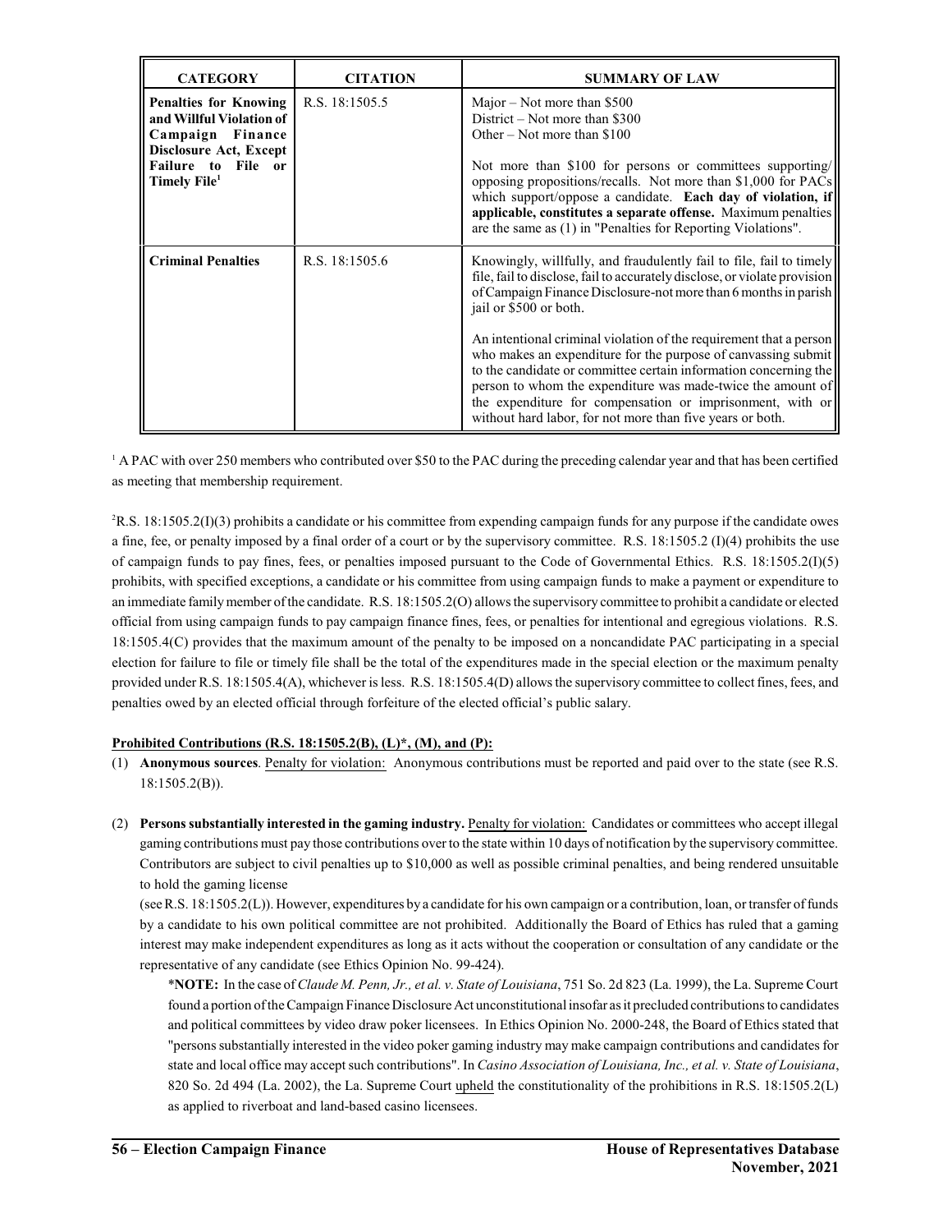| CATEGORY | CITATION | SUMMARY OF LAW |
|---|---|---|
| **Penalties for Knowing and Willful Violation of Campaign Finance Disclosure Act, Except Failure to File or Timely File[1]** | R.S. 18:1505.5 | Major – Not more than $500<br>District – Not more than $300<br>Other – Not more than $100<br><br>Not more than $100 for persons or committees supporting/ opposing propositions/recalls. Not more than $1,000 for PACs which support/oppose a candidate. **Each day of violation, if applicable, constitutes a separate offense.** Maximum penalties are the same as (1) in "Penalties for Reporting Violations". |
| **Criminal Penalties** | R.S. 18:1505.6 | Knowingly, willfully, and fraudulently fail to file, fail to timely file, fail to disclose, fail to accurately disclose, or violate provision of Campaign Finance Disclosure-not more than 6 months in parish jail or $500 or both.<br><br>An intentional criminal violation of the requirement that a person who makes an expenditure for the purpose of canvassing submit to the candidate or committee certain information concerning the person to whom the expenditure was made-twice the amount of the expenditure for compensation or imprisonment, with or without hard labor, for not more than five years or both. |

[1] A PAC with over 250 members who contributed over $50 to the PAC during the preceding calendar year and that has been certified as meeting that membership requirement.

[2]R.S. 18:1505.2(I)(3) prohibits a candidate or his committee from expending campaign funds for any purpose if the candidate owes a fine, fee, or penalty imposed by a final order of a court or by the supervisory committee. R.S. 18:1505.2 (I)(4) prohibits the use of campaign funds to pay fines, fees, or penalties imposed pursuant to the Code of Governmental Ethics. R.S. 18:1505.2(I)(5) prohibits, with specified exceptions, a candidate or his committee from using campaign funds to make a payment or expenditure to an immediate family member of the candidate. R.S. 18:1505.2(O) allows the supervisory committee to prohibit a candidate or elected official from using campaign funds to pay campaign finance fines, fees, or penalties for intentional and egregious violations. R.S. 18:1505.4(C) provides that the maximum amount of the penalty to be imposed on a noncandidate PAC participating in a special election for failure to file or timely file shall be the total of the expenditures made in the special election or the maximum penalty provided under R.S. 18:1505.4(A), whichever is less. R.S. 18:1505.4(D) allows the supervisory committee to collect fines, fees, and penalties owed by an elected official through forfeiture of the elected official's public salary.

**Prohibited Contributions (R.S. 18:1505.2(B), (L)*, (M), and (P):**

(1) **Anonymous sources**. Penalty for violation: Anonymous contributions must be reported and paid over to the state (see R.S. 18:1505.2(B)).

(2) **Persons substantially interested in the gaming industry.** Penalty for violation: Candidates or committees who accept illegal gaming contributions must pay those contributions over to the state within 10 days of notification by the supervisory committee. Contributors are subject to civil penalties up to $10,000 as well as possible criminal penalties, and being rendered unsuitable to hold the gaming license

(see R.S. 18:1505.2(L)). However, expenditures by a candidate for his own campaign or a contribution, loan, or transfer of funds by a candidate to his own political committee are not prohibited. Additionally the Board of Ethics has ruled that a gaming interest may make independent expenditures as long as it acts without the cooperation or consultation of any candidate or the representative of any candidate (see Ethics Opinion No. 99-424).

*__NOTE:__ In the case of *Claude M. Penn, Jr., et al. v. State of Louisiana*, 751 So. 2d 823 (La. 1999), the La. Supreme Court found a portion of the Campaign Finance Disclosure Act unconstitutional insofar as it precluded contributions to candidates and political committees by video draw poker licensees. In Ethics Opinion No. 2000-248, the Board of Ethics stated that "persons substantially interested in the video poker gaming industry may make campaign contributions and candidates for state and local office may accept such contributions". In *Casino Association of Louisiana, Inc., et al. v. State of Louisiana*, 820 So. 2d 494 (La. 2002), the La. Supreme Court upheld the constitutionality of the prohibitions in R.S. 18:1505.2(L) as applied to riverboat and land-based casino licensees.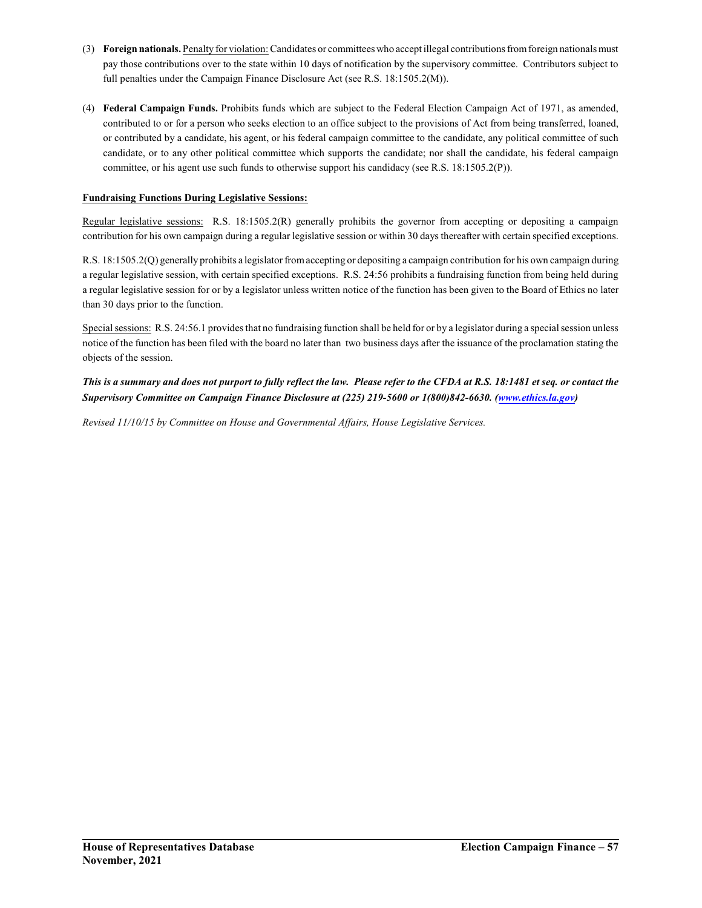(3) **Foreign nationals.** Penalty for violation: Candidates or committees who accept illegal contributions from foreign nationals must pay those contributions over to the state within 10 days of notification by the supervisory committee. Contributors subject to full penalties under the Campaign Finance Disclosure Act (see R.S. 18:1505.2(M)).

(4) **Federal Campaign Funds.** Prohibits funds which are subject to the Federal Election Campaign Act of 1971, as amended, contributed to or for a person who seeks election to an office subject to the provisions of Act from being transferred, loaned, or contributed by a candidate, his agent, or his federal campaign committee to the candidate, any political committee of such candidate, or to any other political committee which supports the candidate; nor shall the candidate, his federal campaign committee, or his agent use such funds to otherwise support his candidacy (see R.S. 18:1505.2(P)).

**Fundraising Functions During Legislative Sessions:**

Regular legislative sessions: R.S. 18:1505.2(R) generally prohibits the governor from accepting or depositing a campaign contribution for his own campaign during a regular legislative session or within 30 days thereafter with certain specified exceptions.

R.S. 18:1505.2(Q) generally prohibits a legislator from accepting or depositing a campaign contribution for his own campaign during a regular legislative session, with certain specified exceptions. R.S. 24:56 prohibits a fundraising function from being held during a regular legislative session for or by a legislator unless written notice of the function has been given to the Board of Ethics no later than 30 days prior to the function.

Special sessions: R.S. 24:56.1 provides that no fundraising function shall be held for or by a legislator during a special session unless notice of the function has been filed with the board no later than two business days after the issuance of the proclamation stating the objects of the session.

***This is a summary and does not purport to fully reflect the law. Please refer to the CFDA at R.S. 18:1481 et seq. or contact the Supervisory Committee on Campaign Finance Disclosure at (225) 219-5600 or 1(800)842-6630. (www.ethics.la.gov)***

*Revised 11/10/15 by Committee on House and Governmental Affairs, House Legislative Services.*